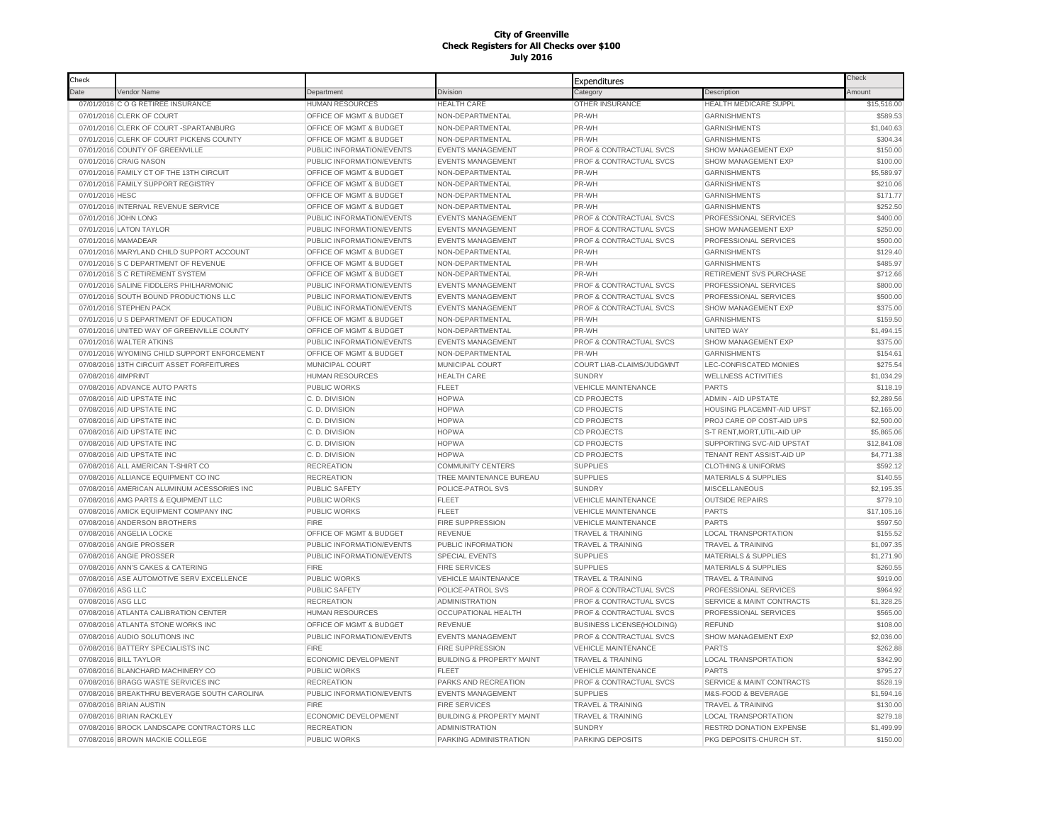# City of Greenville
## Check Registers for All Checks over $100
## July 2016

| Check Date | Vendor Name | Department | Division | Expenditures Category | Description | Check Amount |
|---|---|---|---|---|---|---|
| 07/01/2016 | C O G RETIREE INSURANCE | HUMAN RESOURCES | HEALTH CARE | OTHER INSURANCE | HEALTH MEDICARE SUPPL | $15,516.00 |
| 07/01/2016 | CLERK OF COURT | OFFICE OF MGMT & BUDGET | NON-DEPARTMENTAL | PR-WH | GARNISHMENTS | $589.53 |
| 07/01/2016 | CLERK OF COURT -SPARTANBURG | OFFICE OF MGMT & BUDGET | NON-DEPARTMENTAL | PR-WH | GARNISHMENTS | $1,040.63 |
| 07/01/2016 | CLERK OF COURT PICKENS COUNTY | OFFICE OF MGMT & BUDGET | NON-DEPARTMENTAL | PR-WH | GARNISHMENTS | $304.34 |
| 07/01/2016 | COUNTY OF GREENVILLE | PUBLIC INFORMATION/EVENTS | EVENTS MANAGEMENT | PROF & CONTRACTUAL SVCS | SHOW MANAGEMENT EXP | $150.00 |
| 07/01/2016 | CRAIG NASON | PUBLIC INFORMATION/EVENTS | EVENTS MANAGEMENT | PROF & CONTRACTUAL SVCS | SHOW MANAGEMENT EXP | $100.00 |
| 07/01/2016 | FAMILY CT OF THE 13TH CIRCUIT | OFFICE OF MGMT & BUDGET | NON-DEPARTMENTAL | PR-WH | GARNISHMENTS | $5,589.97 |
| 07/01/2016 | FAMILY SUPPORT REGISTRY | OFFICE OF MGMT & BUDGET | NON-DEPARTMENTAL | PR-WH | GARNISHMENTS | $210.06 |
| 07/01/2016 | HESC | OFFICE OF MGMT & BUDGET | NON-DEPARTMENTAL | PR-WH | GARNISHMENTS | $171.77 |
| 07/01/2016 | INTERNAL REVENUE SERVICE | OFFICE OF MGMT & BUDGET | NON-DEPARTMENTAL | PR-WH | GARNISHMENTS | $252.50 |
| 07/01/2016 | JOHN LONG | PUBLIC INFORMATION/EVENTS | EVENTS MANAGEMENT | PROF & CONTRACTUAL SVCS | PROFESSIONAL SERVICES | $400.00 |
| 07/01/2016 | LATON TAYLOR | PUBLIC INFORMATION/EVENTS | EVENTS MANAGEMENT | PROF & CONTRACTUAL SVCS | SHOW MANAGEMENT EXP | $250.00 |
| 07/01/2016 | MAMADEAR | PUBLIC INFORMATION/EVENTS | EVENTS MANAGEMENT | PROF & CONTRACTUAL SVCS | PROFESSIONAL SERVICES | $500.00 |
| 07/01/2016 | MARYLAND CHILD SUPPORT ACCOUNT | OFFICE OF MGMT & BUDGET | NON-DEPARTMENTAL | PR-WH | GARNISHMENTS | $129.40 |
| 07/01/2016 | S C DEPARTMENT OF REVENUE | OFFICE OF MGMT & BUDGET | NON-DEPARTMENTAL | PR-WH | GARNISHMENTS | $485.97 |
| 07/01/2016 | S C RETIREMENT SYSTEM | OFFICE OF MGMT & BUDGET | NON-DEPARTMENTAL | PR-WH | RETIREMENT SVS PURCHASE | $712.66 |
| 07/01/2016 | SALINE FIDDLERS PHILHARMONIC | PUBLIC INFORMATION/EVENTS | EVENTS MANAGEMENT | PROF & CONTRACTUAL SVCS | PROFESSIONAL SERVICES | $800.00 |
| 07/01/2016 | SOUTH BOUND PRODUCTIONS LLC | PUBLIC INFORMATION/EVENTS | EVENTS MANAGEMENT | PROF & CONTRACTUAL SVCS | PROFESSIONAL SERVICES | $500.00 |
| 07/01/2016 | STEPHEN PACK | PUBLIC INFORMATION/EVENTS | EVENTS MANAGEMENT | PROF & CONTRACTUAL SVCS | SHOW MANAGEMENT EXP | $375.00 |
| 07/01/2016 | U S DEPARTMENT OF EDUCATION | OFFICE OF MGMT & BUDGET | NON-DEPARTMENTAL | PR-WH | GARNISHMENTS | $159.50 |
| 07/01/2016 | UNITED WAY OF GREENVILLE COUNTY | OFFICE OF MGMT & BUDGET | NON-DEPARTMENTAL | PR-WH | UNITED WAY | $1,494.15 |
| 07/01/2016 | WALTER ATKINS | PUBLIC INFORMATION/EVENTS | EVENTS MANAGEMENT | PROF & CONTRACTUAL SVCS | SHOW MANAGEMENT EXP | $375.00 |
| 07/01/2016 | WYOMING CHILD SUPPORT ENFORCEMENT | OFFICE OF MGMT & BUDGET | NON-DEPARTMENTAL | PR-WH | GARNISHMENTS | $154.61 |
| 07/08/2016 | 13TH CIRCUIT ASSET FORFEITURES | MUNICIPAL COURT | MUNICIPAL COURT | COURT LIAB-CLAIMS/JUDGMNT | LEC-CONFISCATED MONIES | $275.54 |
| 07/08/2016 | 4IMPRINT | HUMAN RESOURCES | HEALTH CARE | SUNDRY | WELLNESS ACTIVITIES | $1,034.29 |
| 07/08/2016 | ADVANCE AUTO PARTS | PUBLIC WORKS | FLEET | VEHICLE MAINTENANCE | PARTS | $118.19 |
| 07/08/2016 | AID UPSTATE INC | C. D. DIVISION | HOPWA | CD PROJECTS | ADMIN - AID UPSTATE | $2,289.56 |
| 07/08/2016 | AID UPSTATE INC | C. D. DIVISION | HOPWA | CD PROJECTS | HOUSING PLACEMNT-AID UPST | $2,165.00 |
| 07/08/2016 | AID UPSTATE INC | C. D. DIVISION | HOPWA | CD PROJECTS | PROJ CARE OP COST-AID UPS | $2,500.00 |
| 07/08/2016 | AID UPSTATE INC | C. D. DIVISION | HOPWA | CD PROJECTS | S-T RENT,MORT,UTIL-AID UP | $5,865.06 |
| 07/08/2016 | AID UPSTATE INC | C. D. DIVISION | HOPWA | CD PROJECTS | SUPPORTING SVC-AID UPSTAT | $12,841.08 |
| 07/08/2016 | AID UPSTATE INC | C. D. DIVISION | HOPWA | CD PROJECTS | TENANT RENT ASSIST-AID UP | $4,771.38 |
| 07/08/2016 | ALL AMERICAN T-SHIRT CO | RECREATION | COMMUNITY CENTERS | SUPPLIES | CLOTHING & UNIFORMS | $592.12 |
| 07/08/2016 | ALLIANCE EQUIPMENT CO INC | RECREATION | TREE MAINTENANCE BUREAU | SUPPLIES | MATERIALS & SUPPLIES | $140.55 |
| 07/08/2016 | AMERICAN ALUMINUM ACESSORIES INC | PUBLIC SAFETY | POLICE-PATROL SVS | SUNDRY | MISCELLANEOUS | $2,195.35 |
| 07/08/2016 | AMG PARTS & EQUIPMENT LLC | PUBLIC WORKS | FLEET | VEHICLE MAINTENANCE | OUTSIDE REPAIRS | $779.10 |
| 07/08/2016 | AMICK EQUIPMENT COMPANY INC | PUBLIC WORKS | FLEET | VEHICLE MAINTENANCE | PARTS | $17,105.16 |
| 07/08/2016 | ANDERSON BROTHERS | FIRE | FIRE SUPPRESSION | VEHICLE MAINTENANCE | PARTS | $597.50 |
| 07/08/2016 | ANGELIA LOCKE | OFFICE OF MGMT & BUDGET | REVENUE | TRAVEL & TRAINING | LOCAL TRANSPORTATION | $155.52 |
| 07/08/2016 | ANGIE PROSSER | PUBLIC INFORMATION/EVENTS | PUBLIC INFORMATION | TRAVEL & TRAINING | TRAVEL & TRAINING | $1,097.35 |
| 07/08/2016 | ANGIE PROSSER | PUBLIC INFORMATION/EVENTS | SPECIAL EVENTS | SUPPLIES | MATERIALS & SUPPLIES | $1,271.90 |
| 07/08/2016 | ANN'S CAKES & CATERING | FIRE | FIRE SERVICES | SUPPLIES | MATERIALS & SUPPLIES | $260.55 |
| 07/08/2016 | ASE AUTOMOTIVE SERV EXCELLENCE | PUBLIC WORKS | VEHICLE MAINTENANCE | TRAVEL & TRAINING | TRAVEL & TRAINING | $919.00 |
| 07/08/2016 | ASG LLC | PUBLIC SAFETY | POLICE-PATROL SVS | PROF & CONTRACTUAL SVCS | PROFESSIONAL SERVICES | $964.92 |
| 07/08/2016 | ASG LLC | RECREATION | ADMINISTRATION | PROF & CONTRACTUAL SVCS | SERVICE & MAINT CONTRACTS | $1,328.25 |
| 07/08/2016 | ATLANTA CALIBRATION CENTER | HUMAN RESOURCES | OCCUPATIONAL HEALTH | PROF & CONTRACTUAL SVCS | PROFESSIONAL SERVICES | $565.00 |
| 07/08/2016 | ATLANTA STONE WORKS INC | OFFICE OF MGMT & BUDGET | REVENUE | BUSINESS LICENSE(HOLDING) | REFUND | $108.00 |
| 07/08/2016 | AUDIO SOLUTIONS INC | PUBLIC INFORMATION/EVENTS | EVENTS MANAGEMENT | PROF & CONTRACTUAL SVCS | SHOW MANAGEMENT EXP | $2,036.00 |
| 07/08/2016 | BATTERY SPECIALISTS INC | FIRE | FIRE SUPPRESSION | VEHICLE MAINTENANCE | PARTS | $262.88 |
| 07/08/2016 | BILL TAYLOR | ECONOMIC DEVELOPMENT | BUILDING & PROPERTY MAINT | TRAVEL & TRAINING | LOCAL TRANSPORTATION | $342.90 |
| 07/08/2016 | BLANCHARD MACHINERY CO | PUBLIC WORKS | FLEET | VEHICLE MAINTENANCE | PARTS | $795.27 |
| 07/08/2016 | BRAGG WASTE SERVICES INC | RECREATION | PARKS AND RECREATION | PROF & CONTRACTUAL SVCS | SERVICE & MAINT CONTRACTS | $528.19 |
| 07/08/2016 | BREAKTHRU BEVERAGE SOUTH CAROLINA | PUBLIC INFORMATION/EVENTS | EVENTS MANAGEMENT | SUPPLIES | M&S-FOOD & BEVERAGE | $1,594.16 |
| 07/08/2016 | BRIAN AUSTIN | FIRE | FIRE SERVICES | TRAVEL & TRAINING | TRAVEL & TRAINING | $130.00 |
| 07/08/2016 | BRIAN RACKLEY | ECONOMIC DEVELOPMENT | BUILDING & PROPERTY MAINT | TRAVEL & TRAINING | LOCAL TRANSPORTATION | $279.18 |
| 07/08/2016 | BROCK LANDSCAPE CONTRACTORS LLC | RECREATION | ADMINISTRATION | SUNDRY | RESTRD DONATION EXPENSE | $1,499.99 |
| 07/08/2016 | BROWN MACKIE COLLEGE | PUBLIC WORKS | PARKING ADMINISTRATION | PARKING DEPOSITS | PKG DEPOSITS-CHURCH ST. | $150.00 |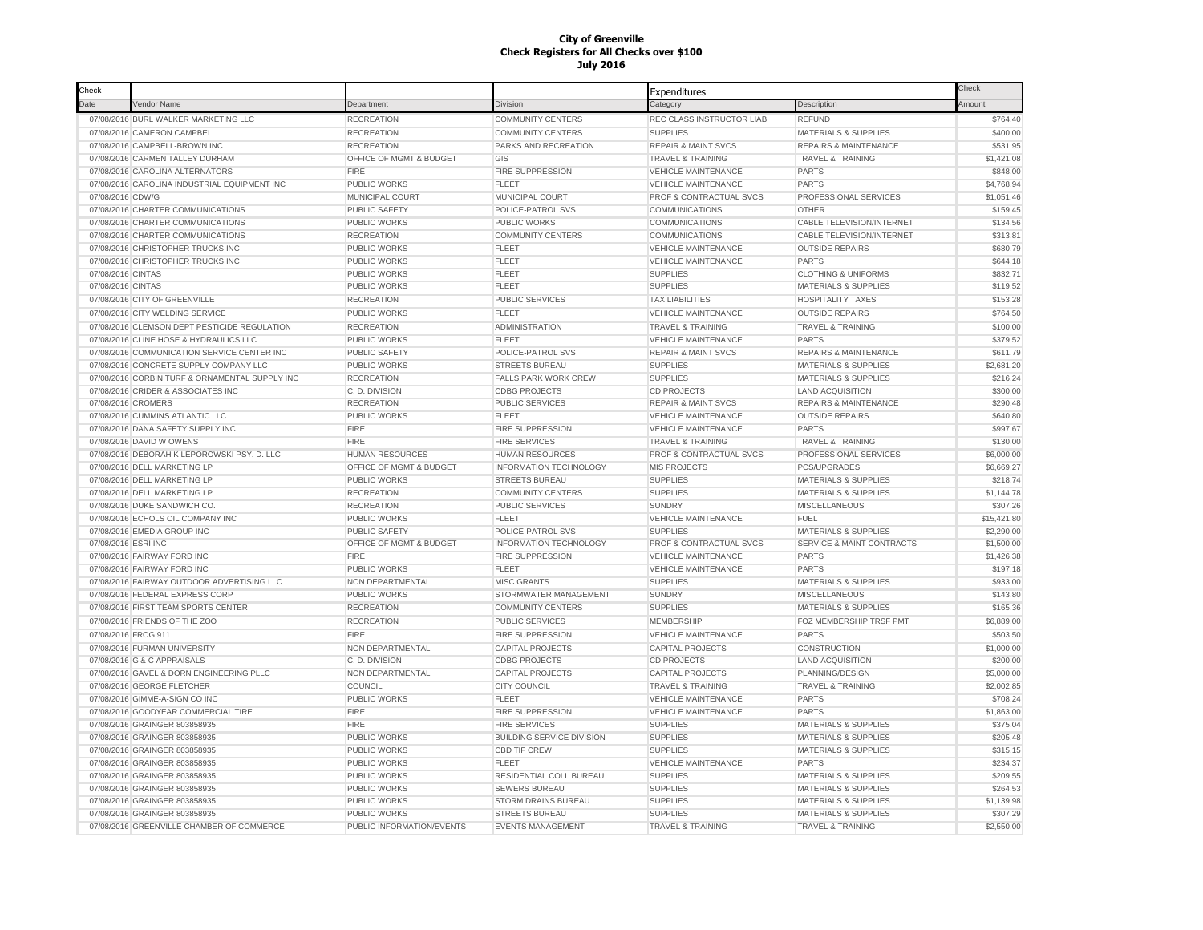**City of Greenville**
**Check Registers for All Checks over $100**
**July 2016**

| Check | | | | Expenditures | | Check |
|---|---|---|---|---|---|---|
| Date | Vendor Name | Department | Division | Category | Description | Amount |
| 07/08/2016 | BURL WALKER MARKETING LLC | RECREATION | COMMUNITY CENTERS | REC CLASS INSTRUCTOR LIAB | REFUND | $764.40 |
| 07/08/2016 | CAMERON CAMPBELL | RECREATION | COMMUNITY CENTERS | SUPPLIES | MATERIALS & SUPPLIES | $400.00 |
| 07/08/2016 | CAMPBELL-BROWN INC | RECREATION | PARKS AND RECREATION | REPAIR & MAINT SVCS | REPAIRS & MAINTENANCE | $531.95 |
| 07/08/2016 | CARMEN TALLEY DURHAM | OFFICE OF MGMT & BUDGET | GIS | TRAVEL & TRAINING | TRAVEL & TRAINING | $1,421.08 |
| 07/08/2016 | CAROLINA ALTERNATORS | FIRE | FIRE SUPPRESSION | VEHICLE MAINTENANCE | PARTS | $848.00 |
| 07/08/2016 | CAROLINA INDUSTRIAL EQUIPMENT INC | PUBLIC WORKS | FLEET | VEHICLE MAINTENANCE | PARTS | $4,768.94 |
| 07/08/2016 | CDW/G | MUNICIPAL COURT | MUNICIPAL COURT | PROF & CONTRACTUAL SVCS | PROFESSIONAL SERVICES | $1,051.46 |
| 07/08/2016 | CHARTER COMMUNICATIONS | PUBLIC SAFETY | POLICE-PATROL SVS | COMMUNICATIONS | OTHER | $159.45 |
| 07/08/2016 | CHARTER COMMUNICATIONS | PUBLIC WORKS | PUBLIC WORKS | COMMUNICATIONS | CABLE TELEVISION/INTERNET | $134.56 |
| 07/08/2016 | CHARTER COMMUNICATIONS | RECREATION | COMMUNITY CENTERS | COMMUNICATIONS | CABLE TELEVISION/INTERNET | $313.81 |
| 07/08/2016 | CHRISTOPHER TRUCKS INC | PUBLIC WORKS | FLEET | VEHICLE MAINTENANCE | OUTSIDE REPAIRS | $680.79 |
| 07/08/2016 | CHRISTOPHER TRUCKS INC | PUBLIC WORKS | FLEET | VEHICLE MAINTENANCE | PARTS | $644.18 |
| 07/08/2016 | CINTAS | PUBLIC WORKS | FLEET | SUPPLIES | CLOTHING & UNIFORMS | $832.71 |
| 07/08/2016 | CINTAS | PUBLIC WORKS | FLEET | SUPPLIES | MATERIALS & SUPPLIES | $119.52 |
| 07/08/2016 | CITY OF GREENVILLE | RECREATION | PUBLIC SERVICES | TAX LIABILITIES | HOSPITALITY TAXES | $153.28 |
| 07/08/2016 | CITY WELDING SERVICE | PUBLIC WORKS | FLEET | VEHICLE MAINTENANCE | OUTSIDE REPAIRS | $764.50 |
| 07/08/2016 | CLEMSON DEPT PESTICIDE REGULATION | RECREATION | ADMINISTRATION | TRAVEL & TRAINING | TRAVEL & TRAINING | $100.00 |
| 07/08/2016 | CLINE HOSE & HYDRAULICS LLC | PUBLIC WORKS | FLEET | VEHICLE MAINTENANCE | PARTS | $379.52 |
| 07/08/2016 | COMMUNICATION SERVICE CENTER INC | PUBLIC SAFETY | POLICE-PATROL SVS | REPAIR & MAINT SVCS | REPAIRS & MAINTENANCE | $611.79 |
| 07/08/2016 | CONCRETE SUPPLY COMPANY LLC | PUBLIC WORKS | STREETS BUREAU | SUPPLIES | MATERIALS & SUPPLIES | $2,681.20 |
| 07/08/2016 | CORBIN TURF & ORNAMENTAL SUPPLY INC | RECREATION | FALLS PARK WORK CREW | SUPPLIES | MATERIALS & SUPPLIES | $216.24 |
| 07/08/2016 | CRIDER & ASSOCIATES INC | C. D. DIVISION | CDBG PROJECTS | CD PROJECTS | LAND ACQUISITION | $300.00 |
| 07/08/2016 | CROMERS | RECREATION | PUBLIC SERVICES | REPAIR & MAINT SVCS | REPAIRS & MAINTENANCE | $290.48 |
| 07/08/2016 | CUMMINS ATLANTIC LLC | PUBLIC WORKS | FLEET | VEHICLE MAINTENANCE | OUTSIDE REPAIRS | $640.80 |
| 07/08/2016 | DANA SAFETY SUPPLY INC | FIRE | FIRE SUPPRESSION | VEHICLE MAINTENANCE | PARTS | $997.67 |
| 07/08/2016 | DAVID W OWENS | FIRE | FIRE SERVICES | TRAVEL & TRAINING | TRAVEL & TRAINING | $130.00 |
| 07/08/2016 | DEBORAH K LEPOROWSKI PSY. D. LLC | HUMAN RESOURCES | HUMAN RESOURCES | PROF & CONTRACTUAL SVCS | PROFESSIONAL SERVICES | $6,000.00 |
| 07/08/2016 | DELL MARKETING LP | OFFICE OF MGMT & BUDGET | INFORMATION TECHNOLOGY | MIS PROJECTS | PCS/UPGRADES | $6,669.27 |
| 07/08/2016 | DELL MARKETING LP | PUBLIC WORKS | STREETS BUREAU | SUPPLIES | MATERIALS & SUPPLIES | $218.74 |
| 07/08/2016 | DELL MARKETING LP | RECREATION | COMMUNITY CENTERS | SUPPLIES | MATERIALS & SUPPLIES | $1,144.78 |
| 07/08/2016 | DUKE SANDWICH CO. | RECREATION | PUBLIC SERVICES | SUNDRY | MISCELLANEOUS | $307.26 |
| 07/08/2016 | ECHOLS OIL COMPANY INC | PUBLIC WORKS | FLEET | VEHICLE MAINTENANCE | FUEL | $15,421.80 |
| 07/08/2016 | EMEDIA GROUP INC | PUBLIC SAFETY | POLICE-PATROL SVS | SUPPLIES | MATERIALS & SUPPLIES | $2,290.00 |
| 07/08/2016 | ESRI INC | OFFICE OF MGMT & BUDGET | INFORMATION TECHNOLOGY | PROF & CONTRACTUAL SVCS | SERVICE & MAINT CONTRACTS | $1,500.00 |
| 07/08/2016 | FAIRWAY FORD INC | FIRE | FIRE SUPPRESSION | VEHICLE MAINTENANCE | PARTS | $1,426.38 |
| 07/08/2016 | FAIRWAY FORD INC | PUBLIC WORKS | FLEET | VEHICLE MAINTENANCE | PARTS | $197.18 |
| 07/08/2016 | FAIRWAY OUTDOOR ADVERTISING LLC | NON DEPARTMENTAL | MISC GRANTS | SUPPLIES | MATERIALS & SUPPLIES | $933.00 |
| 07/08/2016 | FEDERAL EXPRESS CORP | PUBLIC WORKS | STORMWATER MANAGEMENT | SUNDRY | MISCELLANEOUS | $143.80 |
| 07/08/2016 | FIRST TEAM SPORTS CENTER | RECREATION | COMMUNITY CENTERS | SUPPLIES | MATERIALS & SUPPLIES | $165.36 |
| 07/08/2016 | FRIENDS OF THE ZOO | RECREATION | PUBLIC SERVICES | MEMBERSHIP | FOZ MEMBERSHIP TRSF PMT | $6,889.00 |
| 07/08/2016 | FROG 911 | FIRE | FIRE SUPPRESSION | VEHICLE MAINTENANCE | PARTS | $503.50 |
| 07/08/2016 | FURMAN UNIVERSITY | NON DEPARTMENTAL | CAPITAL PROJECTS | CAPITAL PROJECTS | CONSTRUCTION | $1,000.00 |
| 07/08/2016 | G & C APPRAISALS | C. D. DIVISION | CDBG PROJECTS | CD PROJECTS | LAND ACQUISITION | $200.00 |
| 07/08/2016 | GAVEL & DORN ENGINEERING PLLC | NON DEPARTMENTAL | CAPITAL PROJECTS | CAPITAL PROJECTS | PLANNING/DESIGN | $5,000.00 |
| 07/08/2016 | GEORGE FLETCHER | COUNCIL | CITY COUNCIL | TRAVEL & TRAINING | TRAVEL & TRAINING | $2,002.85 |
| 07/08/2016 | GIMME-A-SIGN CO INC | PUBLIC WORKS | FLEET | VEHICLE MAINTENANCE | PARTS | $708.24 |
| 07/08/2016 | GOODYEAR COMMERCIAL TIRE | FIRE | FIRE SUPPRESSION | VEHICLE MAINTENANCE | PARTS | $1,863.00 |
| 07/08/2016 | GRAINGER 803858935 | FIRE | FIRE SERVICES | SUPPLIES | MATERIALS & SUPPLIES | $375.04 |
| 07/08/2016 | GRAINGER 803858935 | PUBLIC WORKS | BUILDING SERVICE DIVISION | SUPPLIES | MATERIALS & SUPPLIES | $205.48 |
| 07/08/2016 | GRAINGER 803858935 | PUBLIC WORKS | CBD TIF CREW | SUPPLIES | MATERIALS & SUPPLIES | $315.15 |
| 07/08/2016 | GRAINGER 803858935 | PUBLIC WORKS | FLEET | VEHICLE MAINTENANCE | PARTS | $234.37 |
| 07/08/2016 | GRAINGER 803858935 | PUBLIC WORKS | RESIDENTIAL COLL BUREAU | SUPPLIES | MATERIALS & SUPPLIES | $209.55 |
| 07/08/2016 | GRAINGER 803858935 | PUBLIC WORKS | SEWERS BUREAU | SUPPLIES | MATERIALS & SUPPLIES | $264.53 |
| 07/08/2016 | GRAINGER 803858935 | PUBLIC WORKS | STORM DRAINS BUREAU | SUPPLIES | MATERIALS & SUPPLIES | $1,139.98 |
| 07/08/2016 | GRAINGER 803858935 | PUBLIC WORKS | STREETS BUREAU | SUPPLIES | MATERIALS & SUPPLIES | $307.29 |
| 07/08/2016 | GREENVILLE CHAMBER OF COMMERCE | PUBLIC INFORMATION/EVENTS | EVENTS MANAGEMENT | TRAVEL & TRAINING | TRAVEL & TRAINING | $2,550.00 |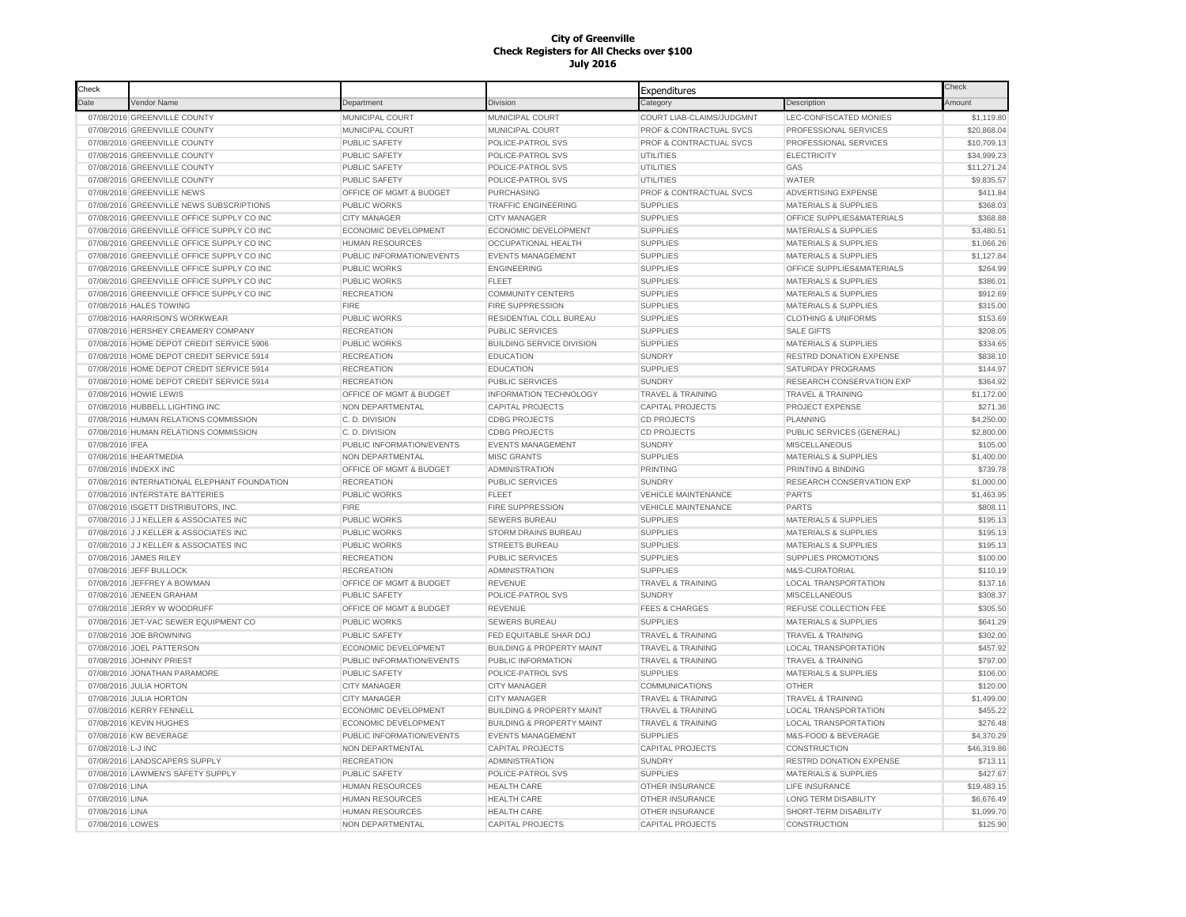**City of Greenville**
**Check Registers for All Checks over $100**
**July 2016**

| Check | | | | Expenditures | | Check |
|---|---|---|---|---|---|---|
| Date | Vendor Name | Department | Division | Category | Description | Amount |
| 07/08/2016 | GREENVILLE COUNTY | MUNICIPAL COURT | MUNICIPAL COURT | COURT LIAB-CLAIMS/JUDGMNT | LEC-CONFISCATED MONIES | $1,119.80 |
| 07/08/2016 | GREENVILLE COUNTY | MUNICIPAL COURT | MUNICIPAL COURT | PROF & CONTRACTUAL SVCS | PROFESSIONAL SERVICES | $20,868.04 |
| 07/08/2016 | GREENVILLE COUNTY | PUBLIC SAFETY | POLICE-PATROL SVS | PROF & CONTRACTUAL SVCS | PROFESSIONAL SERVICES | $10,709.13 |
| 07/08/2016 | GREENVILLE COUNTY | PUBLIC SAFETY | POLICE-PATROL SVS | UTILITIES | ELECTRICITY | $34,999.23 |
| 07/08/2016 | GREENVILLE COUNTY | PUBLIC SAFETY | POLICE-PATROL SVS | UTILITIES | GAS | $11,271.24 |
| 07/08/2016 | GREENVILLE COUNTY | PUBLIC SAFETY | POLICE-PATROL SVS | UTILITIES | WATER | $9,835.57 |
| 07/08/2016 | GREENVILLE NEWS | OFFICE OF MGMT & BUDGET | PURCHASING | PROF & CONTRACTUAL SVCS | ADVERTISING EXPENSE | $411.84 |
| 07/08/2016 | GREENVILLE NEWS SUBSCRIPTIONS | PUBLIC WORKS | TRAFFIC ENGINEERING | SUPPLIES | MATERIALS & SUPPLIES | $368.03 |
| 07/08/2016 | GREENVILLE OFFICE SUPPLY CO INC | CITY MANAGER | CITY MANAGER | SUPPLIES | OFFICE SUPPLIES&MATERIALS | $368.88 |
| 07/08/2016 | GREENVILLE OFFICE SUPPLY CO INC | ECONOMIC DEVELOPMENT | ECONOMIC DEVELOPMENT | SUPPLIES | MATERIALS & SUPPLIES | $3,480.51 |
| 07/08/2016 | GREENVILLE OFFICE SUPPLY CO INC | HUMAN RESOURCES | OCCUPATIONAL HEALTH | SUPPLIES | MATERIALS & SUPPLIES | $1,066.26 |
| 07/08/2016 | GREENVILLE OFFICE SUPPLY CO INC | PUBLIC INFORMATION/EVENTS | EVENTS MANAGEMENT | SUPPLIES | MATERIALS & SUPPLIES | $1,127.84 |
| 07/08/2016 | GREENVILLE OFFICE SUPPLY CO INC | PUBLIC WORKS | ENGINEERING | SUPPLIES | OFFICE SUPPLIES&MATERIALS | $264.99 |
| 07/08/2016 | GREENVILLE OFFICE SUPPLY CO INC | PUBLIC WORKS | FLEET | SUPPLIES | MATERIALS & SUPPLIES | $386.01 |
| 07/08/2016 | GREENVILLE OFFICE SUPPLY CO INC | RECREATION | COMMUNITY CENTERS | SUPPLIES | MATERIALS & SUPPLIES | $912.69 |
| 07/08/2016 | HALES TOWING | FIRE | FIRE SUPPRESSION | SUPPLIES | MATERIALS & SUPPLIES | $315.00 |
| 07/08/2016 | HARRISON'S WORKWEAR | PUBLIC WORKS | RESIDENTIAL COLL BUREAU | SUPPLIES | CLOTHING & UNIFORMS | $153.69 |
| 07/08/2016 | HERSHEY CREAMERY COMPANY | RECREATION | PUBLIC SERVICES | SUPPLIES | SALE GIFTS | $208.05 |
| 07/08/2016 | HOME DEPOT CREDIT SERVICE 5906 | PUBLIC WORKS | BUILDING SERVICE DIVISION | SUPPLIES | MATERIALS & SUPPLIES | $334.65 |
| 07/08/2016 | HOME DEPOT CREDIT SERVICE 5914 | RECREATION | EDUCATION | SUNDRY | RESTRD DONATION EXPENSE | $838.10 |
| 07/08/2016 | HOME DEPOT CREDIT SERVICE 5914 | RECREATION | EDUCATION | SUPPLIES | SATURDAY PROGRAMS | $144.97 |
| 07/08/2016 | HOME DEPOT CREDIT SERVICE 5914 | RECREATION | PUBLIC SERVICES | SUNDRY | RESEARCH CONSERVATION EXP | $364.92 |
| 07/08/2016 | HOWIE LEWIS | OFFICE OF MGMT & BUDGET | INFORMATION TECHNOLOGY | TRAVEL & TRAINING | TRAVEL & TRAINING | $1,172.00 |
| 07/08/2016 | HUBBELL LIGHTING INC | NON DEPARTMENTAL | CAPITAL PROJECTS | CAPITAL PROJECTS | PROJECT EXPENSE | $271.36 |
| 07/08/2016 | HUMAN RELATIONS COMMISSION | C. D. DIVISION | CDBG PROJECTS | CD PROJECTS | PLANNING | $4,250.00 |
| 07/08/2016 | HUMAN RELATIONS COMMISSION | C. D. DIVISION | CDBG PROJECTS | CD PROJECTS | PUBLIC SERVICES (GENERAL) | $2,800.00 |
| 07/08/2016 | IFEA | PUBLIC INFORMATION/EVENTS | EVENTS MANAGEMENT | SUNDRY | MISCELLANEOUS | $105.00 |
| 07/08/2016 | IHEARTMEDIA | NON DEPARTMENTAL | MISC GRANTS | SUPPLIES | MATERIALS & SUPPLIES | $1,400.00 |
| 07/08/2016 | INDEXX INC | OFFICE OF MGMT & BUDGET | ADMINISTRATION | PRINTING | PRINTING & BINDING | $739.78 |
| 07/08/2016 | INTERNATIONAL ELEPHANT FOUNDATION | RECREATION | PUBLIC SERVICES | SUNDRY | RESEARCH CONSERVATION EXP | $1,000.00 |
| 07/08/2016 | INTERSTATE BATTERIES | PUBLIC WORKS | FLEET | VEHICLE MAINTENANCE | PARTS | $1,463.95 |
| 07/08/2016 | ISGETT DISTRIBUTORS, INC. | FIRE | FIRE SUPPRESSION | VEHICLE MAINTENANCE | PARTS | $808.11 |
| 07/08/2016 | J J KELLER & ASSOCIATES INC | PUBLIC WORKS | SEWERS BUREAU | SUPPLIES | MATERIALS & SUPPLIES | $195.13 |
| 07/08/2016 | J J KELLER & ASSOCIATES INC | PUBLIC WORKS | STORM DRAINS BUREAU | SUPPLIES | MATERIALS & SUPPLIES | $195.13 |
| 07/08/2016 | J J KELLER & ASSOCIATES INC | PUBLIC WORKS | STREETS BUREAU | SUPPLIES | MATERIALS & SUPPLIES | $195.13 |
| 07/08/2016 | JAMES RILEY | RECREATION | PUBLIC SERVICES | SUPPLIES | SUPPLIES PROMOTIONS | $100.00 |
| 07/08/2016 | JEFF BULLOCK | RECREATION | ADMINISTRATION | SUPPLIES | M&S-CURATORIAL | $110.19 |
| 07/08/2016 | JEFFREY A BOWMAN | OFFICE OF MGMT & BUDGET | REVENUE | TRAVEL & TRAINING | LOCAL TRANSPORTATION | $137.16 |
| 07/08/2016 | JENEEN GRAHAM | PUBLIC SAFETY | POLICE-PATROL SVS | SUNDRY | MISCELLANEOUS | $308.37 |
| 07/08/2016 | JERRY W WOODRUFF | OFFICE OF MGMT & BUDGET | REVENUE | FEES & CHARGES | REFUSE COLLECTION FEE | $305.50 |
| 07/08/2016 | JET-VAC SEWER EQUIPMENT CO | PUBLIC WORKS | SEWERS BUREAU | SUPPLIES | MATERIALS & SUPPLIES | $641.29 |
| 07/08/2016 | JOE BROWNING | PUBLIC SAFETY | FED EQUITABLE SHAR DOJ | TRAVEL & TRAINING | TRAVEL & TRAINING | $302.00 |
| 07/08/2016 | JOEL PATTERSON | ECONOMIC DEVELOPMENT | BUILDING & PROPERTY MAINT | TRAVEL & TRAINING | LOCAL TRANSPORTATION | $457.92 |
| 07/08/2016 | JOHNNY PRIEST | PUBLIC INFORMATION/EVENTS | PUBLIC INFORMATION | TRAVEL & TRAINING | TRAVEL & TRAINING | $797.00 |
| 07/08/2016 | JONATHAN PARAMORE | PUBLIC SAFETY | POLICE-PATROL SVS | SUPPLIES | MATERIALS & SUPPLIES | $106.00 |
| 07/08/2016 | JULIA HORTON | CITY MANAGER | CITY MANAGER | COMMUNICATIONS | OTHER | $120.00 |
| 07/08/2016 | JULIA HORTON | CITY MANAGER | CITY MANAGER | TRAVEL & TRAINING | TRAVEL & TRAINING | $1,499.00 |
| 07/08/2016 | KERRY FENNELL | ECONOMIC DEVELOPMENT | BUILDING & PROPERTY MAINT | TRAVEL & TRAINING | LOCAL TRANSPORTATION | $455.22 |
| 07/08/2016 | KEVIN HUGHES | ECONOMIC DEVELOPMENT | BUILDING & PROPERTY MAINT | TRAVEL & TRAINING | LOCAL TRANSPORTATION | $276.48 |
| 07/08/2016 | KW BEVERAGE | PUBLIC INFORMATION/EVENTS | EVENTS MANAGEMENT | SUPPLIES | M&S-FOOD & BEVERAGE | $4,370.29 |
| 07/08/2016 | L-J INC | NON DEPARTMENTAL | CAPITAL PROJECTS | CAPITAL PROJECTS | CONSTRUCTION | $46,319.86 |
| 07/08/2016 | LANDSCAPERS SUPPLY | RECREATION | ADMINISTRATION | SUNDRY | RESTRD DONATION EXPENSE | $713.11 |
| 07/08/2016 | LAWMEN'S SAFETY SUPPLY | PUBLIC SAFETY | POLICE-PATROL SVS | SUPPLIES | MATERIALS & SUPPLIES | $427.67 |
| 07/08/2016 | LINA | HUMAN RESOURCES | HEALTH CARE | OTHER INSURANCE | LIFE INSURANCE | $19,483.15 |
| 07/08/2016 | LINA | HUMAN RESOURCES | HEALTH CARE | OTHER INSURANCE | LONG TERM DISABILITY | $6,676.49 |
| 07/08/2016 | LINA | HUMAN RESOURCES | HEALTH CARE | OTHER INSURANCE | SHORT-TERM DISABILITY | $1,099.70 |
| 07/08/2016 | LOWES | NON DEPARTMENTAL | CAPITAL PROJECTS | CAPITAL PROJECTS | CONSTRUCTION | $125.90 |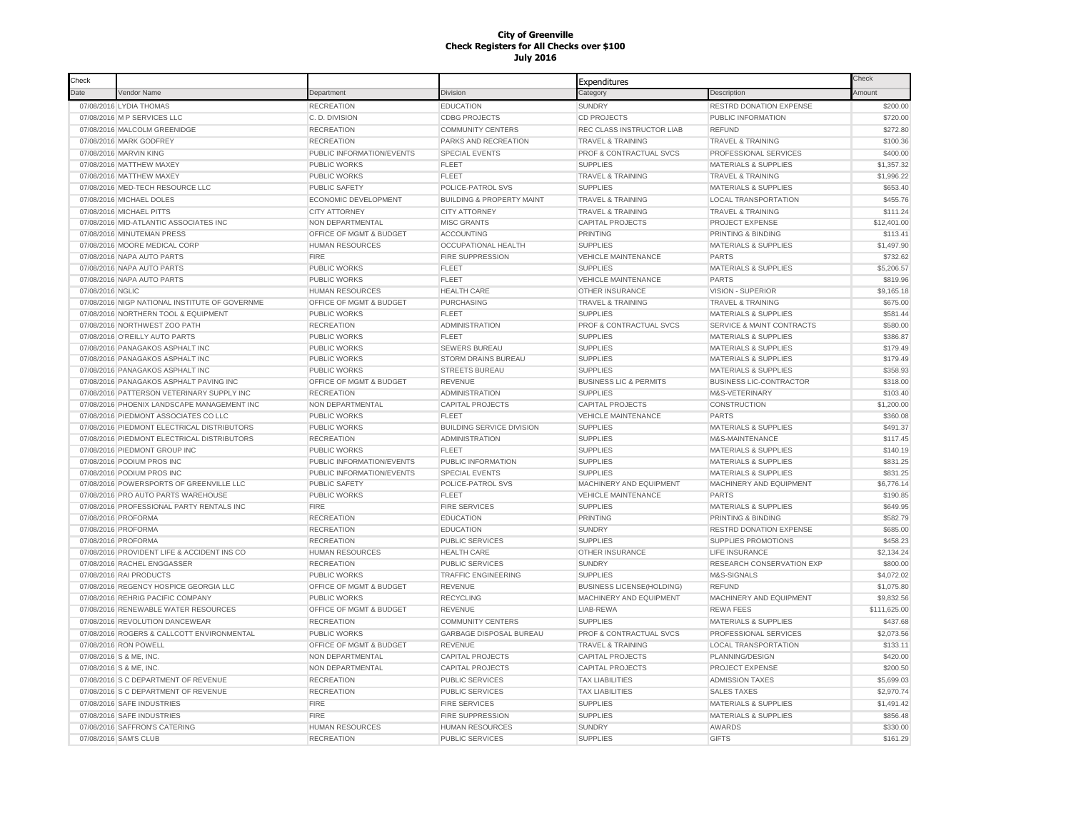**City of Greenville**
**Check Registers for All Checks over $100**
**July 2016**

| Check Date | Vendor Name | Department | Division | Expenditures Category | Description | Check Amount |
|---|---|---|---|---|---|---|
| 07/08/2016 | LYDIA THOMAS | RECREATION | EDUCATION | SUNDRY | RESTRD DONATION EXPENSE | $200.00 |
| 07/08/2016 | M P SERVICES LLC | C. D. DIVISION | CDBG PROJECTS | CD PROJECTS | PUBLIC INFORMATION | $720.00 |
| 07/08/2016 | MALCOLM GREENIDGE | RECREATION | COMMUNITY CENTERS | REC CLASS INSTRUCTOR LIAB | REFUND | $272.80 |
| 07/08/2016 | MARK GODFREY | RECREATION | PARKS AND RECREATION | TRAVEL & TRAINING | TRAVEL & TRAINING | $100.36 |
| 07/08/2016 | MARVIN KING | PUBLIC INFORMATION/EVENTS | SPECIAL EVENTS | PROF & CONTRACTUAL SVCS | PROFESSIONAL SERVICES | $400.00 |
| 07/08/2016 | MATTHEW MAXEY | PUBLIC WORKS | FLEET | SUPPLIES | MATERIALS & SUPPLIES | $1,357.32 |
| 07/08/2016 | MATTHEW MAXEY | PUBLIC WORKS | FLEET | TRAVEL & TRAINING | TRAVEL & TRAINING | $1,996.22 |
| 07/08/2016 | MED-TECH RESOURCE LLC | PUBLIC SAFETY | POLICE-PATROL SVS | SUPPLIES | MATERIALS & SUPPLIES | $653.40 |
| 07/08/2016 | MICHAEL DOLES | ECONOMIC DEVELOPMENT | BUILDING & PROPERTY MAINT | TRAVEL & TRAINING | LOCAL TRANSPORTATION | $455.76 |
| 07/08/2016 | MICHAEL PITTS | CITY ATTORNEY | CITY ATTORNEY | TRAVEL & TRAINING | TRAVEL & TRAINING | $111.24 |
| 07/08/2016 | MID-ATLANTIC ASSOCIATES INC | NON DEPARTMENTAL | MISC GRANTS | CAPITAL PROJECTS | PROJECT EXPENSE | $12,401.00 |
| 07/08/2016 | MINUTEMAN PRESS | OFFICE OF MGMT & BUDGET | ACCOUNTING | PRINTING | PRINTING & BINDING | $113.41 |
| 07/08/2016 | MOORE MEDICAL CORP | HUMAN RESOURCES | OCCUPATIONAL HEALTH | SUPPLIES | MATERIALS & SUPPLIES | $1,497.90 |
| 07/08/2016 | NAPA AUTO PARTS | FIRE | FIRE SUPPRESSION | VEHICLE MAINTENANCE | PARTS | $732.62 |
| 07/08/2016 | NAPA AUTO PARTS | PUBLIC WORKS | FLEET | SUPPLIES | MATERIALS & SUPPLIES | $5,206.57 |
| 07/08/2016 | NAPA AUTO PARTS | PUBLIC WORKS | FLEET | VEHICLE MAINTENANCE | PARTS | $819.96 |
| 07/08/2016 | NGLIC | HUMAN RESOURCES | HEALTH CARE | OTHER INSURANCE | VISION - SUPERIOR | $9,165.18 |
| 07/08/2016 | NIGP NATIONAL INSTITUTE OF GOVERNME | OFFICE OF MGMT & BUDGET | PURCHASING | TRAVEL & TRAINING | TRAVEL & TRAINING | $675.00 |
| 07/08/2016 | NORTHERN TOOL & EQUIPMENT | PUBLIC WORKS | FLEET | SUPPLIES | MATERIALS & SUPPLIES | $581.44 |
| 07/08/2016 | NORTHWEST ZOO PATH | RECREATION | ADMINISTRATION | PROF & CONTRACTUAL SVCS | SERVICE & MAINT CONTRACTS | $580.00 |
| 07/08/2016 | O'REILLY AUTO PARTS | PUBLIC WORKS | FLEET | SUPPLIES | MATERIALS & SUPPLIES | $386.87 |
| 07/08/2016 | PANAGAKOS ASPHALT INC | PUBLIC WORKS | SEWERS BUREAU | SUPPLIES | MATERIALS & SUPPLIES | $179.49 |
| 07/08/2016 | PANAGAKOS ASPHALT INC | PUBLIC WORKS | STORM DRAINS BUREAU | SUPPLIES | MATERIALS & SUPPLIES | $179.49 |
| 07/08/2016 | PANAGAKOS ASPHALT INC | PUBLIC WORKS | STREETS BUREAU | SUPPLIES | MATERIALS & SUPPLIES | $358.93 |
| 07/08/2016 | PANAGAKOS ASPHALT PAVING INC | OFFICE OF MGMT & BUDGET | REVENUE | BUSINESS LIC & PERMITS | BUSINESS LIC-CONTRACTOR | $318.00 |
| 07/08/2016 | PATTERSON VETERINARY SUPPLY INC | RECREATION | ADMINISTRATION | SUPPLIES | M&S-VETERINARY | $103.40 |
| 07/08/2016 | PHOENIX LANDSCAPE MANAGEMENT INC | NON DEPARTMENTAL | CAPITAL PROJECTS | CAPITAL PROJECTS | CONSTRUCTION | $1,200.00 |
| 07/08/2016 | PIEDMONT ASSOCIATES CO LLC | PUBLIC WORKS | FLEET | VEHICLE MAINTENANCE | PARTS | $360.08 |
| 07/08/2016 | PIEDMONT ELECTRICAL DISTRIBUTORS | PUBLIC WORKS | BUILDING SERVICE DIVISION | SUPPLIES | MATERIALS & SUPPLIES | $491.37 |
| 07/08/2016 | PIEDMONT ELECTRICAL DISTRIBUTORS | RECREATION | ADMINISTRATION | SUPPLIES | M&S-MAINTENANCE | $117.45 |
| 07/08/2016 | PIEDMONT GROUP INC | PUBLIC WORKS | FLEET | SUPPLIES | MATERIALS & SUPPLIES | $140.19 |
| 07/08/2016 | PODIUM PROS INC | PUBLIC INFORMATION/EVENTS | PUBLIC INFORMATION | SUPPLIES | MATERIALS & SUPPLIES | $831.25 |
| 07/08/2016 | PODIUM PROS INC | PUBLIC INFORMATION/EVENTS | SPECIAL EVENTS | SUPPLIES | MATERIALS & SUPPLIES | $831.25 |
| 07/08/2016 | POWERSPORTS OF GREENVILLE LLC | PUBLIC SAFETY | POLICE-PATROL SVS | MACHINERY AND EQUIPMENT | MACHINERY AND EQUIPMENT | $6,776.14 |
| 07/08/2016 | PRO AUTO PARTS WAREHOUSE | PUBLIC WORKS | FLEET | VEHICLE MAINTENANCE | PARTS | $190.85 |
| 07/08/2016 | PROFESSIONAL PARTY RENTALS INC | FIRE | FIRE SERVICES | SUPPLIES | MATERIALS & SUPPLIES | $649.95 |
| 07/08/2016 | PROFORMA | RECREATION | EDUCATION | PRINTING | PRINTING & BINDING | $582.79 |
| 07/08/2016 | PROFORMA | RECREATION | EDUCATION | SUNDRY | RESTRD DONATION EXPENSE | $685.00 |
| 07/08/2016 | PROFORMA | RECREATION | PUBLIC SERVICES | SUPPLIES | SUPPLIES PROMOTIONS | $458.23 |
| 07/08/2016 | PROVIDENT LIFE & ACCIDENT INS CO | HUMAN RESOURCES | HEALTH CARE | OTHER INSURANCE | LIFE INSURANCE | $2,134.24 |
| 07/08/2016 | RACHEL ENGGASSER | RECREATION | PUBLIC SERVICES | SUNDRY | RESEARCH CONSERVATION EXP | $800.00 |
| 07/08/2016 | RAI PRODUCTS | PUBLIC WORKS | TRAFFIC ENGINEERING | SUPPLIES | M&S-SIGNALS | $4,072.02 |
| 07/08/2016 | REGENCY HOSPICE GEORGIA LLC | OFFICE OF MGMT & BUDGET | REVENUE | BUSINESS LICENSE(HOLDING) | REFUND | $1,075.80 |
| 07/08/2016 | REHRIG PACIFIC COMPANY | PUBLIC WORKS | RECYCLING | MACHINERY AND EQUIPMENT | MACHINERY AND EQUIPMENT | $9,832.56 |
| 07/08/2016 | RENEWABLE WATER RESOURCES | OFFICE OF MGMT & BUDGET | REVENUE | LIAB-REWA | REWA FEES | $111,625.00 |
| 07/08/2016 | REVOLUTION DANCEWEAR | RECREATION | COMMUNITY CENTERS | SUPPLIES | MATERIALS & SUPPLIES | $437.68 |
| 07/08/2016 | ROGERS & CALLCOTT ENVIRONMENTAL | PUBLIC WORKS | GARBAGE DISPOSAL BUREAU | PROF & CONTRACTUAL SVCS | PROFESSIONAL SERVICES | $2,073.56 |
| 07/08/2016 | RON POWELL | OFFICE OF MGMT & BUDGET | REVENUE | TRAVEL & TRAINING | LOCAL TRANSPORTATION | $133.11 |
| 07/08/2016 | S & ME, INC. | NON DEPARTMENTAL | CAPITAL PROJECTS | CAPITAL PROJECTS | PLANNING/DESIGN | $420.00 |
| 07/08/2016 | S & ME, INC. | NON DEPARTMENTAL | CAPITAL PROJECTS | CAPITAL PROJECTS | PROJECT EXPENSE | $200.50 |
| 07/08/2016 | S C DEPARTMENT OF REVENUE | RECREATION | PUBLIC SERVICES | TAX LIABILITIES | ADMISSION TAXES | $5,699.03 |
| 07/08/2016 | S C DEPARTMENT OF REVENUE | RECREATION | PUBLIC SERVICES | TAX LIABILITIES | SALES TAXES | $2,970.74 |
| 07/08/2016 | SAFE INDUSTRIES | FIRE | FIRE SERVICES | SUPPLIES | MATERIALS & SUPPLIES | $1,491.42 |
| 07/08/2016 | SAFE INDUSTRIES | FIRE | FIRE SUPPRESSION | SUPPLIES | MATERIALS & SUPPLIES | $856.48 |
| 07/08/2016 | SAFFRON'S CATERING | HUMAN RESOURCES | HUMAN RESOURCES | SUNDRY | AWARDS | $330.00 |
| 07/08/2016 | SAM'S CLUB | RECREATION | PUBLIC SERVICES | SUPPLIES | GIFTS | $161.29 |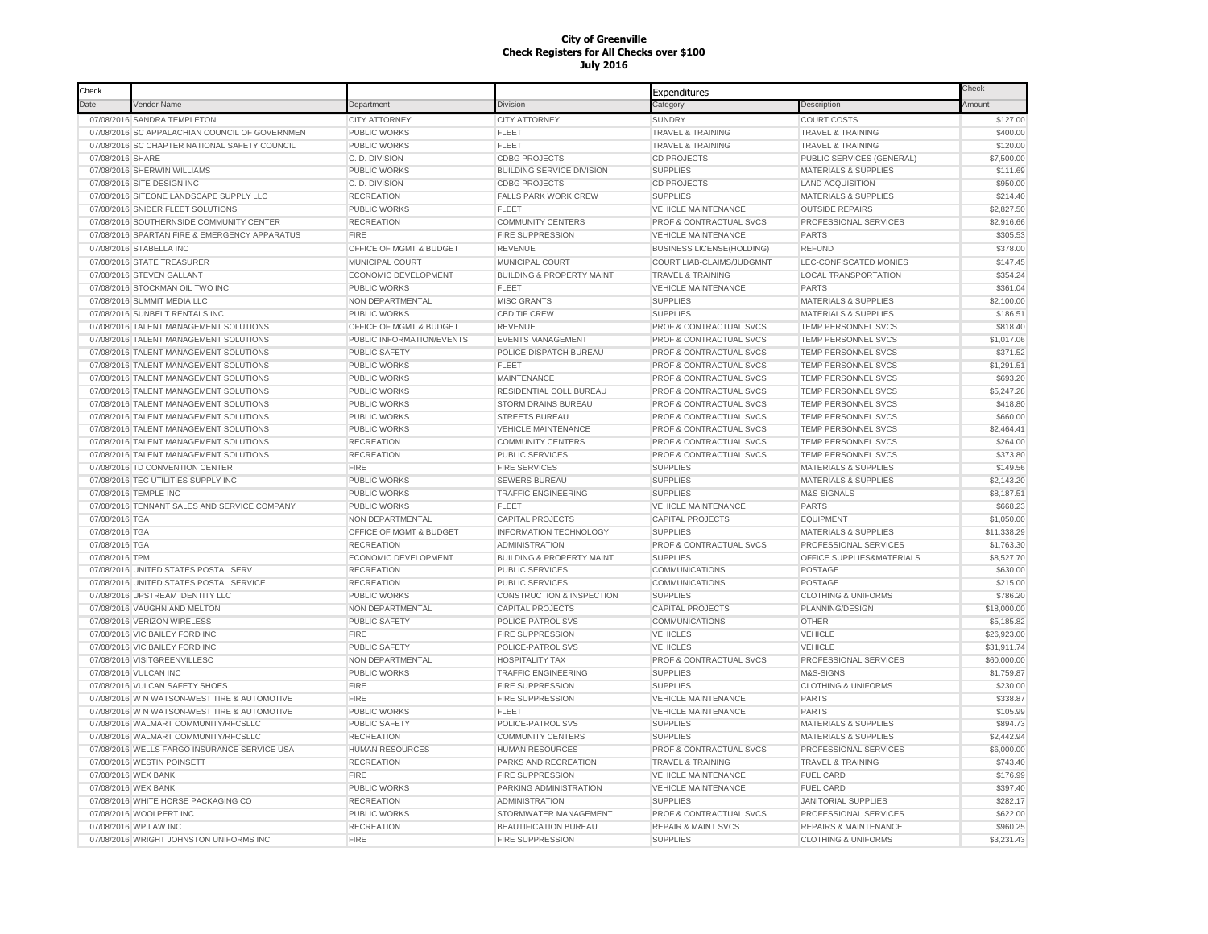**City of Greenville**
**Check Registers for All Checks over $100**
**July 2016**

| Check | | | | Expenditures | | Check |
|---|---|---|---|---|---|---|
| Date | Vendor Name | Department | Division | Category | Description | Amount |
| 07/08/2016 | SANDRA TEMPLETON | CITY ATTORNEY | CITY ATTORNEY | SUNDRY | COURT COSTS | $127.00 |
| 07/08/2016 | SC APPALACHIAN COUNCIL OF GOVERNMEN | PUBLIC WORKS | FLEET | TRAVEL & TRAINING | TRAVEL & TRAINING | $400.00 |
| 07/08/2016 | SC CHAPTER NATIONAL SAFETY COUNCIL | PUBLIC WORKS | FLEET | TRAVEL & TRAINING | TRAVEL & TRAINING | $120.00 |
| 07/08/2016 | SHARE | C. D. DIVISION | CDBG PROJECTS | CD PROJECTS | PUBLIC SERVICES (GENERAL) | $7,500.00 |
| 07/08/2016 | SHERWIN WILLIAMS | PUBLIC WORKS | BUILDING SERVICE DIVISION | SUPPLIES | MATERIALS & SUPPLIES | $111.69 |
| 07/08/2016 | SITE DESIGN INC | C. D. DIVISION | CDBG PROJECTS | CD PROJECTS | LAND ACQUISITION | $950.00 |
| 07/08/2016 | SITEONE LANDSCAPE SUPPLY LLC | RECREATION | FALLS PARK WORK CREW | SUPPLIES | MATERIALS & SUPPLIES | $214.40 |
| 07/08/2016 | SNIDER FLEET SOLUTIONS | PUBLIC WORKS | FLEET | VEHICLE MAINTENANCE | OUTSIDE REPAIRS | $2,827.50 |
| 07/08/2016 | SOUTHERNSIDE COMMUNITY CENTER | RECREATION | COMMUNITY CENTERS | PROF & CONTRACTUAL SVCS | PROFESSIONAL SERVICES | $2,916.66 |
| 07/08/2016 | SPARTAN FIRE & EMERGENCY APPARATUS | FIRE | FIRE SUPPRESSION | VEHICLE MAINTENANCE | PARTS | $305.53 |
| 07/08/2016 | STABELLA INC | OFFICE OF MGMT & BUDGET | REVENUE | BUSINESS LICENSE(HOLDING) | REFUND | $378.00 |
| 07/08/2016 | STATE TREASURER | MUNICIPAL COURT | MUNICIPAL COURT | COURT LIAB-CLAIMS/JUDGMNT | LEC-CONFISCATED MONIES | $147.45 |
| 07/08/2016 | STEVEN GALLANT | ECONOMIC DEVELOPMENT | BUILDING & PROPERTY MAINT | TRAVEL & TRAINING | LOCAL TRANSPORTATION | $354.24 |
| 07/08/2016 | STOCKMAN OIL TWO INC | PUBLIC WORKS | FLEET | VEHICLE MAINTENANCE | PARTS | $361.04 |
| 07/08/2016 | SUMMIT MEDIA LLC | NON DEPARTMENTAL | MISC GRANTS | SUPPLIES | MATERIALS & SUPPLIES | $2,100.00 |
| 07/08/2016 | SUNBELT RENTALS INC | PUBLIC WORKS | CBD TIF CREW | SUPPLIES | MATERIALS & SUPPLIES | $186.51 |
| 07/08/2016 | TALENT MANAGEMENT SOLUTIONS | OFFICE OF MGMT & BUDGET | REVENUE | PROF & CONTRACTUAL SVCS | TEMP PERSONNEL SVCS | $818.40 |
| 07/08/2016 | TALENT MANAGEMENT SOLUTIONS | PUBLIC INFORMATION/EVENTS | EVENTS MANAGEMENT | PROF & CONTRACTUAL SVCS | TEMP PERSONNEL SVCS | $1,017.06 |
| 07/08/2016 | TALENT MANAGEMENT SOLUTIONS | PUBLIC SAFETY | POLICE-DISPATCH BUREAU | PROF & CONTRACTUAL SVCS | TEMP PERSONNEL SVCS | $371.52 |
| 07/08/2016 | TALENT MANAGEMENT SOLUTIONS | PUBLIC WORKS | FLEET | PROF & CONTRACTUAL SVCS | TEMP PERSONNEL SVCS | $1,291.51 |
| 07/08/2016 | TALENT MANAGEMENT SOLUTIONS | PUBLIC WORKS | MAINTENANCE | PROF & CONTRACTUAL SVCS | TEMP PERSONNEL SVCS | $693.20 |
| 07/08/2016 | TALENT MANAGEMENT SOLUTIONS | PUBLIC WORKS | RESIDENTIAL COLL BUREAU | PROF & CONTRACTUAL SVCS | TEMP PERSONNEL SVCS | $5,247.28 |
| 07/08/2016 | TALENT MANAGEMENT SOLUTIONS | PUBLIC WORKS | STORM DRAINS BUREAU | PROF & CONTRACTUAL SVCS | TEMP PERSONNEL SVCS | $418.80 |
| 07/08/2016 | TALENT MANAGEMENT SOLUTIONS | PUBLIC WORKS | STREETS BUREAU | PROF & CONTRACTUAL SVCS | TEMP PERSONNEL SVCS | $660.00 |
| 07/08/2016 | TALENT MANAGEMENT SOLUTIONS | PUBLIC WORKS | VEHICLE MAINTENANCE | PROF & CONTRACTUAL SVCS | TEMP PERSONNEL SVCS | $2,464.41 |
| 07/08/2016 | TALENT MANAGEMENT SOLUTIONS | RECREATION | COMMUNITY CENTERS | PROF & CONTRACTUAL SVCS | TEMP PERSONNEL SVCS | $264.00 |
| 07/08/2016 | TALENT MANAGEMENT SOLUTIONS | RECREATION | PUBLIC SERVICES | PROF & CONTRACTUAL SVCS | TEMP PERSONNEL SVCS | $373.80 |
| 07/08/2016 | TD CONVENTION CENTER | FIRE | FIRE SERVICES | SUPPLIES | MATERIALS & SUPPLIES | $149.56 |
| 07/08/2016 | TEC UTILITIES SUPPLY INC | PUBLIC WORKS | SEWERS BUREAU | SUPPLIES | MATERIALS & SUPPLIES | $2,143.20 |
| 07/08/2016 | TEMPLE INC | PUBLIC WORKS | TRAFFIC ENGINEERING | SUPPLIES | M&S-SIGNALS | $8,187.51 |
| 07/08/2016 | TENNANT SALES AND SERVICE COMPANY | PUBLIC WORKS | FLEET | VEHICLE MAINTENANCE | PARTS | $668.23 |
| 07/08/2016 | TGA | NON DEPARTMENTAL | CAPITAL PROJECTS | CAPITAL PROJECTS | EQUIPMENT | $1,050.00 |
| 07/08/2016 | TGA | OFFICE OF MGMT & BUDGET | INFORMATION TECHNOLOGY | SUPPLIES | MATERIALS & SUPPLIES | $11,338.29 |
| 07/08/2016 | TGA | RECREATION | ADMINISTRATION | PROF & CONTRACTUAL SVCS | PROFESSIONAL SERVICES | $1,763.30 |
| 07/08/2016 | TPM | ECONOMIC DEVELOPMENT | BUILDING & PROPERTY MAINT | SUPPLIES | OFFICE SUPPLIES&MATERIALS | $8,527.70 |
| 07/08/2016 | UNITED STATES POSTAL SERV. | RECREATION | PUBLIC SERVICES | COMMUNICATIONS | POSTAGE | $630.00 |
| 07/08/2016 | UNITED STATES POSTAL SERVICE | RECREATION | PUBLIC SERVICES | COMMUNICATIONS | POSTAGE | $215.00 |
| 07/08/2016 | UPSTREAM IDENTITY LLC | PUBLIC WORKS | CONSTRUCTION & INSPECTION | SUPPLIES | CLOTHING & UNIFORMS | $786.20 |
| 07/08/2016 | VAUGHN AND MELTON | NON DEPARTMENTAL | CAPITAL PROJECTS | CAPITAL PROJECTS | PLANNING/DESIGN | $18,000.00 |
| 07/08/2016 | VERIZON WIRELESS | PUBLIC SAFETY | POLICE-PATROL SVS | COMMUNICATIONS | OTHER | $5,185.82 |
| 07/08/2016 | VIC BAILEY FORD INC | FIRE | FIRE SUPPRESSION | VEHICLES | VEHICLE | $26,923.00 |
| 07/08/2016 | VIC BAILEY FORD INC | PUBLIC SAFETY | POLICE-PATROL SVS | VEHICLES | VEHICLE | $31,911.74 |
| 07/08/2016 | VISITGREENVILLESC | NON DEPARTMENTAL | HOSPITALITY TAX | PROF & CONTRACTUAL SVCS | PROFESSIONAL SERVICES | $60,000.00 |
| 07/08/2016 | VULCAN INC | PUBLIC WORKS | TRAFFIC ENGINEERING | SUPPLIES | M&S-SIGNS | $1,759.87 |
| 07/08/2016 | VULCAN SAFETY SHOES | FIRE | FIRE SUPPRESSION | SUPPLIES | CLOTHING & UNIFORMS | $230.00 |
| 07/08/2016 | W N WATSON-WEST TIRE & AUTOMOTIVE | FIRE | FIRE SUPPRESSION | VEHICLE MAINTENANCE | PARTS | $338.87 |
| 07/08/2016 | W N WATSON-WEST TIRE & AUTOMOTIVE | PUBLIC WORKS | FLEET | VEHICLE MAINTENANCE | PARTS | $105.99 |
| 07/08/2016 | WALMART COMMUNITY/RFCSLLC | PUBLIC SAFETY | POLICE-PATROL SVS | SUPPLIES | MATERIALS & SUPPLIES | $894.73 |
| 07/08/2016 | WALMART COMMUNITY/RFCSLLC | RECREATION | COMMUNITY CENTERS | SUPPLIES | MATERIALS & SUPPLIES | $2,442.94 |
| 07/08/2016 | WELLS FARGO INSURANCE SERVICE USA | HUMAN RESOURCES | HUMAN RESOURCES | PROF & CONTRACTUAL SVCS | PROFESSIONAL SERVICES | $6,000.00 |
| 07/08/2016 | WESTIN POINSETT | RECREATION | PARKS AND RECREATION | TRAVEL & TRAINING | TRAVEL & TRAINING | $743.40 |
| 07/08/2016 | WEX BANK | FIRE | FIRE SUPPRESSION | VEHICLE MAINTENANCE | FUEL CARD | $176.99 |
| 07/08/2016 | WEX BANK | PUBLIC WORKS | PARKING ADMINISTRATION | VEHICLE MAINTENANCE | FUEL CARD | $397.40 |
| 07/08/2016 | WHITE HORSE PACKAGING CO | RECREATION | ADMINISTRATION | SUPPLIES | JANITORIAL SUPPLIES | $282.17 |
| 07/08/2016 | WOOLPERT INC | PUBLIC WORKS | STORMWATER MANAGEMENT | PROF & CONTRACTUAL SVCS | PROFESSIONAL SERVICES | $622.00 |
| 07/08/2016 | WP LAW INC | RECREATION | BEAUTIFICATION BUREAU | REPAIR & MAINT SVCS | REPAIRS & MAINTENANCE | $960.25 |
| 07/08/2016 | WRIGHT JOHNSTON UNIFORMS INC | FIRE | FIRE SUPPRESSION | SUPPLIES | CLOTHING & UNIFORMS | $3,231.43 |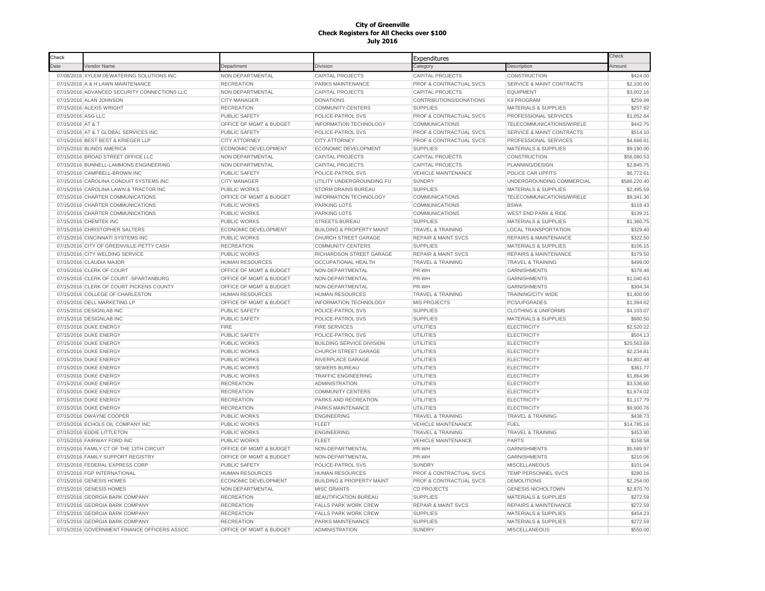**City of Greenville**
**Check Registers for All Checks over $100**
**July 2016**

| Check Date | Vendor Name | Department | Division | Expenditures Category | Description | Check Amount |
|---|---|---|---|---|---|---|
| 07/08/2016 | XYLEM DEWATERING SOLUTIONS INC | NON DEPARTMENTAL | CAPITAL PROJECTS | CAPITAL PROJECTS | CONSTRUCTION | $424.00 |
| 07/15/2016 | A & H LAWN MAINTENANCE | RECREATION | PARKS MAINTENANCE | PROF & CONTRACTUAL SVCS | SERVICE & MAINT CONTRACTS | $2,100.00 |
| 07/15/2016 | ADVANCED SECURITY CONNECTIONS LLC | NON DEPARTMENTAL | CAPITAL PROJECTS | CAPITAL PROJECTS | EQUIPMENT | $3,002.16 |
| 07/15/2016 | ALAN JOHNSON | CITY MANAGER | DONATIONS | CONTRIBUTIONS/DONATIONS | K9 PROGRAM | $259.99 |
| 07/15/2016 | ALEXIS WRIGHT | RECREATION | COMMUNITY CENTERS | SUPPLIES | MATERIALS & SUPPLIES | $257.92 |
| 07/15/2016 | ASG LLC | PUBLIC SAFETY | POLICE-PATROL SVS | PROF & CONTRACTUAL SVCS | PROFESSIONAL SERVICES | $1,052.64 |
| 07/15/2016 | AT & T | OFFICE OF MGMT & BUDGET | INFORMATION TECHNOLOGY | COMMUNICATIONS | TELECOMMUNICATIONS/WIRELE | $442.75 |
| 07/15/2016 | AT & T GLOBAL SERVICES INC | PUBLIC SAFETY | POLICE-PATROL SVS | PROF & CONTRACTUAL SVCS | SERVICE & MAINT CONTRACTS | $514.10 |
| 07/15/2016 | BEST BEST & KRIEGER LLP | CITY ATTORNEY | CITY ATTORNEY | PROF & CONTRACTUAL SVCS | PROFESSIONAL SERVICES | $4,666.61 |
| 07/15/2016 | BLINDS AMERICA | ECONOMIC DEVELOPMENT | ECONOMIC DEVELOPMENT | SUPPLIES | MATERIALS & SUPPLIES | $9,190.00 |
| 07/15/2016 | BROAD STREET OFFICE LLC | NON DEPARTMENTAL | CAPITAL PROJECTS | CAPITAL PROJECTS | CONSTRUCTION | $56,080.53 |
| 07/15/2016 | BUNNELL-LAMMONS ENGINEERING | NON DEPARTMENTAL | CAPITAL PROJECTS | CAPITAL PROJECTS | PLANNING/DESIGN | $2,845.75 |
| 07/15/2016 | CAMPBELL-BROWN INC | PUBLIC SAFETY | POLICE-PATROL SVS | VEHICLE MAINTENANCE | POLICE CAR UPFITS | $6,772.61 |
| 07/15/2016 | CAROLINA CONDUIT SYSTEMS INC | CITY MANAGER | UTILITY UNDERGROUNDING FU | SUNDRY | UNDERGROUNDING COMMERCIAL | $586,220.40 |
| 07/15/2016 | CAROLINA LAWN & TRACTOR INC | PUBLIC WORKS | STORM DRAINS BUREAU | SUPPLIES | MATERIALS & SUPPLIES | $2,495.59 |
| 07/15/2016 | CHARTER COMMUNICATIONS | OFFICE OF MGMT & BUDGET | INFORMATION TECHNOLOGY | COMMUNICATIONS | TELECOMMUNICATIONS/WIRELE | $9,341.30 |
| 07/15/2016 | CHARTER COMMUNICATIONS | PUBLIC WORKS | PARKING LOTS | COMMUNICATIONS | BSWA | $118.43 |
| 07/15/2016 | CHARTER COMMUNICATIONS | PUBLIC WORKS | PARKING LOTS | COMMUNICATIONS | WEST END PARK & RIDE | $139.21 |
| 07/15/2016 | CHEMTEK INC | PUBLIC WORKS | STREETS BUREAU | SUPPLIES | MATERIALS & SUPPLIES | $1,360.75 |
| 07/15/2016 | CHRISTOPHER SALTERS | ECONOMIC DEVELOPMENT | BUILDING & PROPERTY MAINT | TRAVEL & TRAINING | LOCAL TRANSPORTATION | $329.40 |
| 07/15/2016 | CINCINNATI SYSTEMS INC | PUBLIC WORKS | CHURCH STREET GARAGE | REPAIR & MAINT SVCS | REPAIRS & MAINTENANCE | $322.50 |
| 07/15/2016 | CITY OF GREENVILLE-PETTY CASH | RECREATION | COMMUNITY CENTERS | SUPPLIES | MATERIALS & SUPPLIES | $106.15 |
| 07/15/2016 | CITY WELDING SERVICE | PUBLIC WORKS | RICHARDSON STREET GARAGE | REPAIR & MAINT SVCS | REPAIRS & MAINTENANCE | $179.50 |
| 07/15/2016 | CLAUDIA MAJOR | HUMAN RESOURCES | OCCUPATIONAL HEALTH | TRAVEL & TRAINING | TRAVEL & TRAINING | $499.00 |
| 07/15/2016 | CLERK OF COURT | OFFICE OF MGMT & BUDGET | NON-DEPARTMENTAL | PR-WH | GARNISHMENTS | $378.48 |
| 07/15/2016 | CLERK OF COURT -SPARTANBURG | OFFICE OF MGMT & BUDGET | NON-DEPARTMENTAL | PR-WH | GARNISHMENTS | $1,040.63 |
| 07/15/2016 | CLERK OF COURT PICKENS COUNTY | OFFICE OF MGMT & BUDGET | NON-DEPARTMENTAL | PR-WH | GARNISHMENTS | $304.34 |
| 07/15/2016 | COLLEGE OF CHARLESTON | HUMAN RESOURCES | HUMAN RESOURCES | TRAVEL & TRAINING | TRAINING/CITY WIDE | $1,400.00 |
| 07/15/2016 | DELL MARKETING LP | OFFICE OF MGMT & BUDGET | INFORMATION TECHNOLOGY | MIS PROJECTS | PCS/UPGRADES | $1,394.62 |
| 07/15/2016 | DESIGNLAB INC | PUBLIC SAFETY | POLICE-PATROL SVS | SUPPLIES | CLOTHING & UNIFORMS | $4,103.07 |
| 07/15/2016 | DESIGNLAB INC | PUBLIC SAFETY | POLICE-PATROL SVS | SUPPLIES | MATERIALS & SUPPLIES | $980.50 |
| 07/15/2016 | DUKE ENERGY | FIRE | FIRE SERVICES | UTILITIES | ELECTRICITY | $2,520.22 |
| 07/15/2016 | DUKE ENERGY | PUBLIC SAFETY | POLICE-PATROL SVS | UTILITIES | ELECTRICITY | $504.13 |
| 07/15/2016 | DUKE ENERGY | PUBLIC WORKS | BUILDING SERVICE DIVISION | UTILITIES | ELECTRICITY | $20,563.69 |
| 07/15/2016 | DUKE ENERGY | PUBLIC WORKS | CHURCH STREET GARAGE | UTILITIES | ELECTRICITY | $2,234.81 |
| 07/15/2016 | DUKE ENERGY | PUBLIC WORKS | RIVERPLACE GARAGE | UTILITIES | ELECTRICITY | $4,802.48 |
| 07/15/2016 | DUKE ENERGY | PUBLIC WORKS | SEWERS BUREAU | UTILITIES | ELECTRICITY | $361.77 |
| 07/15/2016 | DUKE ENERGY | PUBLIC WORKS | TRAFFIC ENGINEERING | UTILITIES | ELECTRICITY | $1,864.96 |
| 07/15/2016 | DUKE ENERGY | RECREATION | ADMINISTRATION | UTILITIES | ELECTRICITY | $3,536.60 |
| 07/15/2016 | DUKE ENERGY | RECREATION | COMMUNITY CENTERS | UTILITIES | ELECTRICITY | $1,674.02 |
| 07/15/2016 | DUKE ENERGY | RECREATION | PARKS AND RECREATION | UTILITIES | ELECTRICITY | $1,117.79 |
| 07/15/2016 | DUKE ENERGY | RECREATION | PARKS MAINTENANCE | UTILITIES | ELECTRICITY | $9,900.76 |
| 07/15/2016 | DWAYNE COOPER | PUBLIC WORKS | ENGINEERING | TRAVEL & TRAINING | TRAVEL & TRAINING | $438.73 |
| 07/15/2016 | ECHOLS OIL COMPANY INC | PUBLIC WORKS | FLEET | VEHICLE MAINTENANCE | FUEL | $14,785.16 |
| 07/15/2016 | EDDIE LITTLETON | PUBLIC WORKS | ENGINEERING | TRAVEL & TRAINING | TRAVEL & TRAINING | $453.90 |
| 07/15/2016 | FAIRWAY FORD INC | PUBLIC WORKS | FLEET | VEHICLE MAINTENANCE | PARTS | $158.58 |
| 07/15/2016 | FAMILY CT OF THE 13TH CIRCUIT | OFFICE OF MGMT & BUDGET | NON-DEPARTMENTAL | PR-WH | GARNISHMENTS | $5,589.97 |
| 07/15/2016 | FAMILY SUPPORT REGISTRY | OFFICE OF MGMT & BUDGET | NON-DEPARTMENTAL | PR-WH | GARNISHMENTS | $210.06 |
| 07/15/2016 | FEDERAL EXPRESS CORP | PUBLIC SAFETY | POLICE-PATROL SVS | SUNDRY | MISCELLANEOUS | $101.04 |
| 07/15/2016 | FGP INTERNATIONAL | HUMAN RESOURCES | HUMAN RESOURCES | PROF & CONTRACTUAL SVCS | TEMP PERSONNEL SVCS | $280.16 |
| 07/15/2016 | GENESIS HOMES | ECONOMIC DEVELOPMENT | BUILDING & PROPERTY MAINT | PROF & CONTRACTUAL SVCS | DEMOLITIONS | $2,254.00 |
| 07/15/2016 | GENESIS HOMES | NON DEPARTMENTAL | MISC GRANTS | CD PROJECTS | GENESIS NICHOLTOWN | $2,870.70 |
| 07/15/2016 | GEORGIA BARK COMPANY | RECREATION | BEAUTIFICATION BUREAU | SUPPLIES | MATERIALS & SUPPLIES | $272.59 |
| 07/15/2016 | GEORGIA BARK COMPANY | RECREATION | FALLS PARK WORK CREW | REPAIR & MAINT SVCS | REPAIRS & MAINTENANCE | $272.59 |
| 07/15/2016 | GEORGIA BARK COMPANY | RECREATION | FALLS PARK WORK CREW | SUPPLIES | MATERIALS & SUPPLIES | $454.23 |
| 07/15/2016 | GEORGIA BARK COMPANY | RECREATION | PARKS MAINTENANCE | SUPPLIES | MATERIALS & SUPPLIES | $272.59 |
| 07/15/2016 | GOVERNMENT FINANCE OFFICERS ASSOC | OFFICE OF MGMT & BUDGET | ADMINISTRATION | SUNDRY | MISCELLANEOUS | $550.00 |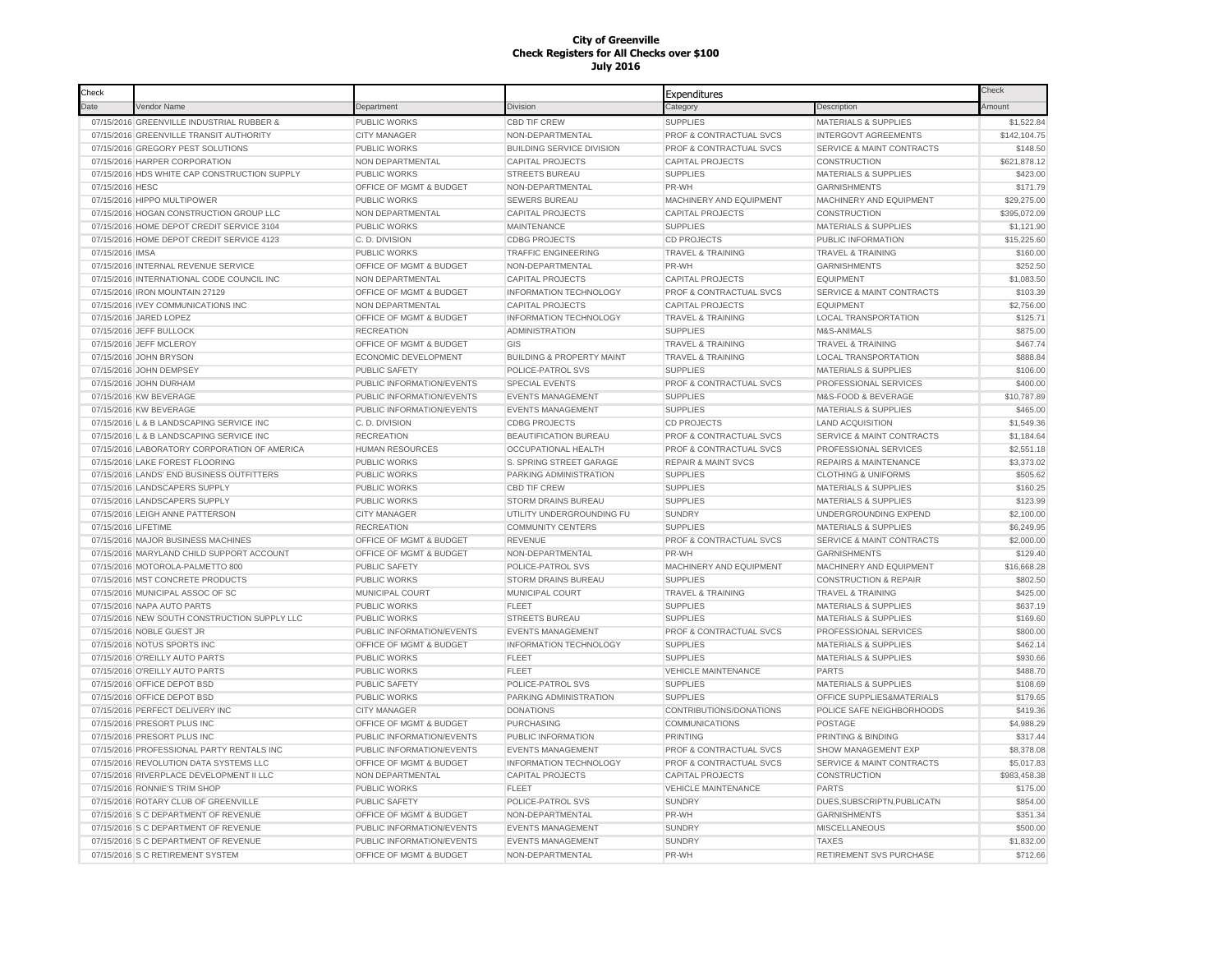**City of Greenville**
**Check Registers for All Checks over $100**
**July 2016**

| Check Date | Vendor Name | Department | Division | Expenditures Category | Description | Check Amount |
|---|---|---|---|---|---|---|
| 07/15/2016 | GREENVILLE INDUSTRIAL RUBBER & | PUBLIC WORKS | CBD TIF CREW | SUPPLIES | MATERIALS & SUPPLIES | $1,522.84 |
| 07/15/2016 | GREENVILLE TRANSIT AUTHORITY | CITY MANAGER | NON-DEPARTMENTAL | PROF & CONTRACTUAL SVCS | INTERGOVT AGREEMENTS | $142,104.75 |
| 07/15/2016 | GREGORY PEST SOLUTIONS | PUBLIC WORKS | BUILDING SERVICE DIVISION | PROF & CONTRACTUAL SVCS | SERVICE & MAINT CONTRACTS | $148.50 |
| 07/15/2016 | HARPER CORPORATION | NON DEPARTMENTAL | CAPITAL PROJECTS | CAPITAL PROJECTS | CONSTRUCTION | $621,878.12 |
| 07/15/2016 | HDS WHITE CAP CONSTRUCTION SUPPLY | PUBLIC WORKS | STREETS BUREAU | SUPPLIES | MATERIALS & SUPPLIES | $423.00 |
| 07/15/2016 | HESC | OFFICE OF MGMT & BUDGET | NON-DEPARTMENTAL | PR-WH | GARNISHMENTS | $171.79 |
| 07/15/2016 | HIPPO MULTIPOWER | PUBLIC WORKS | SEWERS BUREAU | MACHINERY AND EQUIPMENT | MACHINERY AND EQUIPMENT | $29,275.00 |
| 07/15/2016 | HOGAN CONSTRUCTION GROUP LLC | NON DEPARTMENTAL | CAPITAL PROJECTS | CAPITAL PROJECTS | CONSTRUCTION | $395,072.09 |
| 07/15/2016 | HOME DEPOT CREDIT SERVICE 3104 | PUBLIC WORKS | MAINTENANCE | SUPPLIES | MATERIALS & SUPPLIES | $1,121.90 |
| 07/15/2016 | HOME DEPOT CREDIT SERVICE 4123 | C. D. DIVISION | CDBG PROJECTS | CD PROJECTS | PUBLIC INFORMATION | $15,225.60 |
| 07/15/2016 | IMSA | PUBLIC WORKS | TRAFFIC ENGINEERING | TRAVEL & TRAINING | TRAVEL & TRAINING | $160.00 |
| 07/15/2016 | INTERNAL REVENUE SERVICE | OFFICE OF MGMT & BUDGET | NON-DEPARTMENTAL | PR-WH | GARNISHMENTS | $252.50 |
| 07/15/2016 | INTERNATIONAL CODE COUNCIL INC | NON DEPARTMENTAL | CAPITAL PROJECTS | CAPITAL PROJECTS | EQUIPMENT | $1,083.50 |
| 07/15/2016 | IRON MOUNTAIN 27129 | OFFICE OF MGMT & BUDGET | INFORMATION TECHNOLOGY | PROF & CONTRACTUAL SVCS | SERVICE & MAINT CONTRACTS | $103.39 |
| 07/15/2016 | IVEY COMMUNICATIONS INC | NON DEPARTMENTAL | CAPITAL PROJECTS | CAPITAL PROJECTS | EQUIPMENT | $2,756.00 |
| 07/15/2016 | JARED LOPEZ | OFFICE OF MGMT & BUDGET | INFORMATION TECHNOLOGY | TRAVEL & TRAINING | LOCAL TRANSPORTATION | $125.71 |
| 07/15/2016 | JEFF BULLOCK | RECREATION | ADMINISTRATION | SUPPLIES | M&S-ANIMALS | $875.00 |
| 07/15/2016 | JEFF MCLEROY | OFFICE OF MGMT & BUDGET | GIS | TRAVEL & TRAINING | TRAVEL & TRAINING | $467.74 |
| 07/15/2016 | JOHN BRYSON | ECONOMIC DEVELOPMENT | BUILDING & PROPERTY MAINT | TRAVEL & TRAINING | LOCAL TRANSPORTATION | $888.84 |
| 07/15/2016 | JOHN DEMPSEY | PUBLIC SAFETY | POLICE-PATROL SVS | SUPPLIES | MATERIALS & SUPPLIES | $106.00 |
| 07/15/2016 | JOHN DURHAM | PUBLIC INFORMATION/EVENTS | SPECIAL EVENTS | PROF & CONTRACTUAL SVCS | PROFESSIONAL SERVICES | $400.00 |
| 07/15/2016 | KW BEVERAGE | PUBLIC INFORMATION/EVENTS | EVENTS MANAGEMENT | SUPPLIES | M&S-FOOD & BEVERAGE | $10,787.89 |
| 07/15/2016 | KW BEVERAGE | PUBLIC INFORMATION/EVENTS | EVENTS MANAGEMENT | SUPPLIES | MATERIALS & SUPPLIES | $465.00 |
| 07/15/2016 | L & B LANDSCAPING SERVICE INC | C. D. DIVISION | CDBG PROJECTS | CD PROJECTS | LAND ACQUISITION | $1,549.36 |
| 07/15/2016 | L & B LANDSCAPING SERVICE INC | RECREATION | BEAUTIFICATION BUREAU | PROF & CONTRACTUAL SVCS | SERVICE & MAINT CONTRACTS | $1,184.64 |
| 07/15/2016 | LABORATORY CORPORATION OF AMERICA | HUMAN RESOURCES | OCCUPATIONAL HEALTH | PROF & CONTRACTUAL SVCS | PROFESSIONAL SERVICES | $2,551.18 |
| 07/15/2016 | LAKE FOREST FLOORING | PUBLIC WORKS | S. SPRING STREET GARAGE | REPAIR & MAINT SVCS | REPAIRS & MAINTENANCE | $3,373.02 |
| 07/15/2016 | LANDS' END BUSINESS OUTFITTERS | PUBLIC WORKS | PARKING ADMINISTRATION | SUPPLIES | CLOTHING & UNIFORMS | $505.62 |
| 07/15/2016 | LANDSCAPERS SUPPLY | PUBLIC WORKS | CBD TIF CREW | SUPPLIES | MATERIALS & SUPPLIES | $160.25 |
| 07/15/2016 | LANDSCAPERS SUPPLY | PUBLIC WORKS | STORM DRAINS BUREAU | SUPPLIES | MATERIALS & SUPPLIES | $123.99 |
| 07/15/2016 | LEIGH ANNE PATTERSON | CITY MANAGER | UTILITY UNDERGROUNDING FU | SUNDRY | UNDERGROUNDING EXPEND | $2,100.00 |
| 07/15/2016 | LIFETIME | RECREATION | COMMUNITY CENTERS | SUPPLIES | MATERIALS & SUPPLIES | $6,249.95 |
| 07/15/2016 | MAJOR BUSINESS MACHINES | OFFICE OF MGMT & BUDGET | REVENUE | PROF & CONTRACTUAL SVCS | SERVICE & MAINT CONTRACTS | $2,000.00 |
| 07/15/2016 | MARYLAND CHILD SUPPORT ACCOUNT | OFFICE OF MGMT & BUDGET | NON-DEPARTMENTAL | PR-WH | GARNISHMENTS | $129.40 |
| 07/15/2016 | MOTOROLA-PALMETTO 800 | PUBLIC SAFETY | POLICE-PATROL SVS | MACHINERY AND EQUIPMENT | MACHINERY AND EQUIPMENT | $16,668.28 |
| 07/15/2016 | MST CONCRETE PRODUCTS | PUBLIC WORKS | STORM DRAINS BUREAU | SUPPLIES | CONSTRUCTION & REPAIR | $802.50 |
| 07/15/2016 | MUNICIPAL ASSOC OF SC | MUNICIPAL COURT | MUNICIPAL COURT | TRAVEL & TRAINING | TRAVEL & TRAINING | $425.00 |
| 07/15/2016 | NAPA AUTO PARTS | PUBLIC WORKS | FLEET | SUPPLIES | MATERIALS & SUPPLIES | $637.19 |
| 07/15/2016 | NEW SOUTH CONSTRUCTION SUPPLY LLC | PUBLIC WORKS | STREETS BUREAU | SUPPLIES | MATERIALS & SUPPLIES | $169.60 |
| 07/15/2016 | NOBLE GUEST JR | PUBLIC INFORMATION/EVENTS | EVENTS MANAGEMENT | PROF & CONTRACTUAL SVCS | PROFESSIONAL SERVICES | $800.00 |
| 07/15/2016 | NOTUS SPORTS INC | OFFICE OF MGMT & BUDGET | INFORMATION TECHNOLOGY | SUPPLIES | MATERIALS & SUPPLIES | $462.14 |
| 07/15/2016 | O'REILLY AUTO PARTS | PUBLIC WORKS | FLEET | SUPPLIES | MATERIALS & SUPPLIES | $930.66 |
| 07/15/2016 | O'REILLY AUTO PARTS | PUBLIC WORKS | FLEET | VEHICLE MAINTENANCE | PARTS | $488.70 |
| 07/15/2016 | OFFICE DEPOT BSD | PUBLIC SAFETY | POLICE-PATROL SVS | SUPPLIES | MATERIALS & SUPPLIES | $108.69 |
| 07/15/2016 | OFFICE DEPOT BSD | PUBLIC WORKS | PARKING ADMINISTRATION | SUPPLIES | OFFICE SUPPLIES&MATERIALS | $179.65 |
| 07/15/2016 | PERFECT DELIVERY INC | CITY MANAGER | DONATIONS | CONTRIBUTIONS/DONATIONS | POLICE SAFE NEIGHBORHOODS | $419.36 |
| 07/15/2016 | PRESORT PLUS INC | OFFICE OF MGMT & BUDGET | PURCHASING | COMMUNICATIONS | POSTAGE | $4,988.29 |
| 07/15/2016 | PRESORT PLUS INC | PUBLIC INFORMATION/EVENTS | PUBLIC INFORMATION | PRINTING | PRINTING & BINDING | $317.44 |
| 07/15/2016 | PROFESSIONAL PARTY RENTALS INC | PUBLIC INFORMATION/EVENTS | EVENTS MANAGEMENT | PROF & CONTRACTUAL SVCS | SHOW MANAGEMENT EXP | $8,378.08 |
| 07/15/2016 | REVOLUTION DATA SYSTEMS LLC | OFFICE OF MGMT & BUDGET | INFORMATION TECHNOLOGY | PROF & CONTRACTUAL SVCS | SERVICE & MAINT CONTRACTS | $5,017.83 |
| 07/15/2016 | RIVERPLACE DEVELOPMENT II LLC | NON DEPARTMENTAL | CAPITAL PROJECTS | CAPITAL PROJECTS | CONSTRUCTION | $983,458.38 |
| 07/15/2016 | RONNIE'S TRIM SHOP | PUBLIC WORKS | FLEET | VEHICLE MAINTENANCE | PARTS | $175.00 |
| 07/15/2016 | ROTARY CLUB OF GREENVILLE | PUBLIC SAFETY | POLICE-PATROL SVS | SUNDRY | DUES,SUBSCRIPTN,PUBLICATN | $854.00 |
| 07/15/2016 | S C DEPARTMENT OF REVENUE | OFFICE OF MGMT & BUDGET | NON-DEPARTMENTAL | PR-WH | GARNISHMENTS | $351.34 |
| 07/15/2016 | S C DEPARTMENT OF REVENUE | PUBLIC INFORMATION/EVENTS | EVENTS MANAGEMENT | SUNDRY | MISCELLANEOUS | $500.00 |
| 07/15/2016 | S C DEPARTMENT OF REVENUE | PUBLIC INFORMATION/EVENTS | EVENTS MANAGEMENT | SUNDRY | TAXES | $1,832.00 |
| 07/15/2016 | S C RETIREMENT SYSTEM | OFFICE OF MGMT & BUDGET | NON-DEPARTMENTAL | PR-WH | RETIREMENT SVS PURCHASE | $712.66 |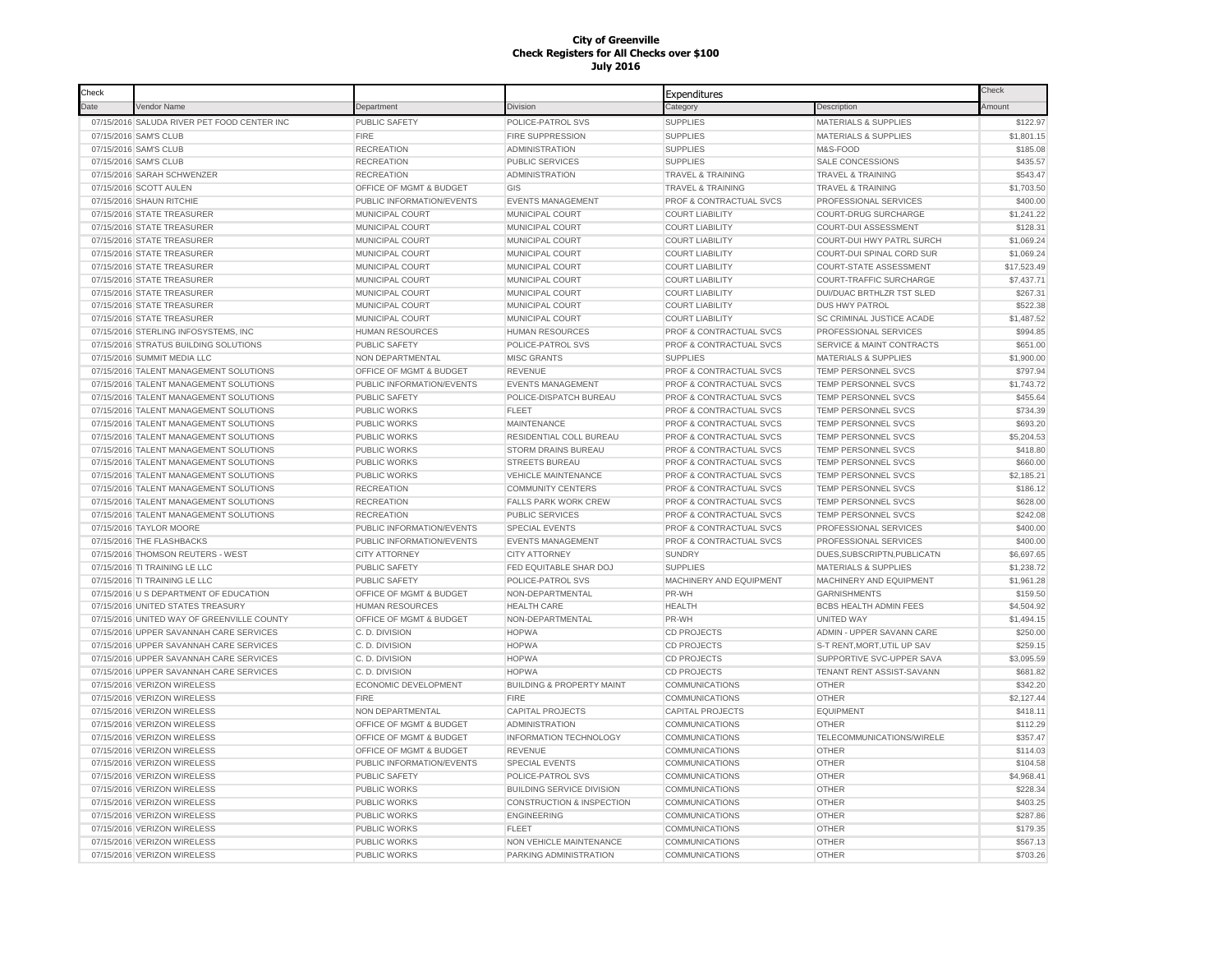**City of Greenville**
**Check Registers for All Checks over $100**
**July 2016**

| Check Date | Vendor Name | Department | Division | Expenditures Category | Description | Check Amount |
|---|---|---|---|---|---|---|
| 07/15/2016 | SALUDA RIVER PET FOOD CENTER INC | PUBLIC SAFETY | POLICE-PATROL SVS | SUPPLIES | MATERIALS & SUPPLIES | $122.97 |
| 07/15/2016 | SAM'S CLUB | FIRE | FIRE SUPPRESSION | SUPPLIES | MATERIALS & SUPPLIES | $1,801.15 |
| 07/15/2016 | SAM'S CLUB | RECREATION | ADMINISTRATION | SUPPLIES | M&S-FOOD | $185.08 |
| 07/15/2016 | SAM'S CLUB | RECREATION | PUBLIC SERVICES | SUPPLIES | SALE CONCESSIONS | $435.57 |
| 07/15/2016 | SARAH SCHWENZER | RECREATION | ADMINISTRATION | TRAVEL & TRAINING | TRAVEL & TRAINING | $543.47 |
| 07/15/2016 | SCOTT AULEN | OFFICE OF MGMT & BUDGET | GIS | TRAVEL & TRAINING | TRAVEL & TRAINING | $1,703.50 |
| 07/15/2016 | SHAUN RITCHIE | PUBLIC INFORMATION/EVENTS | EVENTS MANAGEMENT | PROF & CONTRACTUAL SVCS | PROFESSIONAL SERVICES | $400.00 |
| 07/15/2016 | STATE TREASURER | MUNICIPAL COURT | MUNICIPAL COURT | COURT LIABILITY | COURT-DRUG SURCHARGE | $1,241.22 |
| 07/15/2016 | STATE TREASURER | MUNICIPAL COURT | MUNICIPAL COURT | COURT LIABILITY | COURT-DUI ASSESSMENT | $128.31 |
| 07/15/2016 | STATE TREASURER | MUNICIPAL COURT | MUNICIPAL COURT | COURT LIABILITY | COURT-DUI HWY PATRL SURCH | $1,069.24 |
| 07/15/2016 | STATE TREASURER | MUNICIPAL COURT | MUNICIPAL COURT | COURT LIABILITY | COURT-DUI SPINAL CORD SUR | $1,069.24 |
| 07/15/2016 | STATE TREASURER | MUNICIPAL COURT | MUNICIPAL COURT | COURT LIABILITY | COURT-STATE ASSESSMENT | $17,523.49 |
| 07/15/2016 | STATE TREASURER | MUNICIPAL COURT | MUNICIPAL COURT | COURT LIABILITY | COURT-TRAFFIC SURCHARGE | $7,437.71 |
| 07/15/2016 | STATE TREASURER | MUNICIPAL COURT | MUNICIPAL COURT | COURT LIABILITY | DUI/DUAC BRTHLZR TST SLED | $267.31 |
| 07/15/2016 | STATE TREASURER | MUNICIPAL COURT | MUNICIPAL COURT | COURT LIABILITY | DUS HWY PATROL | $522.38 |
| 07/15/2016 | STATE TREASURER | MUNICIPAL COURT | MUNICIPAL COURT | COURT LIABILITY | SC CRIMINAL JUSTICE ACADE | $1,487.52 |
| 07/15/2016 | STERLING INFOSYSTEMS, INC | HUMAN RESOURCES | HUMAN RESOURCES | PROF & CONTRACTUAL SVCS | PROFESSIONAL SERVICES | $994.85 |
| 07/15/2016 | STRATUS BUILDING SOLUTIONS | PUBLIC SAFETY | POLICE-PATROL SVS | PROF & CONTRACTUAL SVCS | SERVICE & MAINT CONTRACTS | $651.00 |
| 07/15/2016 | SUMMIT MEDIA LLC | NON DEPARTMENTAL | MISC GRANTS | SUPPLIES | MATERIALS & SUPPLIES | $1,900.00 |
| 07/15/2016 | TALENT MANAGEMENT SOLUTIONS | OFFICE OF MGMT & BUDGET | REVENUE | PROF & CONTRACTUAL SVCS | TEMP PERSONNEL SVCS | $797.94 |
| 07/15/2016 | TALENT MANAGEMENT SOLUTIONS | PUBLIC INFORMATION/EVENTS | EVENTS MANAGEMENT | PROF & CONTRACTUAL SVCS | TEMP PERSONNEL SVCS | $1,743.72 |
| 07/15/2016 | TALENT MANAGEMENT SOLUTIONS | PUBLIC SAFETY | POLICE-DISPATCH BUREAU | PROF & CONTRACTUAL SVCS | TEMP PERSONNEL SVCS | $455.64 |
| 07/15/2016 | TALENT MANAGEMENT SOLUTIONS | PUBLIC WORKS | FLEET | PROF & CONTRACTUAL SVCS | TEMP PERSONNEL SVCS | $734.39 |
| 07/15/2016 | TALENT MANAGEMENT SOLUTIONS | PUBLIC WORKS | MAINTENANCE | PROF & CONTRACTUAL SVCS | TEMP PERSONNEL SVCS | $693.20 |
| 07/15/2016 | TALENT MANAGEMENT SOLUTIONS | PUBLIC WORKS | RESIDENTIAL COLL BUREAU | PROF & CONTRACTUAL SVCS | TEMP PERSONNEL SVCS | $5,204.53 |
| 07/15/2016 | TALENT MANAGEMENT SOLUTIONS | PUBLIC WORKS | STORM DRAINS BUREAU | PROF & CONTRACTUAL SVCS | TEMP PERSONNEL SVCS | $418.80 |
| 07/15/2016 | TALENT MANAGEMENT SOLUTIONS | PUBLIC WORKS | STREETS BUREAU | PROF & CONTRACTUAL SVCS | TEMP PERSONNEL SVCS | $660.00 |
| 07/15/2016 | TALENT MANAGEMENT SOLUTIONS | PUBLIC WORKS | VEHICLE MAINTENANCE | PROF & CONTRACTUAL SVCS | TEMP PERSONNEL SVCS | $2,185.21 |
| 07/15/2016 | TALENT MANAGEMENT SOLUTIONS | RECREATION | COMMUNITY CENTERS | PROF & CONTRACTUAL SVCS | TEMP PERSONNEL SVCS | $186.12 |
| 07/15/2016 | TALENT MANAGEMENT SOLUTIONS | RECREATION | FALLS PARK WORK CREW | PROF & CONTRACTUAL SVCS | TEMP PERSONNEL SVCS | $628.00 |
| 07/15/2016 | TALENT MANAGEMENT SOLUTIONS | RECREATION | PUBLIC SERVICES | PROF & CONTRACTUAL SVCS | TEMP PERSONNEL SVCS | $242.08 |
| 07/15/2016 | TAYLOR MOORE | PUBLIC INFORMATION/EVENTS | SPECIAL EVENTS | PROF & CONTRACTUAL SVCS | PROFESSIONAL SERVICES | $400.00 |
| 07/15/2016 | THE FLASHBACKS | PUBLIC INFORMATION/EVENTS | EVENTS MANAGEMENT | PROF & CONTRACTUAL SVCS | PROFESSIONAL SERVICES | $400.00 |
| 07/15/2016 | THOMSON REUTERS - WEST | CITY ATTORNEY | CITY ATTORNEY | SUNDRY | DUES,SUBSCRIPTN,PUBLICATN | $6,697.65 |
| 07/15/2016 | TI TRAINING LE LLC | PUBLIC SAFETY | FED EQUITABLE SHAR DOJ | SUPPLIES | MATERIALS & SUPPLIES | $1,238.72 |
| 07/15/2016 | TI TRAINING LE LLC | PUBLIC SAFETY | POLICE-PATROL SVS | MACHINERY AND EQUIPMENT | MACHINERY AND EQUIPMENT | $1,961.28 |
| 07/15/2016 | U S DEPARTMENT OF EDUCATION | OFFICE OF MGMT & BUDGET | NON-DEPARTMENTAL | PR-WH | GARNISHMENTS | $159.50 |
| 07/15/2016 | UNITED STATES TREASURY | HUMAN RESOURCES | HEALTH CARE | HEALTH | BCBS HEALTH ADMIN FEES | $4,504.92 |
| 07/15/2016 | UNITED WAY OF GREENVILLE COUNTY | OFFICE OF MGMT & BUDGET | NON-DEPARTMENTAL | PR-WH | UNITED WAY | $1,494.15 |
| 07/15/2016 | UPPER SAVANNAH CARE SERVICES | C. D. DIVISION | HOPWA | CD PROJECTS | ADMIN - UPPER SAVANN CARE | $250.00 |
| 07/15/2016 | UPPER SAVANNAH CARE SERVICES | C. D. DIVISION | HOPWA | CD PROJECTS | S-T RENT,MORT,UTIL UP SAV | $259.15 |
| 07/15/2016 | UPPER SAVANNAH CARE SERVICES | C. D. DIVISION | HOPWA | CD PROJECTS | SUPPORTIVE SVC-UPPER SAVA | $3,095.59 |
| 07/15/2016 | UPPER SAVANNAH CARE SERVICES | C. D. DIVISION | HOPWA | CD PROJECTS | TENANT RENT ASSIST-SAVANN | $681.82 |
| 07/15/2016 | VERIZON WIRELESS | ECONOMIC DEVELOPMENT | BUILDING & PROPERTY MAINT | COMMUNICATIONS | OTHER | $342.20 |
| 07/15/2016 | VERIZON WIRELESS | FIRE | FIRE | COMMUNICATIONS | OTHER | $2,127.44 |
| 07/15/2016 | VERIZON WIRELESS | NON DEPARTMENTAL | CAPITAL PROJECTS | CAPITAL PROJECTS | EQUIPMENT | $418.11 |
| 07/15/2016 | VERIZON WIRELESS | OFFICE OF MGMT & BUDGET | ADMINISTRATION | COMMUNICATIONS | OTHER | $112.29 |
| 07/15/2016 | VERIZON WIRELESS | OFFICE OF MGMT & BUDGET | INFORMATION TECHNOLOGY | COMMUNICATIONS | TELECOMMUNICATIONS/WIRELE | $357.47 |
| 07/15/2016 | VERIZON WIRELESS | OFFICE OF MGMT & BUDGET | REVENUE | COMMUNICATIONS | OTHER | $114.03 |
| 07/15/2016 | VERIZON WIRELESS | PUBLIC INFORMATION/EVENTS | SPECIAL EVENTS | COMMUNICATIONS | OTHER | $104.58 |
| 07/15/2016 | VERIZON WIRELESS | PUBLIC SAFETY | POLICE-PATROL SVS | COMMUNICATIONS | OTHER | $4,968.41 |
| 07/15/2016 | VERIZON WIRELESS | PUBLIC WORKS | BUILDING SERVICE DIVISION | COMMUNICATIONS | OTHER | $228.34 |
| 07/15/2016 | VERIZON WIRELESS | PUBLIC WORKS | CONSTRUCTION & INSPECTION | COMMUNICATIONS | OTHER | $403.25 |
| 07/15/2016 | VERIZON WIRELESS | PUBLIC WORKS | ENGINEERING | COMMUNICATIONS | OTHER | $287.86 |
| 07/15/2016 | VERIZON WIRELESS | PUBLIC WORKS | FLEET | COMMUNICATIONS | OTHER | $179.35 |
| 07/15/2016 | VERIZON WIRELESS | PUBLIC WORKS | NON VEHICLE MAINTENANCE | COMMUNICATIONS | OTHER | $567.13 |
| 07/15/2016 | VERIZON WIRELESS | PUBLIC WORKS | PARKING ADMINISTRATION | COMMUNICATIONS | OTHER | $703.26 |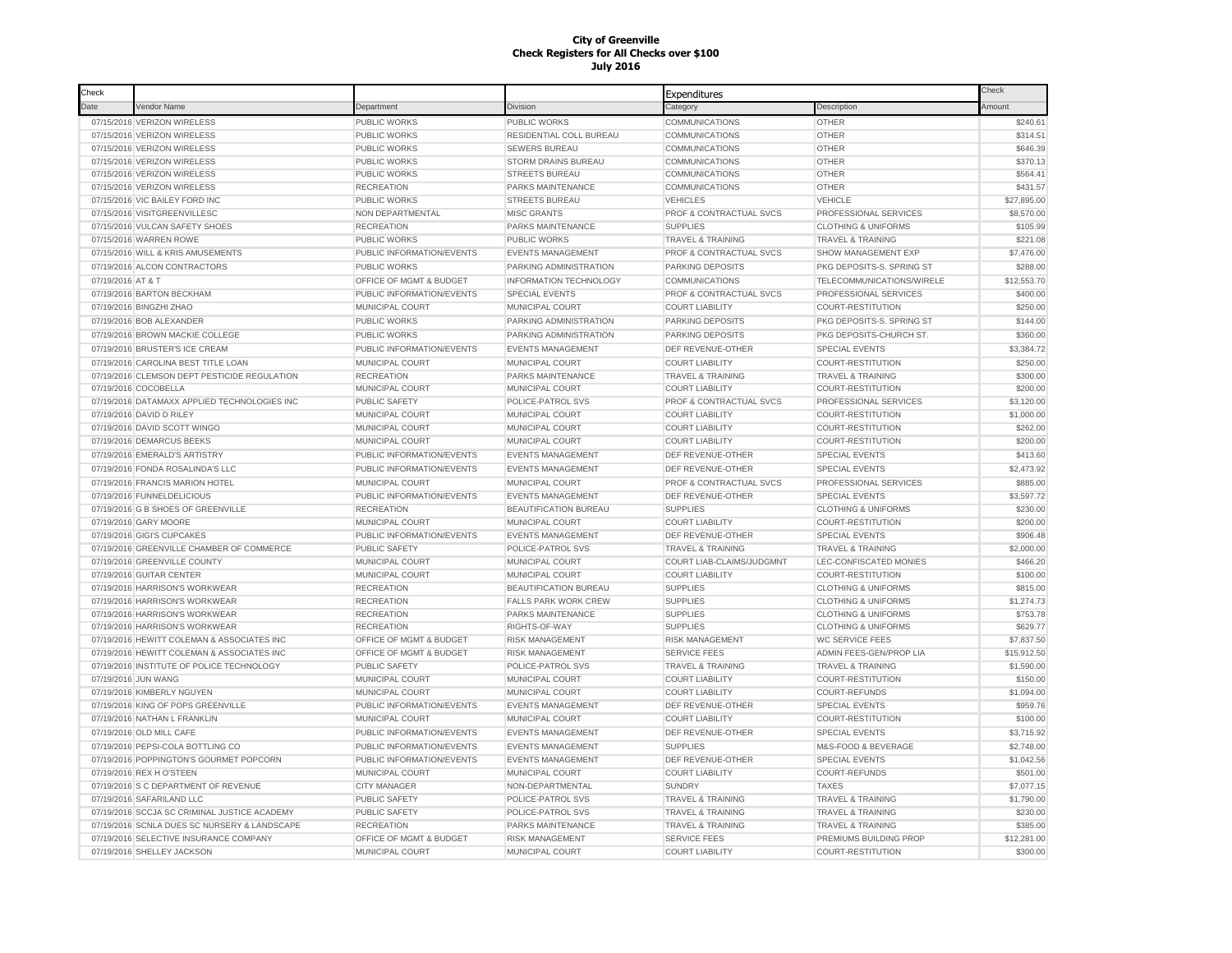**City of Greenville**
**Check Registers for All Checks over $100**
**July 2016**

| Check Date | Vendor Name | Department | Division | Expenditures Category | Description | Check Amount |
|---|---|---|---|---|---|---|
| 07/15/2016 | VERIZON WIRELESS | PUBLIC WORKS | PUBLIC WORKS | COMMUNICATIONS | OTHER | $240.61 |
| 07/15/2016 | VERIZON WIRELESS | PUBLIC WORKS | RESIDENTIAL COLL BUREAU | COMMUNICATIONS | OTHER | $314.51 |
| 07/15/2016 | VERIZON WIRELESS | PUBLIC WORKS | SEWERS BUREAU | COMMUNICATIONS | OTHER | $646.39 |
| 07/15/2016 | VERIZON WIRELESS | PUBLIC WORKS | STORM DRAINS BUREAU | COMMUNICATIONS | OTHER | $370.13 |
| 07/15/2016 | VERIZON WIRELESS | PUBLIC WORKS | STREETS BUREAU | COMMUNICATIONS | OTHER | $564.41 |
| 07/15/2016 | VERIZON WIRELESS | RECREATION | PARKS MAINTENANCE | COMMUNICATIONS | OTHER | $431.57 |
| 07/15/2016 | VIC BAILEY FORD INC | PUBLIC WORKS | STREETS BUREAU | VEHICLES | VEHICLE | $27,895.00 |
| 07/15/2016 | VISITGREENVILLESC | NON DEPARTMENTAL | MISC GRANTS | PROF & CONTRACTUAL SVCS | PROFESSIONAL SERVICES | $8,570.00 |
| 07/15/2016 | VULCAN SAFETY SHOES | RECREATION | PARKS MAINTENANCE | SUPPLIES | CLOTHING & UNIFORMS | $105.99 |
| 07/15/2016 | WARREN ROWE | PUBLIC WORKS | PUBLIC WORKS | TRAVEL & TRAINING | TRAVEL & TRAINING | $221.08 |
| 07/15/2016 | WILL & KRIS AMUSEMENTS | PUBLIC INFORMATION/EVENTS | EVENTS MANAGEMENT | PROF & CONTRACTUAL SVCS | SHOW MANAGEMENT EXP | $7,476.00 |
| 07/19/2016 | ALCON CONTRACTORS | PUBLIC WORKS | PARKING ADMINISTRATION | PARKING DEPOSITS | PKG DEPOSITS-S. SPRING ST | $288.00 |
| 07/19/2016 | AT & T | OFFICE OF MGMT & BUDGET | INFORMATION TECHNOLOGY | COMMUNICATIONS | TELECOMMUNICATIONS/WIRELE | $12,553.70 |
| 07/19/2016 | BARTON BECKHAM | PUBLIC INFORMATION/EVENTS | SPECIAL EVENTS | PROF & CONTRACTUAL SVCS | PROFESSIONAL SERVICES | $400.00 |
| 07/19/2016 | BINGZHI ZHAO | MUNICIPAL COURT | MUNICIPAL COURT | COURT LIABILITY | COURT-RESTITUTION | $250.00 |
| 07/19/2016 | BOB ALEXANDER | PUBLIC WORKS | PARKING ADMINISTRATION | PARKING DEPOSITS | PKG DEPOSITS-S. SPRING ST | $144.00 |
| 07/19/2016 | BROWN MACKIE COLLEGE | PUBLIC WORKS | PARKING ADMINISTRATION | PARKING DEPOSITS | PKG DEPOSITS-CHURCH ST. | $360.00 |
| 07/19/2016 | BRUSTER'S ICE CREAM | PUBLIC INFORMATION/EVENTS | EVENTS MANAGEMENT | DEF REVENUE-OTHER | SPECIAL EVENTS | $3,384.72 |
| 07/19/2016 | CAROLINA BEST TITLE LOAN | MUNICIPAL COURT | MUNICIPAL COURT | COURT LIABILITY | COURT-RESTITUTION | $250.00 |
| 07/19/2016 | CLEMSON DEPT PESTICIDE REGULATION | RECREATION | PARKS MAINTENANCE | TRAVEL & TRAINING | TRAVEL & TRAINING | $300.00 |
| 07/19/2016 | COCOBELLA | MUNICIPAL COURT | MUNICIPAL COURT | COURT LIABILITY | COURT-RESTITUTION | $200.00 |
| 07/19/2016 | DATAMAXX APPLIED TECHNOLOGIES INC | PUBLIC SAFETY | POLICE-PATROL SVS | PROF & CONTRACTUAL SVCS | PROFESSIONAL SERVICES | $3,120.00 |
| 07/19/2016 | DAVID D RILEY | MUNICIPAL COURT | MUNICIPAL COURT | COURT LIABILITY | COURT-RESTITUTION | $1,000.00 |
| 07/19/2016 | DAVID SCOTT WINGO | MUNICIPAL COURT | MUNICIPAL COURT | COURT LIABILITY | COURT-RESTITUTION | $262.00 |
| 07/19/2016 | DEMARCUS BEEKS | MUNICIPAL COURT | MUNICIPAL COURT | COURT LIABILITY | COURT-RESTITUTION | $200.00 |
| 07/19/2016 | EMERALD'S ARTISTRY | PUBLIC INFORMATION/EVENTS | EVENTS MANAGEMENT | DEF REVENUE-OTHER | SPECIAL EVENTS | $413.60 |
| 07/19/2016 | FONDA ROSALINDA'S LLC | PUBLIC INFORMATION/EVENTS | EVENTS MANAGEMENT | DEF REVENUE-OTHER | SPECIAL EVENTS | $2,473.92 |
| 07/19/2016 | FRANCIS MARION HOTEL | MUNICIPAL COURT | MUNICIPAL COURT | PROF & CONTRACTUAL SVCS | PROFESSIONAL SERVICES | $885.00 |
| 07/19/2016 | FUNNELDELICIOUS | PUBLIC INFORMATION/EVENTS | EVENTS MANAGEMENT | DEF REVENUE-OTHER | SPECIAL EVENTS | $3,597.72 |
| 07/19/2016 | G B SHOES OF GREENVILLE | RECREATION | BEAUTIFICATION BUREAU | SUPPLIES | CLOTHING & UNIFORMS | $230.00 |
| 07/19/2016 | GARY MOORE | MUNICIPAL COURT | MUNICIPAL COURT | COURT LIABILITY | COURT-RESTITUTION | $200.00 |
| 07/19/2016 | GIGI'S CUPCAKES | PUBLIC INFORMATION/EVENTS | EVENTS MANAGEMENT | DEF REVENUE-OTHER | SPECIAL EVENTS | $906.48 |
| 07/19/2016 | GREENVILLE CHAMBER OF COMMERCE | PUBLIC SAFETY | POLICE-PATROL SVS | TRAVEL & TRAINING | TRAVEL & TRAINING | $2,000.00 |
| 07/19/2016 | GREENVILLE COUNTY | MUNICIPAL COURT | MUNICIPAL COURT | COURT LIAB-CLAIMS/JUDGMNT | LEC-CONFISCATED MONIES | $466.20 |
| 07/19/2016 | GUITAR CENTER | MUNICIPAL COURT | MUNICIPAL COURT | COURT LIABILITY | COURT-RESTITUTION | $100.00 |
| 07/19/2016 | HARRISON'S WORKWEAR | RECREATION | BEAUTIFICATION BUREAU | SUPPLIES | CLOTHING & UNIFORMS | $815.00 |
| 07/19/2016 | HARRISON'S WORKWEAR | RECREATION | FALLS PARK WORK CREW | SUPPLIES | CLOTHING & UNIFORMS | $1,274.73 |
| 07/19/2016 | HARRISON'S WORKWEAR | RECREATION | PARKS MAINTENANCE | SUPPLIES | CLOTHING & UNIFORMS | $753.78 |
| 07/19/2016 | HARRISON'S WORKWEAR | RECREATION | RIGHTS-OF-WAY | SUPPLIES | CLOTHING & UNIFORMS | $629.77 |
| 07/19/2016 | HEWITT COLEMAN & ASSOCIATES INC | OFFICE OF MGMT & BUDGET | RISK MANAGEMENT | RISK MANAGEMENT | WC SERVICE FEES | $7,837.50 |
| 07/19/2016 | HEWITT COLEMAN & ASSOCIATES INC | OFFICE OF MGMT & BUDGET | RISK MANAGEMENT | SERVICE FEES | ADMIN FEES-GEN/PROP LIA | $15,912.50 |
| 07/19/2016 | INSTITUTE OF POLICE TECHNOLOGY | PUBLIC SAFETY | POLICE-PATROL SVS | TRAVEL & TRAINING | TRAVEL & TRAINING | $1,590.00 |
| 07/19/2016 | JUN WANG | MUNICIPAL COURT | MUNICIPAL COURT | COURT LIABILITY | COURT-RESTITUTION | $150.00 |
| 07/19/2016 | KIMBERLY NGUYEN | MUNICIPAL COURT | MUNICIPAL COURT | COURT LIABILITY | COURT-REFUNDS | $1,094.00 |
| 07/19/2016 | KING OF POPS GREENVILLE | PUBLIC INFORMATION/EVENTS | EVENTS MANAGEMENT | DEF REVENUE-OTHER | SPECIAL EVENTS | $959.76 |
| 07/19/2016 | NATHAN L FRANKLIN | MUNICIPAL COURT | MUNICIPAL COURT | COURT LIABILITY | COURT-RESTITUTION | $100.00 |
| 07/19/2016 | OLD MILL CAFE | PUBLIC INFORMATION/EVENTS | EVENTS MANAGEMENT | DEF REVENUE-OTHER | SPECIAL EVENTS | $3,715.92 |
| 07/19/2016 | PEPSI-COLA BOTTLING CO | PUBLIC INFORMATION/EVENTS | EVENTS MANAGEMENT | SUPPLIES | M&S-FOOD & BEVERAGE | $2,748.00 |
| 07/19/2016 | POPPINGTON'S GOURMET POPCORN | PUBLIC INFORMATION/EVENTS | EVENTS MANAGEMENT | DEF REVENUE-OTHER | SPECIAL EVENTS | $1,042.56 |
| 07/19/2016 | REX H O'STEEN | MUNICIPAL COURT | MUNICIPAL COURT | COURT LIABILITY | COURT-REFUNDS | $501.00 |
| 07/19/2016 | S C DEPARTMENT OF REVENUE | CITY MANAGER | NON-DEPARTMENTAL | SUNDRY | TAXES | $7,077.15 |
| 07/19/2016 | SAFARILAND LLC | PUBLIC SAFETY | POLICE-PATROL SVS | TRAVEL & TRAINING | TRAVEL & TRAINING | $1,790.00 |
| 07/19/2016 | SCCJA SC CRIMINAL JUSTICE ACADEMY | PUBLIC SAFETY | POLICE-PATROL SVS | TRAVEL & TRAINING | TRAVEL & TRAINING | $230.00 |
| 07/19/2016 | SCNLA DUES SC NURSERY & LANDSCAPE | RECREATION | PARKS MAINTENANCE | TRAVEL & TRAINING | TRAVEL & TRAINING | $385.00 |
| 07/19/2016 | SELECTIVE INSURANCE COMPANY | OFFICE OF MGMT & BUDGET | RISK MANAGEMENT | SERVICE FEES | PREMIUMS BUILDING PROP | $12,281.00 |
| 07/19/2016 | SHELLEY JACKSON | MUNICIPAL COURT | MUNICIPAL COURT | COURT LIABILITY | COURT-RESTITUTION | $300.00 |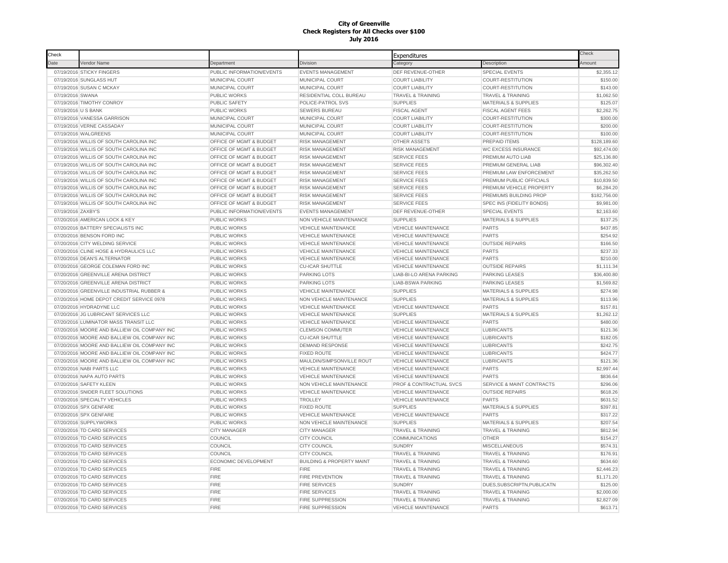**City of Greenville**
**Check Registers for All Checks over $100**
**July 2016**

| Check Date | Vendor Name | Department | Division | Expenditures Category | Description | Check Amount |
|---|---|---|---|---|---|---|
| 07/19/2016 | STICKY FINGERS | PUBLIC INFORMATION/EVENTS | EVENTS MANAGEMENT | DEF REVENUE-OTHER | SPECIAL EVENTS | $2,355.12 |
| 07/19/2016 | SUNGLASS HUT | MUNICIPAL COURT | MUNICIPAL COURT | COURT LIABILITY | COURT-RESTITUTION | $150.00 |
| 07/19/2016 | SUSAN C MCKAY | MUNICIPAL COURT | MUNICIPAL COURT | COURT LIABILITY | COURT-RESTITUTION | $143.00 |
| 07/19/2016 | SWANA | PUBLIC WORKS | RESIDENTIAL COLL BUREAU | TRAVEL & TRAINING | TRAVEL & TRAINING | $1,062.50 |
| 07/19/2016 | TIMOTHY CONROY | PUBLIC SAFETY | POLICE-PATROL SVS | SUPPLIES | MATERIALS & SUPPLIES | $125.07 |
| 07/19/2016 | U S BANK | PUBLIC WORKS | SEWERS BUREAU | FISCAL AGENT | FISCAL AGENT FEES | $2,262.75 |
| 07/19/2016 | VANESSA GARRISON | MUNICIPAL COURT | MUNICIPAL COURT | COURT LIABILITY | COURT-RESTITUTION | $300.00 |
| 07/19/2016 | VERNE CASSADAY | MUNICIPAL COURT | MUNICIPAL COURT | COURT LIABILITY | COURT-RESTITUTION | $200.00 |
| 07/19/2016 | WALGREENS | MUNICIPAL COURT | MUNICIPAL COURT | COURT LIABILITY | COURT-RESTITUTION | $100.00 |
| 07/19/2016 | WILLIS OF SOUTH CAROLINA INC | OFFICE OF MGMT & BUDGET | RISK MANAGEMENT | OTHER ASSETS | PREPAID ITEMS | $128,189.60 |
| 07/19/2016 | WILLIS OF SOUTH CAROLINA INC | OFFICE OF MGMT & BUDGET | RISK MANAGEMENT | RISK MANAGEMENT | WC EXCESS INSURANCE | $92,474.00 |
| 07/19/2016 | WILLIS OF SOUTH CAROLINA INC | OFFICE OF MGMT & BUDGET | RISK MANAGEMENT | SERVICE FEES | PREMIUM AUTO LIAB | $25,136.80 |
| 07/19/2016 | WILLIS OF SOUTH CAROLINA INC | OFFICE OF MGMT & BUDGET | RISK MANAGEMENT | SERVICE FEES | PREMIUM GENERAL LIAB | $96,302.40 |
| 07/19/2016 | WILLIS OF SOUTH CAROLINA INC | OFFICE OF MGMT & BUDGET | RISK MANAGEMENT | SERVICE FEES | PREMIUM LAW ENFORCEMENT | $35,262.50 |
| 07/19/2016 | WILLIS OF SOUTH CAROLINA INC | OFFICE OF MGMT & BUDGET | RISK MANAGEMENT | SERVICE FEES | PREMIUM PUBLIC OFFICIALS | $10,839.50 |
| 07/19/2016 | WILLIS OF SOUTH CAROLINA INC | OFFICE OF MGMT & BUDGET | RISK MANAGEMENT | SERVICE FEES | PREMIUM VEHICLE PROPERTY | $6,284.20 |
| 07/19/2016 | WILLIS OF SOUTH CAROLINA INC | OFFICE OF MGMT & BUDGET | RISK MANAGEMENT | SERVICE FEES | PREMIUMS BUILDING PROP | $182,756.00 |
| 07/19/2016 | WILLIS OF SOUTH CAROLINA INC | OFFICE OF MGMT & BUDGET | RISK MANAGEMENT | SERVICE FEES | SPEC INS (FIDELITY BONDS) | $9,981.00 |
| 07/19/2016 | ZAXBY'S | PUBLIC INFORMATION/EVENTS | EVENTS MANAGEMENT | DEF REVENUE-OTHER | SPECIAL EVENTS | $2,163.60 |
| 07/20/2016 | AMERICAN LOCK & KEY | PUBLIC WORKS | NON VEHICLE MAINTENANCE | SUPPLIES | MATERIALS & SUPPLIES | $137.25 |
| 07/20/2016 | BATTERY SPECIALISTS INC | PUBLIC WORKS | VEHICLE MAINTENANCE | VEHICLE MAINTENANCE | PARTS | $437.85 |
| 07/20/2016 | BENSON FORD INC | PUBLIC WORKS | VEHICLE MAINTENANCE | VEHICLE MAINTENANCE | PARTS | $254.92 |
| 07/20/2016 | CITY WELDING SERVICE | PUBLIC WORKS | VEHICLE MAINTENANCE | VEHICLE MAINTENANCE | OUTSIDE REPAIRS | $166.50 |
| 07/20/2016 | CLINE HOSE & HYDRAULICS LLC | PUBLIC WORKS | VEHICLE MAINTENANCE | VEHICLE MAINTENANCE | PARTS | $237.33 |
| 07/20/2016 | DEAN'S ALTERNATOR | PUBLIC WORKS | VEHICLE MAINTENANCE | VEHICLE MAINTENANCE | PARTS | $210.00 |
| 07/20/2016 | GEORGE COLEMAN FORD INC | PUBLIC WORKS | CU-ICAR SHUTTLE | VEHICLE MAINTENANCE | OUTSIDE REPAIRS | $1,111.34 |
| 07/20/2016 | GREENVILLE ARENA DISTRICT | PUBLIC WORKS | PARKING LOTS | LIAB-BI-LO ARENA PARKING | PARKING LEASES | $36,400.80 |
| 07/20/2016 | GREENVILLE ARENA DISTRICT | PUBLIC WORKS | PARKING LOTS | LIAB-BSWA PARKING | PARKING LEASES | $1,569.82 |
| 07/20/2016 | GREENVILLE INDUSTRIAL RUBBER & | PUBLIC WORKS | VEHICLE MAINTENANCE | SUPPLIES | MATERIALS & SUPPLIES | $274.98 |
| 07/20/2016 | HOME DEPOT CREDIT SERVICE 0978 | PUBLIC WORKS | NON VEHICLE MAINTENANCE | SUPPLIES | MATERIALS & SUPPLIES | $113.96 |
| 07/20/2016 | HYDRADYNE LLC | PUBLIC WORKS | VEHICLE MAINTENANCE | VEHICLE MAINTENANCE | PARTS | $157.81 |
| 07/20/2016 | JG LUBRICANT SERVICES LLC | PUBLIC WORKS | VEHICLE MAINTENANCE | SUPPLIES | MATERIALS & SUPPLIES | $1,262.12 |
| 07/20/2016 | LUMINATOR MASS TRANSIT LLC | PUBLIC WORKS | VEHICLE MAINTENANCE | VEHICLE MAINTENANCE | PARTS | $480.00 |
| 07/20/2016 | MOORE AND BALLIEW OIL COMPANY INC | PUBLIC WORKS | CLEMSON COMMUTER | VEHICLE MAINTENANCE | LUBRICANTS | $121.36 |
| 07/20/2016 | MOORE AND BALLIEW OIL COMPANY INC | PUBLIC WORKS | CU-ICAR SHUTTLE | VEHICLE MAINTENANCE | LUBRICANTS | $182.05 |
| 07/20/2016 | MOORE AND BALLIEW OIL COMPANY INC | PUBLIC WORKS | DEMAND RESPONSE | VEHICLE MAINTENANCE | LUBRICANTS | $242.75 |
| 07/20/2016 | MOORE AND BALLIEW OIL COMPANY INC | PUBLIC WORKS | FIXED ROUTE | VEHICLE MAINTENANCE | LUBRICANTS | $424.77 |
| 07/20/2016 | MOORE AND BALLIEW OIL COMPANY INC | PUBLIC WORKS | MAULDIN/SIMPSONVILLE ROUT | VEHICLE MAINTENANCE | LUBRICANTS | $121.36 |
| 07/20/2016 | NABI PARTS LLC | PUBLIC WORKS | VEHICLE MAINTENANCE | VEHICLE MAINTENANCE | PARTS | $2,997.44 |
| 07/20/2016 | NAPA AUTO PARTS | PUBLIC WORKS | VEHICLE MAINTENANCE | VEHICLE MAINTENANCE | PARTS | $836.64 |
| 07/20/2016 | SAFETY KLEEN | PUBLIC WORKS | NON VEHICLE MAINTENANCE | PROF & CONTRACTUAL SVCS | SERVICE & MAINT CONTRACTS | $296.06 |
| 07/20/2016 | SNIDER FLEET SOLUTIONS | PUBLIC WORKS | VEHICLE MAINTENANCE | VEHICLE MAINTENANCE | OUTSIDE REPAIRS | $618.26 |
| 07/20/2016 | SPECIALTY VEHICLES | PUBLIC WORKS | TROLLEY | VEHICLE MAINTENANCE | PARTS | $631.52 |
| 07/20/2016 | SPX GENFARE | PUBLIC WORKS | FIXED ROUTE | SUPPLIES | MATERIALS & SUPPLIES | $397.81 |
| 07/20/2016 | SPX GENFARE | PUBLIC WORKS | VEHICLE MAINTENANCE | VEHICLE MAINTENANCE | PARTS | $317.22 |
| 07/20/2016 | SUPPLYWORKS | PUBLIC WORKS | NON VEHICLE MAINTENANCE | SUPPLIES | MATERIALS & SUPPLIES | $207.54 |
| 07/20/2016 | TD CARD SERVICES | CITY MANAGER | CITY MANAGER | TRAVEL & TRAINING | TRAVEL & TRAINING | $812.94 |
| 07/20/2016 | TD CARD SERVICES | COUNCIL | CITY COUNCIL | COMMUNICATIONS | OTHER | $154.27 |
| 07/20/2016 | TD CARD SERVICES | COUNCIL | CITY COUNCIL | SUNDRY | MISCELLANEOUS | $574.31 |
| 07/20/2016 | TD CARD SERVICES | COUNCIL | CITY COUNCIL | TRAVEL & TRAINING | TRAVEL & TRAINING | $176.91 |
| 07/20/2016 | TD CARD SERVICES | ECONOMIC DEVELOPMENT | BUILDING & PROPERTY MAINT | TRAVEL & TRAINING | TRAVEL & TRAINING | $634.60 |
| 07/20/2016 | TD CARD SERVICES | FIRE | FIRE | TRAVEL & TRAINING | TRAVEL & TRAINING | $2,446.23 |
| 07/20/2016 | TD CARD SERVICES | FIRE | FIRE PREVENTION | TRAVEL & TRAINING | TRAVEL & TRAINING | $1,171.20 |
| 07/20/2016 | TD CARD SERVICES | FIRE | FIRE SERVICES | SUNDRY | DUES,SUBSCRIPTN,PUBLICATN | $125.00 |
| 07/20/2016 | TD CARD SERVICES | FIRE | FIRE SERVICES | TRAVEL & TRAINING | TRAVEL & TRAINING | $2,000.00 |
| 07/20/2016 | TD CARD SERVICES | FIRE | FIRE SUPPRESSION | TRAVEL & TRAINING | TRAVEL & TRAINING | $2,827.09 |
| 07/20/2016 | TD CARD SERVICES | FIRE | FIRE SUPPRESSION | VEHICLE MAINTENANCE | PARTS | $613.71 |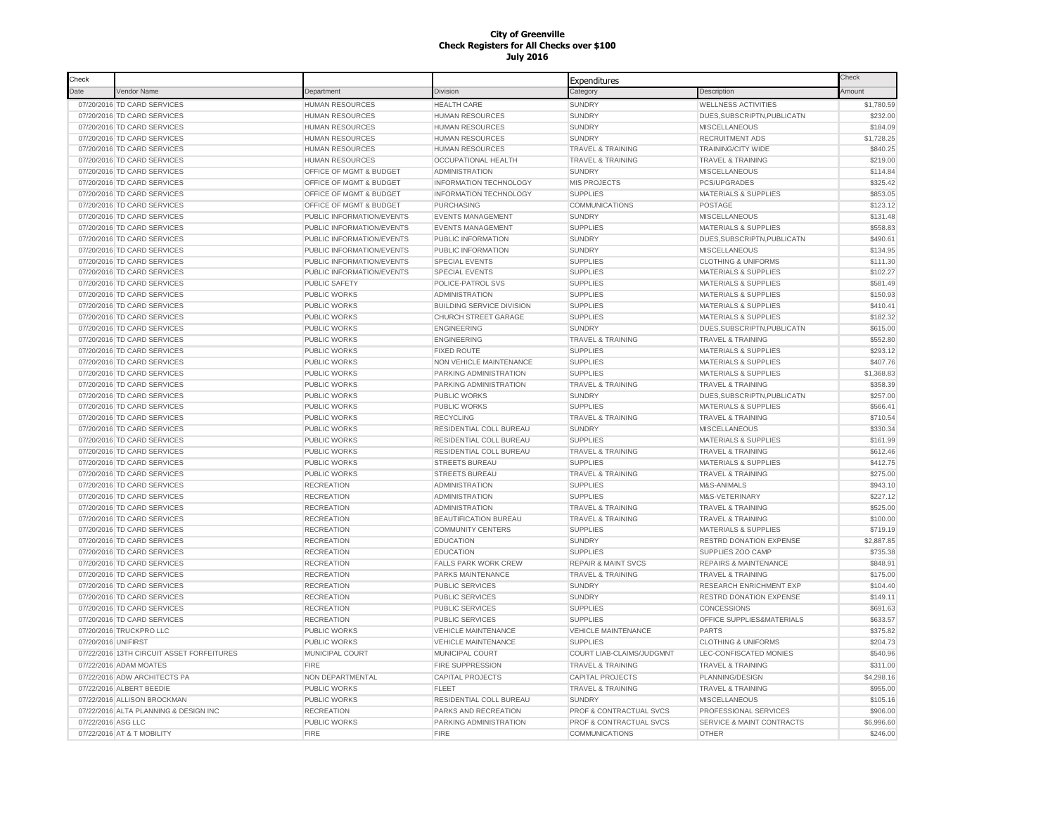**City of Greenville**
**Check Registers for All Checks over $100**
**July 2016**

| Check Date | Vendor Name | Department | Division | Expenditures Category | Description | Check Amount |
|---|---|---|---|---|---|---|
| 07/20/2016 | TD CARD SERVICES | HUMAN RESOURCES | HEALTH CARE | SUNDRY | WELLNESS ACTIVITIES | $1,780.59 |
| 07/20/2016 | TD CARD SERVICES | HUMAN RESOURCES | HUMAN RESOURCES | SUNDRY | DUES,SUBSCRIPTN,PUBLICATN | $232.00 |
| 07/20/2016 | TD CARD SERVICES | HUMAN RESOURCES | HUMAN RESOURCES | SUNDRY | MISCELLANEOUS | $184.09 |
| 07/20/2016 | TD CARD SERVICES | HUMAN RESOURCES | HUMAN RESOURCES | SUNDRY | RECRUITMENT ADS | $1,728.25 |
| 07/20/2016 | TD CARD SERVICES | HUMAN RESOURCES | HUMAN RESOURCES | TRAVEL & TRAINING | TRAINING/CITY WIDE | $840.25 |
| 07/20/2016 | TD CARD SERVICES | HUMAN RESOURCES | OCCUPATIONAL HEALTH | TRAVEL & TRAINING | TRAVEL & TRAINING | $219.00 |
| 07/20/2016 | TD CARD SERVICES | OFFICE OF MGMT & BUDGET | ADMINISTRATION | SUNDRY | MISCELLANEOUS | $114.84 |
| 07/20/2016 | TD CARD SERVICES | OFFICE OF MGMT & BUDGET | INFORMATION TECHNOLOGY | MIS PROJECTS | PCS/UPGRADES | $325.42 |
| 07/20/2016 | TD CARD SERVICES | OFFICE OF MGMT & BUDGET | INFORMATION TECHNOLOGY | SUPPLIES | MATERIALS & SUPPLIES | $853.05 |
| 07/20/2016 | TD CARD SERVICES | OFFICE OF MGMT & BUDGET | PURCHASING | COMMUNICATIONS | POSTAGE | $123.12 |
| 07/20/2016 | TD CARD SERVICES | PUBLIC INFORMATION/EVENTS | EVENTS MANAGEMENT | SUNDRY | MISCELLANEOUS | $131.48 |
| 07/20/2016 | TD CARD SERVICES | PUBLIC INFORMATION/EVENTS | EVENTS MANAGEMENT | SUPPLIES | MATERIALS & SUPPLIES | $558.83 |
| 07/20/2016 | TD CARD SERVICES | PUBLIC INFORMATION/EVENTS | PUBLIC INFORMATION | SUNDRY | DUES,SUBSCRIPTN,PUBLICATN | $490.61 |
| 07/20/2016 | TD CARD SERVICES | PUBLIC INFORMATION/EVENTS | PUBLIC INFORMATION | SUNDRY | MISCELLANEOUS | $134.95 |
| 07/20/2016 | TD CARD SERVICES | PUBLIC INFORMATION/EVENTS | SPECIAL EVENTS | SUPPLIES | CLOTHING & UNIFORMS | $111.30 |
| 07/20/2016 | TD CARD SERVICES | PUBLIC INFORMATION/EVENTS | SPECIAL EVENTS | SUPPLIES | MATERIALS & SUPPLIES | $102.27 |
| 07/20/2016 | TD CARD SERVICES | PUBLIC SAFETY | POLICE-PATROL SVS | SUPPLIES | MATERIALS & SUPPLIES | $581.49 |
| 07/20/2016 | TD CARD SERVICES | PUBLIC WORKS | ADMINISTRATION | SUPPLIES | MATERIALS & SUPPLIES | $150.93 |
| 07/20/2016 | TD CARD SERVICES | PUBLIC WORKS | BUILDING SERVICE DIVISION | SUPPLIES | MATERIALS & SUPPLIES | $410.41 |
| 07/20/2016 | TD CARD SERVICES | PUBLIC WORKS | CHURCH STREET GARAGE | SUPPLIES | MATERIALS & SUPPLIES | $182.32 |
| 07/20/2016 | TD CARD SERVICES | PUBLIC WORKS | ENGINEERING | SUNDRY | DUES,SUBSCRIPTN,PUBLICATN | $615.00 |
| 07/20/2016 | TD CARD SERVICES | PUBLIC WORKS | ENGINEERING | TRAVEL & TRAINING | TRAVEL & TRAINING | $552.80 |
| 07/20/2016 | TD CARD SERVICES | PUBLIC WORKS | FIXED ROUTE | SUPPLIES | MATERIALS & SUPPLIES | $293.12 |
| 07/20/2016 | TD CARD SERVICES | PUBLIC WORKS | NON VEHICLE MAINTENANCE | SUPPLIES | MATERIALS & SUPPLIES | $407.76 |
| 07/20/2016 | TD CARD SERVICES | PUBLIC WORKS | PARKING ADMINISTRATION | SUPPLIES | MATERIALS & SUPPLIES | $1,368.83 |
| 07/20/2016 | TD CARD SERVICES | PUBLIC WORKS | PARKING ADMINISTRATION | TRAVEL & TRAINING | TRAVEL & TRAINING | $358.39 |
| 07/20/2016 | TD CARD SERVICES | PUBLIC WORKS | PUBLIC WORKS | SUNDRY | DUES,SUBSCRIPTN,PUBLICATN | $257.00 |
| 07/20/2016 | TD CARD SERVICES | PUBLIC WORKS | PUBLIC WORKS | SUPPLIES | MATERIALS & SUPPLIES | $566.41 |
| 07/20/2016 | TD CARD SERVICES | PUBLIC WORKS | RECYCLING | TRAVEL & TRAINING | TRAVEL & TRAINING | $710.54 |
| 07/20/2016 | TD CARD SERVICES | PUBLIC WORKS | RESIDENTIAL COLL BUREAU | SUNDRY | MISCELLANEOUS | $330.34 |
| 07/20/2016 | TD CARD SERVICES | PUBLIC WORKS | RESIDENTIAL COLL BUREAU | SUPPLIES | MATERIALS & SUPPLIES | $161.99 |
| 07/20/2016 | TD CARD SERVICES | PUBLIC WORKS | RESIDENTIAL COLL BUREAU | TRAVEL & TRAINING | TRAVEL & TRAINING | $612.46 |
| 07/20/2016 | TD CARD SERVICES | PUBLIC WORKS | STREETS BUREAU | SUPPLIES | MATERIALS & SUPPLIES | $412.75 |
| 07/20/2016 | TD CARD SERVICES | PUBLIC WORKS | STREETS BUREAU | TRAVEL & TRAINING | TRAVEL & TRAINING | $275.00 |
| 07/20/2016 | TD CARD SERVICES | RECREATION | ADMINISTRATION | SUPPLIES | M&S-ANIMALS | $943.10 |
| 07/20/2016 | TD CARD SERVICES | RECREATION | ADMINISTRATION | SUPPLIES | M&S-VETERINARY | $227.12 |
| 07/20/2016 | TD CARD SERVICES | RECREATION | ADMINISTRATION | TRAVEL & TRAINING | TRAVEL & TRAINING | $525.00 |
| 07/20/2016 | TD CARD SERVICES | RECREATION | BEAUTIFICATION BUREAU | TRAVEL & TRAINING | TRAVEL & TRAINING | $100.00 |
| 07/20/2016 | TD CARD SERVICES | RECREATION | COMMUNITY CENTERS | SUPPLIES | MATERIALS & SUPPLIES | $719.19 |
| 07/20/2016 | TD CARD SERVICES | RECREATION | EDUCATION | SUNDRY | RESTRD DONATION EXPENSE | $2,887.85 |
| 07/20/2016 | TD CARD SERVICES | RECREATION | EDUCATION | SUPPLIES | SUPPLIES ZOO CAMP | $735.38 |
| 07/20/2016 | TD CARD SERVICES | RECREATION | FALLS PARK WORK CREW | REPAIR & MAINT SVCS | REPAIRS & MAINTENANCE | $848.91 |
| 07/20/2016 | TD CARD SERVICES | RECREATION | PARKS MAINTENANCE | TRAVEL & TRAINING | TRAVEL & TRAINING | $175.00 |
| 07/20/2016 | TD CARD SERVICES | RECREATION | PUBLIC SERVICES | SUNDRY | RESEARCH ENRICHMENT EXP | $104.40 |
| 07/20/2016 | TD CARD SERVICES | RECREATION | PUBLIC SERVICES | SUNDRY | RESTRD DONATION EXPENSE | $149.11 |
| 07/20/2016 | TD CARD SERVICES | RECREATION | PUBLIC SERVICES | SUPPLIES | CONCESSIONS | $691.63 |
| 07/20/2016 | TD CARD SERVICES | RECREATION | PUBLIC SERVICES | SUPPLIES | OFFICE SUPPLIES&MATERIALS | $633.57 |
| 07/20/2016 | TRUCKPRO LLC | PUBLIC WORKS | VEHICLE MAINTENANCE | VEHICLE MAINTENANCE | PARTS | $375.82 |
| 07/20/2016 | UNIFIRST | PUBLIC WORKS | VEHICLE MAINTENANCE | SUPPLIES | CLOTHING & UNIFORMS | $204.73 |
| 07/22/2016 | 13TH CIRCUIT ASSET FORFEITURES | MUNICIPAL COURT | MUNICIPAL COURT | COURT LIAB-CLAIMS/JUDGMNT | LEC-CONFISCATED MONIES | $540.96 |
| 07/22/2016 | ADAM MOATES | FIRE | FIRE SUPPRESSION | TRAVEL & TRAINING | TRAVEL & TRAINING | $311.00 |
| 07/22/2016 | ADW ARCHITECTS PA | NON DEPARTMENTAL | CAPITAL PROJECTS | CAPITAL PROJECTS | PLANNING/DESIGN | $4,298.16 |
| 07/22/2016 | ALBERT BEEDIE | PUBLIC WORKS | FLEET | TRAVEL & TRAINING | TRAVEL & TRAINING | $955.00 |
| 07/22/2016 | ALLISON BROCKMAN | PUBLIC WORKS | RESIDENTIAL COLL BUREAU | SUNDRY | MISCELLANEOUS | $105.16 |
| 07/22/2016 | ALTA PLANNING & DESIGN INC | RECREATION | PARKS AND RECREATION | PROF & CONTRACTUAL SVCS | PROFESSIONAL SERVICES | $906.00 |
| 07/22/2016 | ASG LLC | PUBLIC WORKS | PARKING ADMINISTRATION | PROF & CONTRACTUAL SVCS | SERVICE & MAINT CONTRACTS | $6,996.60 |
| 07/22/2016 | AT & T MOBILITY | FIRE | FIRE | COMMUNICATIONS | OTHER | $246.00 |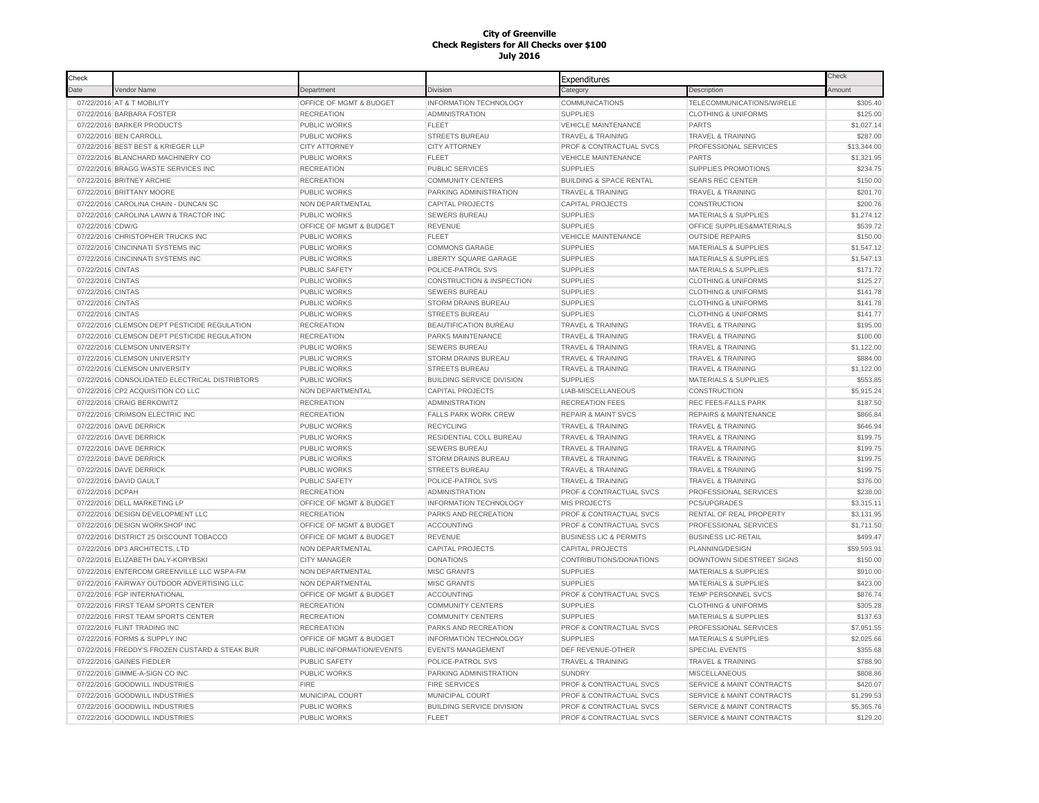**City of Greenville**
**Check Registers for All Checks over $100**
**July 2016**

| Check | | | | Expenditures | | Check |
|---|---|---|---|---|---|---|
| Date | Vendor Name | Department | Division | Category | Description | Amount |
| 07/22/2016 | AT & T MOBILITY | OFFICE OF MGMT & BUDGET | INFORMATION TECHNOLOGY | COMMUNICATIONS | TELECOMMUNICATIONS/WIRELE | $305.40 |
| 07/22/2016 | BARBARA FOSTER | RECREATION | ADMINISTRATION | SUPPLIES | CLOTHING & UNIFORMS | $125.00 |
| 07/22/2016 | BARKER PRODUCTS | PUBLIC WORKS | FLEET | VEHICLE MAINTENANCE | PARTS | $1,027.14 |
| 07/22/2016 | BEN CARROLL | PUBLIC WORKS | STREETS BUREAU | TRAVEL & TRAINING | TRAVEL & TRAINING | $287.00 |
| 07/22/2016 | BEST BEST & KRIEGER LLP | CITY ATTORNEY | CITY ATTORNEY | PROF & CONTRACTUAL SVCS | PROFESSIONAL SERVICES | $13,344.00 |
| 07/22/2016 | BLANCHARD MACHINERY CO | PUBLIC WORKS | FLEET | VEHICLE MAINTENANCE | PARTS | $1,321.95 |
| 07/22/2016 | BRAGG WASTE SERVICES INC | RECREATION | PUBLIC SERVICES | SUPPLIES | SUPPLIES PROMOTIONS | $234.75 |
| 07/22/2016 | BRITNEY ARCHIE | RECREATION | COMMUNITY CENTERS | BUILDING & SPACE RENTAL | SEARS REC CENTER | $150.00 |
| 07/22/2016 | BRITTANY MOORE | PUBLIC WORKS | PARKING ADMINISTRATION | TRAVEL & TRAINING | TRAVEL & TRAINING | $201.70 |
| 07/22/2016 | CAROLINA CHAIN - DUNCAN SC | NON DEPARTMENTAL | CAPITAL PROJECTS | CAPITAL PROJECTS | CONSTRUCTION | $200.76 |
| 07/22/2016 | CAROLINA LAWN & TRACTOR INC | PUBLIC WORKS | SEWERS BUREAU | SUPPLIES | MATERIALS & SUPPLIES | $1,274.12 |
| 07/22/2016 | CDW/G | OFFICE OF MGMT & BUDGET | REVENUE | SUPPLIES | OFFICE SUPPLIES&MATERIALS | $539.72 |
| 07/22/2016 | CHRISTOPHER TRUCKS INC | PUBLIC WORKS | FLEET | VEHICLE MAINTENANCE | OUTSIDE REPAIRS | $150.00 |
| 07/22/2016 | CINCINNATI SYSTEMS INC | PUBLIC WORKS | COMMONS GARAGE | SUPPLIES | MATERIALS & SUPPLIES | $1,547.12 |
| 07/22/2016 | CINCINNATI SYSTEMS INC | PUBLIC WORKS | LIBERTY SQUARE GARAGE | SUPPLIES | MATERIALS & SUPPLIES | $1,547.13 |
| 07/22/2016 | CINTAS | PUBLIC SAFETY | POLICE-PATROL SVS | SUPPLIES | MATERIALS & SUPPLIES | $171.72 |
| 07/22/2016 | CINTAS | PUBLIC WORKS | CONSTRUCTION & INSPECTION | SUPPLIES | CLOTHING & UNIFORMS | $125.27 |
| 07/22/2016 | CINTAS | PUBLIC WORKS | SEWERS BUREAU | SUPPLIES | CLOTHING & UNIFORMS | $141.78 |
| 07/22/2016 | CINTAS | PUBLIC WORKS | STORM DRAINS BUREAU | SUPPLIES | CLOTHING & UNIFORMS | $141.78 |
| 07/22/2016 | CINTAS | PUBLIC WORKS | STREETS BUREAU | SUPPLIES | CLOTHING & UNIFORMS | $141.77 |
| 07/22/2016 | CLEMSON DEPT PESTICIDE REGULATION | RECREATION | BEAUTIFICATION BUREAU | TRAVEL & TRAINING | TRAVEL & TRAINING | $195.00 |
| 07/22/2016 | CLEMSON DEPT PESTICIDE REGULATION | RECREATION | PARKS MAINTENANCE | TRAVEL & TRAINING | TRAVEL & TRAINING | $100.00 |
| 07/22/2016 | CLEMSON UNIVERSITY | PUBLIC WORKS | SEWERS BUREAU | TRAVEL & TRAINING | TRAVEL & TRAINING | $1,122.00 |
| 07/22/2016 | CLEMSON UNIVERSITY | PUBLIC WORKS | STORM DRAINS BUREAU | TRAVEL & TRAINING | TRAVEL & TRAINING | $884.00 |
| 07/22/2016 | CLEMSON UNIVERSITY | PUBLIC WORKS | STREETS BUREAU | TRAVEL & TRAINING | TRAVEL & TRAINING | $1,122.00 |
| 07/22/2016 | CONSOLIDATED ELECTRICAL DISTRIBTORS | PUBLIC WORKS | BUILDING SERVICE DIVISION | SUPPLIES | MATERIALS & SUPPLIES | $553.85 |
| 07/22/2016 | CP2 ACQUISITION CO LLC | NON DEPARTMENTAL | CAPITAL PROJECTS | LIAB-MISCELLANEOUS | CONSTRUCTION | $5,915.24 |
| 07/22/2016 | CRAIG BERKOWITZ | RECREATION | ADMINISTRATION | RECREATION FEES | REC FEES-FALLS PARK | $187.50 |
| 07/22/2016 | CRIMSON ELECTRIC INC | RECREATION | FALLS PARK WORK CREW | REPAIR & MAINT SVCS | REPAIRS & MAINTENANCE | $866.84 |
| 07/22/2016 | DAVE DERRICK | PUBLIC WORKS | RECYCLING | TRAVEL & TRAINING | TRAVEL & TRAINING | $646.94 |
| 07/22/2016 | DAVE DERRICK | PUBLIC WORKS | RESIDENTIAL COLL BUREAU | TRAVEL & TRAINING | TRAVEL & TRAINING | $199.75 |
| 07/22/2016 | DAVE DERRICK | PUBLIC WORKS | SEWERS BUREAU | TRAVEL & TRAINING | TRAVEL & TRAINING | $199.75 |
| 07/22/2016 | DAVE DERRICK | PUBLIC WORKS | STORM DRAINS BUREAU | TRAVEL & TRAINING | TRAVEL & TRAINING | $199.75 |
| 07/22/2016 | DAVE DERRICK | PUBLIC WORKS | STREETS BUREAU | TRAVEL & TRAINING | TRAVEL & TRAINING | $199.75 |
| 07/22/2016 | DAVID GAULT | PUBLIC SAFETY | POLICE-PATROL SVS | TRAVEL & TRAINING | TRAVEL & TRAINING | $376.00 |
| 07/22/2016 | DCPAH | RECREATION | ADMINISTRATION | PROF & CONTRACTUAL SVCS | PROFESSIONAL SERVICES | $238.00 |
| 07/22/2016 | DELL MARKETING LP | OFFICE OF MGMT & BUDGET | INFORMATION TECHNOLOGY | MIS PROJECTS | PCS/UPGRADES | $3,315.11 |
| 07/22/2016 | DESIGN DEVELOPMENT LLC | RECREATION | PARKS AND RECREATION | PROF & CONTRACTUAL SVCS | RENTAL OF REAL PROPERTY | $3,131.95 |
| 07/22/2016 | DESIGN WORKSHOP INC | OFFICE OF MGMT & BUDGET | ACCOUNTING | PROF & CONTRACTUAL SVCS | PROFESSIONAL SERVICES | $1,711.50 |
| 07/22/2016 | DISTRICT 25 DISCOUNT TOBACCO | OFFICE OF MGMT & BUDGET | REVENUE | BUSINESS LIC & PERMITS | BUSINESS LIC-RETAIL | $499.47 |
| 07/22/2016 | DP3 ARCHITECTS, LTD | NON DEPARTMENTAL | CAPITAL PROJECTS | CAPITAL PROJECTS | PLANNING/DESIGN | $59,593.91 |
| 07/22/2016 | ELIZABETH DALY-KORYBSKI | CITY MANAGER | DONATIONS | CONTRIBUTIONS/DONATIONS | DOWNTOWN SIDESTREET SIGNS | $150.00 |
| 07/22/2016 | ENTERCOM GREENVILLE LLC WSPA-FM | NON DEPARTMENTAL | MISC GRANTS | SUPPLIES | MATERIALS & SUPPLIES | $910.00 |
| 07/22/2016 | FAIRWAY OUTDOOR ADVERTISING LLC | NON DEPARTMENTAL | MISC GRANTS | SUPPLIES | MATERIALS & SUPPLIES | $423.00 |
| 07/22/2016 | FGP INTERNATIONAL | OFFICE OF MGMT & BUDGET | ACCOUNTING | PROF & CONTRACTUAL SVCS | TEMP PERSONNEL SVCS | $876.74 |
| 07/22/2016 | FIRST TEAM SPORTS CENTER | RECREATION | COMMUNITY CENTERS | SUPPLIES | CLOTHING & UNIFORMS | $305.28 |
| 07/22/2016 | FIRST TEAM SPORTS CENTER | RECREATION | COMMUNITY CENTERS | SUPPLIES | MATERIALS & SUPPLIES | $137.63 |
| 07/22/2016 | FLINT TRADING INC | RECREATION | PARKS AND RECREATION | PROF & CONTRACTUAL SVCS | PROFESSIONAL SERVICES | $7,951.55 |
| 07/22/2016 | FORMS & SUPPLY INC | OFFICE OF MGMT & BUDGET | INFORMATION TECHNOLOGY | SUPPLIES | MATERIALS & SUPPLIES | $2,025.66 |
| 07/22/2016 | FREDDY'S FROZEN CUSTARD & STEAK BUR | PUBLIC INFORMATION/EVENTS | EVENTS MANAGEMENT | DEF REVENUE-OTHER | SPECIAL EVENTS | $355.68 |
| 07/22/2016 | GAINES FIEDLER | PUBLIC SAFETY | POLICE-PATROL SVS | TRAVEL & TRAINING | TRAVEL & TRAINING | $788.90 |
| 07/22/2016 | GIMME-A-SIGN CO INC | PUBLIC WORKS | PARKING ADMINISTRATION | SUNDRY | MISCELLANEOUS | $808.86 |
| 07/22/2016 | GOODWILL INDUSTRIES | FIRE | FIRE SERVICES | PROF & CONTRACTUAL SVCS | SERVICE & MAINT CONTRACTS | $420.07 |
| 07/22/2016 | GOODWILL INDUSTRIES | MUNICIPAL COURT | MUNICIPAL COURT | PROF & CONTRACTUAL SVCS | SERVICE & MAINT CONTRACTS | $1,299.53 |
| 07/22/2016 | GOODWILL INDUSTRIES | PUBLIC WORKS | BUILDING SERVICE DIVISION | PROF & CONTRACTUAL SVCS | SERVICE & MAINT CONTRACTS | $5,365.76 |
| 07/22/2016 | GOODWILL INDUSTRIES | PUBLIC WORKS | FLEET | PROF & CONTRACTUAL SVCS | SERVICE & MAINT CONTRACTS | $129.20 |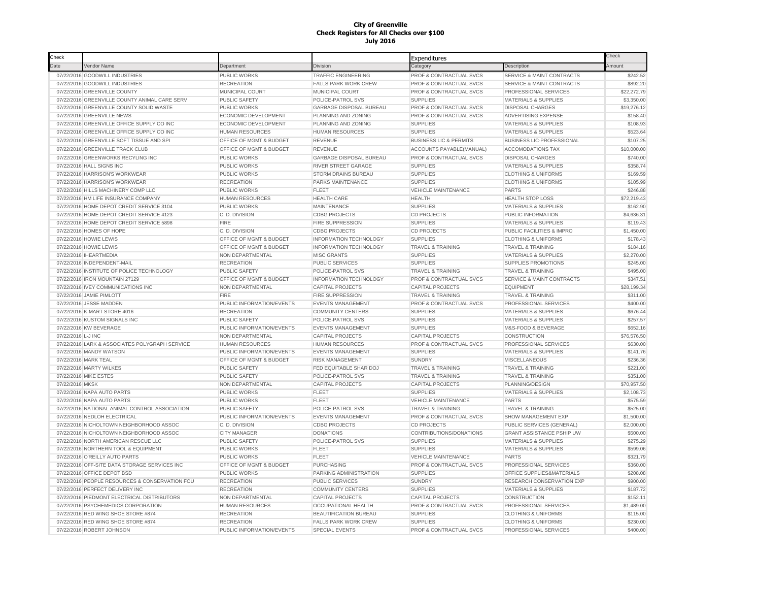# City of Greenville
## Check Registers for All Checks over $100
### July 2016

| Check Date | Vendor Name | Department | Division | Expenditures Category | Description | Check Amount |
|---|---|---|---|---|---|---|
| 07/22/2016 | GOODWILL INDUSTRIES | PUBLIC WORKS | TRAFFIC ENGINEERING | PROF & CONTRACTUAL SVCS | SERVICE & MAINT CONTRACTS | $242.52 |
| 07/22/2016 | GOODWILL INDUSTRIES | RECREATION | FALLS PARK WORK CREW | PROF & CONTRACTUAL SVCS | SERVICE & MAINT CONTRACTS | $892.20 |
| 07/22/2016 | GREENVILLE COUNTY | MUNICIPAL COURT | MUNICIPAL COURT | PROF & CONTRACTUAL SVCS | PROFESSIONAL SERVICES | $22,272.79 |
| 07/22/2016 | GREENVILLE COUNTY ANIMAL CARE SERV | PUBLIC SAFETY | POLICE-PATROL SVS | SUPPLIES | MATERIALS & SUPPLIES | $3,350.00 |
| 07/22/2016 | GREENVILLE COUNTY SOLID WASTE | PUBLIC WORKS | GARBAGE DISPOSAL BUREAU | PROF & CONTRACTUAL SVCS | DISPOSAL CHARGES | $19,276.12 |
| 07/22/2016 | GREENVILLE NEWS | ECONOMIC DEVELOPMENT | PLANNING AND ZONING | PROF & CONTRACTUAL SVCS | ADVERTISING EXPENSE | $158.40 |
| 07/22/2016 | GREENVILLE OFFICE SUPPLY CO INC | ECONOMIC DEVELOPMENT | PLANNING AND ZONING | SUPPLIES | MATERIALS & SUPPLIES | $108.93 |
| 07/22/2016 | GREENVILLE OFFICE SUPPLY CO INC | HUMAN RESOURCES | HUMAN RESOURCES | SUPPLIES | MATERIALS & SUPPLIES | $523.64 |
| 07/22/2016 | GREENVILLE SOFT TISSUE AND SPI | OFFICE OF MGMT & BUDGET | REVENUE | BUSINESS LIC & PERMITS | BUSINESS LIC-PROFESSIONAL | $107.25 |
| 07/22/2016 | GREENVILLE TRACK CLUB | OFFICE OF MGMT & BUDGET | REVENUE | ACCOUNTS PAYABLE(MANUAL) | ACCOMODATIONS TAX | $10,000.00 |
| 07/22/2016 | GREENWORKS RECYLING INC | PUBLIC WORKS | GARBAGE DISPOSAL BUREAU | PROF & CONTRACTUAL SVCS | DISPOSAL CHARGES | $740.00 |
| 07/22/2016 | HALL SIGNS INC | PUBLIC WORKS | RIVER STREET GARAGE | SUPPLIES | MATERIALS & SUPPLIES | $358.74 |
| 07/22/2016 | HARRISON'S WORKWEAR | PUBLIC WORKS | STORM DRAINS BUREAU | SUPPLIES | CLOTHING & UNIFORMS | $169.59 |
| 07/22/2016 | HARRISON'S WORKWEAR | RECREATION | PARKS MAINTENANCE | SUPPLIES | CLOTHING & UNIFORMS | $105.99 |
| 07/22/2016 | HILLS MACHINERY COMP LLC | PUBLIC WORKS | FLEET | VEHICLE MAINTENANCE | PARTS | $246.88 |
| 07/22/2016 | HM LIFE INSURANCE COMPANY | HUMAN RESOURCES | HEALTH CARE | HEALTH | HEALTH STOP LOSS | $72,219.43 |
| 07/22/2016 | HOME DEPOT CREDIT SERVICE 3104 | PUBLIC WORKS | MAINTENANCE | SUPPLIES | MATERIALS & SUPPLIES | $162.90 |
| 07/22/2016 | HOME DEPOT CREDIT SERVICE 4123 | C. D. DIVISION | CDBG PROJECTS | CD PROJECTS | PUBLIC INFORMATION | $4,636.31 |
| 07/22/2016 | HOME DEPOT CREDIT SERVICE 5898 | FIRE | FIRE SUPPRESSION | SUPPLIES | MATERIALS & SUPPLIES | $119.43 |
| 07/22/2016 | HOMES OF HOPE | C. D. DIVISION | CDBG PROJECTS | CD PROJECTS | PUBLIC FACILITIES & IMPRO | $1,450.00 |
| 07/22/2016 | HOWIE LEWIS | OFFICE OF MGMT & BUDGET | INFORMATION TECHNOLOGY | SUPPLIES | CLOTHING & UNIFORMS | $178.43 |
| 07/22/2016 | HOWIE LEWIS | OFFICE OF MGMT & BUDGET | INFORMATION TECHNOLOGY | TRAVEL & TRAINING | TRAVEL & TRAINING | $184.16 |
| 07/22/2016 | IHEARTMEDIA | NON DEPARTMENTAL | MISC GRANTS | SUPPLIES | MATERIALS & SUPPLIES | $2,270.00 |
| 07/22/2016 | INDEPENDENT-MAIL | RECREATION | PUBLIC SERVICES | SUPPLIES | SUPPLIES PROMOTIONS | $245.00 |
| 07/22/2016 | INSTITUTE OF POLICE TECHNOLOGY | PUBLIC SAFETY | POLICE-PATROL SVS | TRAVEL & TRAINING | TRAVEL & TRAINING | $495.00 |
| 07/22/2016 | IRON MOUNTAIN 27129 | OFFICE OF MGMT & BUDGET | INFORMATION TECHNOLOGY | PROF & CONTRACTUAL SVCS | SERVICE & MAINT CONTRACTS | $347.51 |
| 07/22/2016 | IVEY COMMUNICATIONS INC | NON DEPARTMENTAL | CAPITAL PROJECTS | CAPITAL PROJECTS | EQUIPMENT | $28,199.34 |
| 07/22/2016 | JAMIE PIMLOTT | FIRE | FIRE SUPPRESSION | TRAVEL & TRAINING | TRAVEL & TRAINING | $311.00 |
| 07/22/2016 | JESSE MADDEN | PUBLIC INFORMATION/EVENTS | EVENTS MANAGEMENT | PROF & CONTRACTUAL SVCS | PROFESSIONAL SERVICES | $400.00 |
| 07/22/2016 | K-MART STORE 4016 | RECREATION | COMMUNITY CENTERS | SUPPLIES | MATERIALS & SUPPLIES | $676.44 |
| 07/22/2016 | KUSTOM SIGNALS INC | PUBLIC SAFETY | POLICE-PATROL SVS | SUPPLIES | MATERIALS & SUPPLIES | $257.57 |
| 07/22/2016 | KW BEVERAGE | PUBLIC INFORMATION/EVENTS | EVENTS MANAGEMENT | SUPPLIES | M&S-FOOD & BEVERAGE | $652.16 |
| 07/22/2016 | L-J INC | NON DEPARTMENTAL | CAPITAL PROJECTS | CAPITAL PROJECTS | CONSTRUCTION | $76,576.50 |
| 07/22/2016 | LARK & ASSOCIATES POLYGRAPH SERVICE | HUMAN RESOURCES | HUMAN RESOURCES | PROF & CONTRACTUAL SVCS | PROFESSIONAL SERVICES | $630.00 |
| 07/22/2016 | MANDY WATSON | PUBLIC INFORMATION/EVENTS | EVENTS MANAGEMENT | SUPPLIES | MATERIALS & SUPPLIES | $141.76 |
| 07/22/2016 | MARK TEAL | OFFICE OF MGMT & BUDGET | RISK MANAGEMENT | SUNDRY | MISCELLANEOUS | $236.36 |
| 07/22/2016 | MARTY WILKES | PUBLIC SAFETY | FED EQUITABLE SHAR DOJ | TRAVEL & TRAINING | TRAVEL & TRAINING | $221.00 |
| 07/22/2016 | MIKE ESTES | PUBLIC SAFETY | POLICE-PATROL SVS | TRAVEL & TRAINING | TRAVEL & TRAINING | $351.00 |
| 07/22/2016 | MKSK | NON DEPARTMENTAL | CAPITAL PROJECTS | CAPITAL PROJECTS | PLANNING/DESIGN | $70,957.50 |
| 07/22/2016 | NAPA AUTO PARTS | PUBLIC WORKS | FLEET | SUPPLIES | MATERIALS & SUPPLIES | $2,108.73 |
| 07/22/2016 | NAPA AUTO PARTS | PUBLIC WORKS | FLEET | VEHICLE MAINTENANCE | PARTS | $575.59 |
| 07/22/2016 | NATIONAL ANIMAL CONTROL ASSOCIATION | PUBLIC SAFETY | POLICE-PATROL SVS | TRAVEL & TRAINING | TRAVEL & TRAINING | $525.00 |
| 07/22/2016 | NEDLOH ELECTRICAL | PUBLIC INFORMATION/EVENTS | EVENTS MANAGEMENT | PROF & CONTRACTUAL SVCS | SHOW MANAGEMENT EXP | $1,500.00 |
| 07/22/2016 | NICHOLTOWN NEIGHBORHOOD ASSOC | C. D. DIVISION | CDBG PROJECTS | CD PROJECTS | PUBLIC SERVICES (GENERAL) | $2,000.00 |
| 07/22/2016 | NICHOLTOWN NEIGHBORHOOD ASSOC | CITY MANAGER | DONATIONS | CONTRIBUTIONS/DONATIONS | GRANT ASSISTANCE PSHIP UW | $500.00 |
| 07/22/2016 | NORTH AMERICAN RESCUE LLC | PUBLIC SAFETY | POLICE-PATROL SVS | SUPPLIES | MATERIALS & SUPPLIES | $275.29 |
| 07/22/2016 | NORTHERN TOOL & EQUIPMENT | PUBLIC WORKS | FLEET | SUPPLIES | MATERIALS & SUPPLIES | $599.06 |
| 07/22/2016 | O'REILLY AUTO PARTS | PUBLIC WORKS | FLEET | VEHICLE MAINTENANCE | PARTS | $321.79 |
| 07/22/2016 | OFF-SITE DATA STORAGE SERVICES INC | OFFICE OF MGMT & BUDGET | PURCHASING | PROF & CONTRACTUAL SVCS | PROFESSIONAL SERVICES | $360.00 |
| 07/22/2016 | OFFICE DEPOT BSD | PUBLIC WORKS | PARKING ADMINISTRATION | SUPPLIES | OFFICE SUPPLIES&MATERIALS | $208.08 |
| 07/22/2016 | PEOPLE RESOURCES & CONSERVATION FOU | RECREATION | PUBLIC SERVICES | SUNDRY | RESEARCH CONSERVATION EXP | $900.00 |
| 07/22/2016 | PERFECT DELIVERY INC | RECREATION | COMMUNITY CENTERS | SUPPLIES | MATERIALS & SUPPLIES | $187.72 |
| 07/22/2016 | PIEDMONT ELECTRICAL DISTRIBUTORS | NON DEPARTMENTAL | CAPITAL PROJECTS | CAPITAL PROJECTS | CONSTRUCTION | $152.11 |
| 07/22/2016 | PSYCHEMEDICS CORPORATION | HUMAN RESOURCES | OCCUPATIONAL HEALTH | PROF & CONTRACTUAL SVCS | PROFESSIONAL SERVICES | $1,489.00 |
| 07/22/2016 | RED WING SHOE STORE #874 | RECREATION | BEAUTIFICATION BUREAU | SUPPLIES | CLOTHING & UNIFORMS | $115.00 |
| 07/22/2016 | RED WING SHOE STORE #874 | RECREATION | FALLS PARK WORK CREW | SUPPLIES | CLOTHING & UNIFORMS | $230.00 |
| 07/22/2016 | ROBERT JOHNSON | PUBLIC INFORMATION/EVENTS | SPECIAL EVENTS | PROF & CONTRACTUAL SVCS | PROFESSIONAL SERVICES | $400.00 |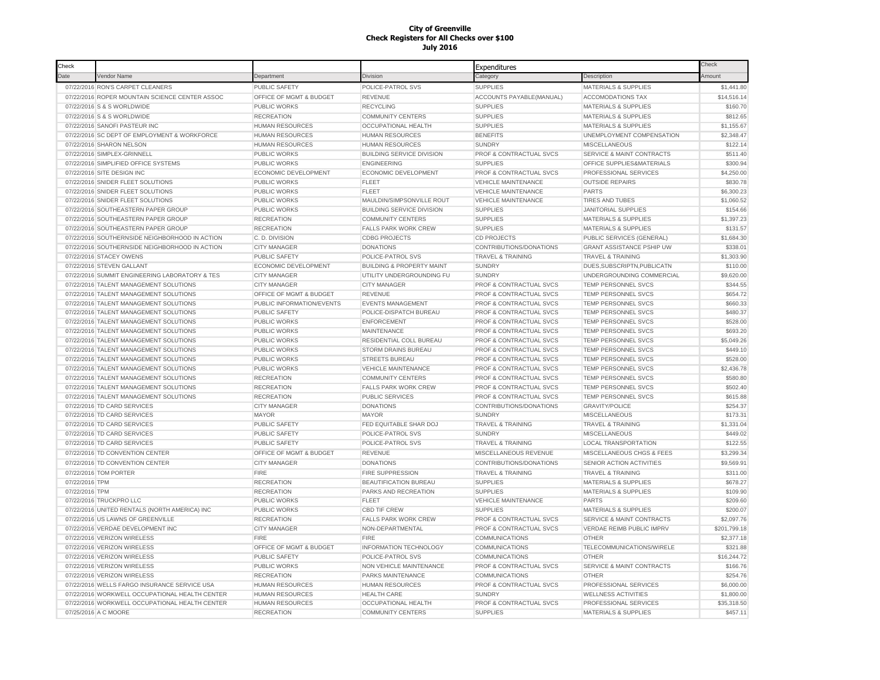**City of Greenville**
**Check Registers for All Checks over $100**
**July 2016**

| Check Date | Vendor Name | Department | Division | Expenditures Category | Description | Check Amount |
|---|---|---|---|---|---|---|
| 07/22/2016 | RON'S CARPET CLEANERS | PUBLIC SAFETY | POLICE-PATROL SVS | SUPPLIES | MATERIALS & SUPPLIES | $1,441.80 |
| 07/22/2016 | ROPER MOUNTAIN SCIENCE CENTER ASSOC | OFFICE OF MGMT & BUDGET | REVENUE | ACCOUNTS PAYABLE(MANUAL) | ACCOMODATIONS TAX | $14,516.14 |
| 07/22/2016 | S & S WORLDWIDE | PUBLIC WORKS | RECYCLING | SUPPLIES | MATERIALS & SUPPLIES | $160.70 |
| 07/22/2016 | S & S WORLDWIDE | RECREATION | COMMUNITY CENTERS | SUPPLIES | MATERIALS & SUPPLIES | $812.65 |
| 07/22/2016 | SANOFI PASTEUR INC | HUMAN RESOURCES | OCCUPATIONAL HEALTH | SUPPLIES | MATERIALS & SUPPLIES | $1,155.67 |
| 07/22/2016 | SC DEPT OF EMPLOYMENT & WORKFORCE | HUMAN RESOURCES | HUMAN RESOURCES | BENEFITS | UNEMPLOYMENT COMPENSATION | $2,348.47 |
| 07/22/2016 | SHARON NELSON | HUMAN RESOURCES | HUMAN RESOURCES | SUNDRY | MISCELLANEOUS | $122.14 |
| 07/22/2016 | SIMPLEX-GRINNELL | PUBLIC WORKS | BUILDING SERVICE DIVISION | PROF & CONTRACTUAL SVCS | SERVICE & MAINT CONTRACTS | $511.40 |
| 07/22/2016 | SIMPLIFIED OFFICE SYSTEMS | PUBLIC WORKS | ENGINEERING | SUPPLIES | OFFICE SUPPLIES&MATERIALS | $300.94 |
| 07/22/2016 | SITE DESIGN INC | ECONOMIC DEVELOPMENT | ECONOMIC DEVELOPMENT | PROF & CONTRACTUAL SVCS | PROFESSIONAL SERVICES | $4,250.00 |
| 07/22/2016 | SNIDER FLEET SOLUTIONS | PUBLIC WORKS | FLEET | VEHICLE MAINTENANCE | OUTSIDE REPAIRS | $830.78 |
| 07/22/2016 | SNIDER FLEET SOLUTIONS | PUBLIC WORKS | FLEET | VEHICLE MAINTENANCE | PARTS | $6,300.23 |
| 07/22/2016 | SNIDER FLEET SOLUTIONS | PUBLIC WORKS | MAULDIN/SIMPSONVILLE ROUT | VEHICLE MAINTENANCE | TIRES AND TUBES | $1,060.52 |
| 07/22/2016 | SOUTHEASTERN PAPER GROUP | PUBLIC WORKS | BUILDING SERVICE DIVISION | SUPPLIES | JANITORIAL SUPPLIES | $154.66 |
| 07/22/2016 | SOUTHEASTERN PAPER GROUP | RECREATION | COMMUNITY CENTERS | SUPPLIES | MATERIALS & SUPPLIES | $1,397.23 |
| 07/22/2016 | SOUTHEASTERN PAPER GROUP | RECREATION | FALLS PARK WORK CREW | SUPPLIES | MATERIALS & SUPPLIES | $131.57 |
| 07/22/2016 | SOUTHERNSIDE NEIGHBORHOOD IN ACTION | C. D. DIVISION | CDBG PROJECTS | CD PROJECTS | PUBLIC SERVICES (GENERAL) | $1,684.30 |
| 07/22/2016 | SOUTHERNSIDE NEIGHBORHOOD IN ACTION | CITY MANAGER | DONATIONS | CONTRIBUTIONS/DONATIONS | GRANT ASSISTANCE PSHIP UW | $338.01 |
| 07/22/2016 | STACEY OWENS | PUBLIC SAFETY | POLICE-PATROL SVS | TRAVEL & TRAINING | TRAVEL & TRAINING | $1,303.90 |
| 07/22/2016 | STEVEN GALLANT | ECONOMIC DEVELOPMENT | BUILDING & PROPERTY MAINT | SUNDRY | DUES,SUBSCRIPTN,PUBLICATN | $110.00 |
| 07/22/2016 | SUMMIT ENGINEERING LABORATORY & TES | CITY MANAGER | UTILITY UNDERGROUNDING FU | SUNDRY | UNDERGROUNDING COMMERCIAL | $9,620.00 |
| 07/22/2016 | TALENT MANAGEMENT SOLUTIONS | CITY MANAGER | CITY MANAGER | PROF & CONTRACTUAL SVCS | TEMP PERSONNEL SVCS | $344.55 |
| 07/22/2016 | TALENT MANAGEMENT SOLUTIONS | OFFICE OF MGMT & BUDGET | REVENUE | PROF & CONTRACTUAL SVCS | TEMP PERSONNEL SVCS | $654.72 |
| 07/22/2016 | TALENT MANAGEMENT SOLUTIONS | PUBLIC INFORMATION/EVENTS | EVENTS MANAGEMENT | PROF & CONTRACTUAL SVCS | TEMP PERSONNEL SVCS | $660.33 |
| 07/22/2016 | TALENT MANAGEMENT SOLUTIONS | PUBLIC SAFETY | POLICE-DISPATCH BUREAU | PROF & CONTRACTUAL SVCS | TEMP PERSONNEL SVCS | $480.37 |
| 07/22/2016 | TALENT MANAGEMENT SOLUTIONS | PUBLIC WORKS | ENFORCEMENT | PROF & CONTRACTUAL SVCS | TEMP PERSONNEL SVCS | $528.00 |
| 07/22/2016 | TALENT MANAGEMENT SOLUTIONS | PUBLIC WORKS | MAINTENANCE | PROF & CONTRACTUAL SVCS | TEMP PERSONNEL SVCS | $693.20 |
| 07/22/2016 | TALENT MANAGEMENT SOLUTIONS | PUBLIC WORKS | RESIDENTIAL COLL BUREAU | PROF & CONTRACTUAL SVCS | TEMP PERSONNEL SVCS | $5,049.26 |
| 07/22/2016 | TALENT MANAGEMENT SOLUTIONS | PUBLIC WORKS | STORM DRAINS BUREAU | PROF & CONTRACTUAL SVCS | TEMP PERSONNEL SVCS | $449.10 |
| 07/22/2016 | TALENT MANAGEMENT SOLUTIONS | PUBLIC WORKS | STREETS BUREAU | PROF & CONTRACTUAL SVCS | TEMP PERSONNEL SVCS | $528.00 |
| 07/22/2016 | TALENT MANAGEMENT SOLUTIONS | PUBLIC WORKS | VEHICLE MAINTENANCE | PROF & CONTRACTUAL SVCS | TEMP PERSONNEL SVCS | $2,436.78 |
| 07/22/2016 | TALENT MANAGEMENT SOLUTIONS | RECREATION | COMMUNITY CENTERS | PROF & CONTRACTUAL SVCS | TEMP PERSONNEL SVCS | $580.80 |
| 07/22/2016 | TALENT MANAGEMENT SOLUTIONS | RECREATION | FALLS PARK WORK CREW | PROF & CONTRACTUAL SVCS | TEMP PERSONNEL SVCS | $502.40 |
| 07/22/2016 | TALENT MANAGEMENT SOLUTIONS | RECREATION | PUBLIC SERVICES | PROF & CONTRACTUAL SVCS | TEMP PERSONNEL SVCS | $615.88 |
| 07/22/2016 | TD CARD SERVICES | CITY MANAGER | DONATIONS | CONTRIBUTIONS/DONATIONS | GRAVITY/POLICE | $254.37 |
| 07/22/2016 | TD CARD SERVICES | MAYOR | MAYOR | SUNDRY | MISCELLANEOUS | $173.31 |
| 07/22/2016 | TD CARD SERVICES | PUBLIC SAFETY | FED EQUITABLE SHAR DOJ | TRAVEL & TRAINING | TRAVEL & TRAINING | $1,331.04 |
| 07/22/2016 | TD CARD SERVICES | PUBLIC SAFETY | POLICE-PATROL SVS | SUNDRY | MISCELLANEOUS | $449.02 |
| 07/22/2016 | TD CARD SERVICES | PUBLIC SAFETY | POLICE-PATROL SVS | TRAVEL & TRAINING | LOCAL TRANSPORTATION | $122.55 |
| 07/22/2016 | TD CONVENTION CENTER | OFFICE OF MGMT & BUDGET | REVENUE | MISCELLANEOUS REVENUE | MISCELLANEOUS CHGS & FEES | $3,299.34 |
| 07/22/2016 | TD CONVENTION CENTER | CITY MANAGER | DONATIONS | CONTRIBUTIONS/DONATIONS | SENIOR ACTION ACTIVITIES | $9,569.91 |
| 07/22/2016 | TOM PORTER | FIRE | FIRE SUPPRESSION | TRAVEL & TRAINING | TRAVEL & TRAINING | $311.00 |
| 07/22/2016 | TPM | RECREATION | BEAUTIFICATION BUREAU | SUPPLIES | MATERIALS & SUPPLIES | $678.27 |
| 07/22/2016 | TPM | RECREATION | PARKS AND RECREATION | SUPPLIES | MATERIALS & SUPPLIES | $109.90 |
| 07/22/2016 | TRUCKPRO LLC | PUBLIC WORKS | FLEET | VEHICLE MAINTENANCE | PARTS | $209.60 |
| 07/22/2016 | UNITED RENTALS (NORTH AMERICA) INC | PUBLIC WORKS | CBD TIF CREW | SUPPLIES | MATERIALS & SUPPLIES | $200.07 |
| 07/22/2016 | US LAWNS OF GREENVILLE | RECREATION | FALLS PARK WORK CREW | PROF & CONTRACTUAL SVCS | SERVICE & MAINT CONTRACTS | $2,097.76 |
| 07/22/2016 | VERDAE DEVELOPMENT INC | CITY MANAGER | NON-DEPARTMENTAL | PROF & CONTRACTUAL SVCS | VERDAE REIMB PUBLIC IMPRV | $201,799.18 |
| 07/22/2016 | VERIZON WIRELESS | FIRE | FIRE | COMMUNICATIONS | OTHER | $2,377.18 |
| 07/22/2016 | VERIZON WIRELESS | OFFICE OF MGMT & BUDGET | INFORMATION TECHNOLOGY | COMMUNICATIONS | TELECOMMUNICATIONS/WIRELE | $321.88 |
| 07/22/2016 | VERIZON WIRELESS | PUBLIC SAFETY | POLICE-PATROL SVS | COMMUNICATIONS | OTHER | $16,244.72 |
| 07/22/2016 | VERIZON WIRELESS | PUBLIC WORKS | NON VEHICLE MAINTENANCE | PROF & CONTRACTUAL SVCS | SERVICE & MAINT CONTRACTS | $166.76 |
| 07/22/2016 | VERIZON WIRELESS | RECREATION | PARKS MAINTENANCE | COMMUNICATIONS | OTHER | $254.76 |
| 07/22/2016 | WELLS FARGO INSURANCE SERVICE USA | HUMAN RESOURCES | HUMAN RESOURCES | PROF & CONTRACTUAL SVCS | PROFESSIONAL SERVICES | $6,000.00 |
| 07/22/2016 | WORKWELL OCCUPATIONAL HEALTH CENTER | HUMAN RESOURCES | HEALTH CARE | SUNDRY | WELLNESS ACTIVITIES | $1,800.00 |
| 07/22/2016 | WORKWELL OCCUPATIONAL HEALTH CENTER | HUMAN RESOURCES | OCCUPATIONAL HEALTH | PROF & CONTRACTUAL SVCS | PROFESSIONAL SERVICES | $35,318.50 |
| 07/25/2016 | A C MOORE | RECREATION | COMMUNITY CENTERS | SUPPLIES | MATERIALS & SUPPLIES | $457.11 |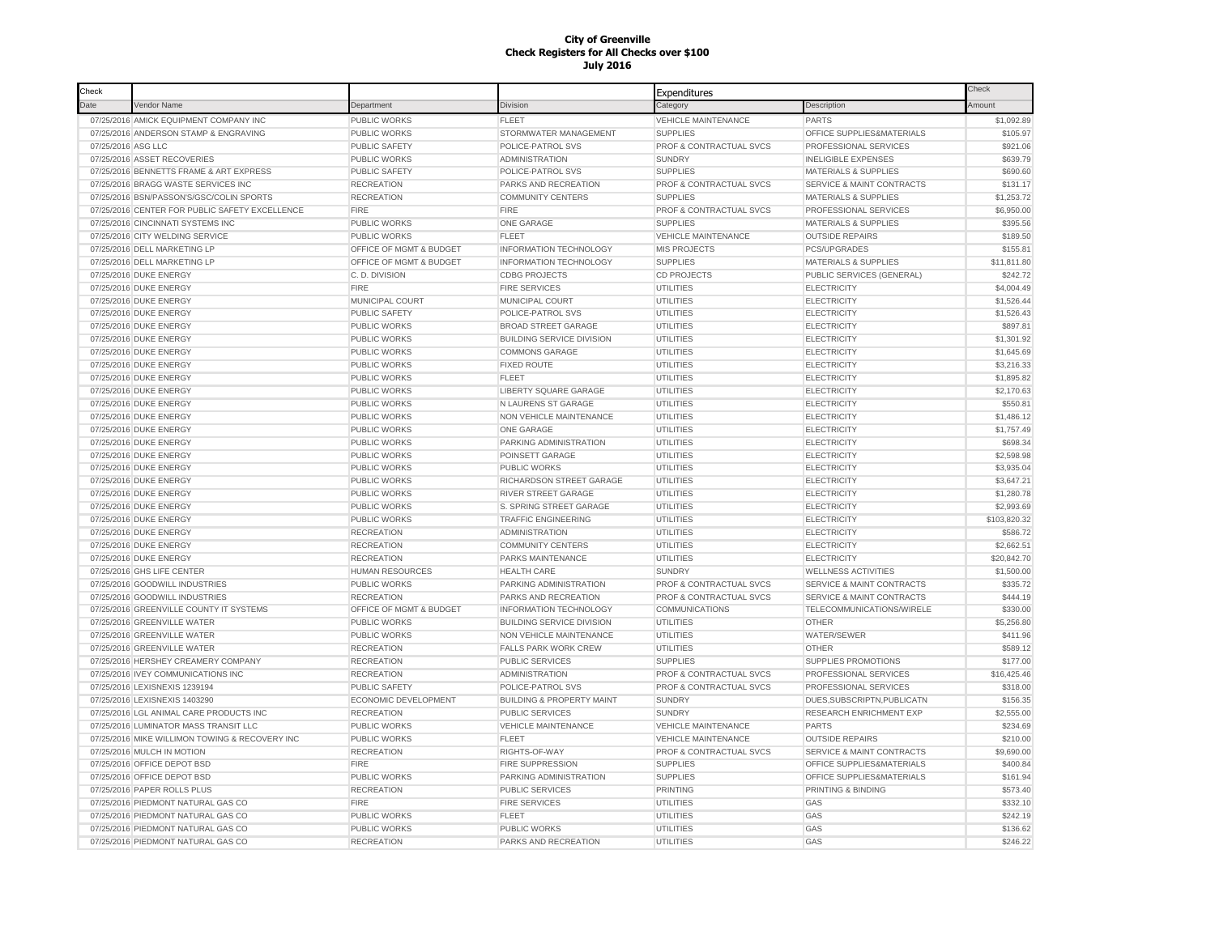# City of Greenville
## Check Registers for All Checks over $100
### July 2016

| Check | | | | Expenditures | | Check |
|---|---|---|---|---|---|---|
| Date | Vendor Name | Department | Division | Category | Description | Amount |
| 07/25/2016 | AMICK EQUIPMENT COMPANY INC | PUBLIC WORKS | FLEET | VEHICLE MAINTENANCE | PARTS | $1,092.89 |
| 07/25/2016 | ANDERSON STAMP & ENGRAVING | PUBLIC WORKS | STORMWATER MANAGEMENT | SUPPLIES | OFFICE SUPPLIES&MATERIALS | $105.97 |
| 07/25/2016 | ASG LLC | PUBLIC SAFETY | POLICE-PATROL SVS | PROF & CONTRACTUAL SVCS | PROFESSIONAL SERVICES | $921.06 |
| 07/25/2016 | ASSET RECOVERIES | PUBLIC WORKS | ADMINISTRATION | SUNDRY | INELIGIBLE EXPENSES | $639.79 |
| 07/25/2016 | BENNETTS FRAME & ART EXPRESS | PUBLIC SAFETY | POLICE-PATROL SVS | SUPPLIES | MATERIALS & SUPPLIES | $690.60 |
| 07/25/2016 | BRAGG WASTE SERVICES INC | RECREATION | PARKS AND RECREATION | PROF & CONTRACTUAL SVCS | SERVICE & MAINT CONTRACTS | $131.17 |
| 07/25/2016 | BSN/PASSON'S/GSC/COLIN SPORTS | RECREATION | COMMUNITY CENTERS | SUPPLIES | MATERIALS & SUPPLIES | $1,253.72 |
| 07/25/2016 | CENTER FOR PUBLIC SAFETY EXCELLENCE | FIRE | FIRE | PROF & CONTRACTUAL SVCS | PROFESSIONAL SERVICES | $6,950.00 |
| 07/25/2016 | CINCINNATI SYSTEMS INC | PUBLIC WORKS | ONE GARAGE | SUPPLIES | MATERIALS & SUPPLIES | $395.56 |
| 07/25/2016 | CITY WELDING SERVICE | PUBLIC WORKS | FLEET | VEHICLE MAINTENANCE | OUTSIDE REPAIRS | $189.50 |
| 07/25/2016 | DELL MARKETING LP | OFFICE OF MGMT & BUDGET | INFORMATION TECHNOLOGY | MIS PROJECTS | PCS/UPGRADES | $155.81 |
| 07/25/2016 | DELL MARKETING LP | OFFICE OF MGMT & BUDGET | INFORMATION TECHNOLOGY | SUPPLIES | MATERIALS & SUPPLIES | $11,811.80 |
| 07/25/2016 | DUKE ENERGY | C. D. DIVISION | CDBG PROJECTS | CD PROJECTS | PUBLIC SERVICES (GENERAL) | $242.72 |
| 07/25/2016 | DUKE ENERGY | FIRE | FIRE SERVICES | UTILITIES | ELECTRICITY | $4,004.49 |
| 07/25/2016 | DUKE ENERGY | MUNICIPAL COURT | MUNICIPAL COURT | UTILITIES | ELECTRICITY | $1,526.44 |
| 07/25/2016 | DUKE ENERGY | PUBLIC SAFETY | POLICE-PATROL SVS | UTILITIES | ELECTRICITY | $1,526.43 |
| 07/25/2016 | DUKE ENERGY | PUBLIC WORKS | BROAD STREET GARAGE | UTILITIES | ELECTRICITY | $897.81 |
| 07/25/2016 | DUKE ENERGY | PUBLIC WORKS | BUILDING SERVICE DIVISION | UTILITIES | ELECTRICITY | $1,301.92 |
| 07/25/2016 | DUKE ENERGY | PUBLIC WORKS | COMMONS GARAGE | UTILITIES | ELECTRICITY | $1,645.69 |
| 07/25/2016 | DUKE ENERGY | PUBLIC WORKS | FIXED ROUTE | UTILITIES | ELECTRICITY | $3,216.33 |
| 07/25/2016 | DUKE ENERGY | PUBLIC WORKS | FLEET | UTILITIES | ELECTRICITY | $1,895.82 |
| 07/25/2016 | DUKE ENERGY | PUBLIC WORKS | LIBERTY SQUARE GARAGE | UTILITIES | ELECTRICITY | $2,170.63 |
| 07/25/2016 | DUKE ENERGY | PUBLIC WORKS | N LAURENS ST GARAGE | UTILITIES | ELECTRICITY | $550.81 |
| 07/25/2016 | DUKE ENERGY | PUBLIC WORKS | NON VEHICLE MAINTENANCE | UTILITIES | ELECTRICITY | $1,486.12 |
| 07/25/2016 | DUKE ENERGY | PUBLIC WORKS | ONE GARAGE | UTILITIES | ELECTRICITY | $1,757.49 |
| 07/25/2016 | DUKE ENERGY | PUBLIC WORKS | PARKING ADMINISTRATION | UTILITIES | ELECTRICITY | $698.34 |
| 07/25/2016 | DUKE ENERGY | PUBLIC WORKS | POINSETT GARAGE | UTILITIES | ELECTRICITY | $2,598.98 |
| 07/25/2016 | DUKE ENERGY | PUBLIC WORKS | PUBLIC WORKS | UTILITIES | ELECTRICITY | $3,935.04 |
| 07/25/2016 | DUKE ENERGY | PUBLIC WORKS | RICHARDSON STREET GARAGE | UTILITIES | ELECTRICITY | $3,647.21 |
| 07/25/2016 | DUKE ENERGY | PUBLIC WORKS | RIVER STREET GARAGE | UTILITIES | ELECTRICITY | $1,280.78 |
| 07/25/2016 | DUKE ENERGY | PUBLIC WORKS | S. SPRING STREET GARAGE | UTILITIES | ELECTRICITY | $2,993.69 |
| 07/25/2016 | DUKE ENERGY | PUBLIC WORKS | TRAFFIC ENGINEERING | UTILITIES | ELECTRICITY | $103,820.32 |
| 07/25/2016 | DUKE ENERGY | RECREATION | ADMINISTRATION | UTILITIES | ELECTRICITY | $586.72 |
| 07/25/2016 | DUKE ENERGY | RECREATION | COMMUNITY CENTERS | UTILITIES | ELECTRICITY | $2,662.51 |
| 07/25/2016 | DUKE ENERGY | RECREATION | PARKS MAINTENANCE | UTILITIES | ELECTRICITY | $20,842.70 |
| 07/25/2016 | GHS LIFE CENTER | HUMAN RESOURCES | HEALTH CARE | SUNDRY | WELLNESS ACTIVITIES | $1,500.00 |
| 07/25/2016 | GOODWILL INDUSTRIES | PUBLIC WORKS | PARKING ADMINISTRATION | PROF & CONTRACTUAL SVCS | SERVICE & MAINT CONTRACTS | $335.72 |
| 07/25/2016 | GOODWILL INDUSTRIES | RECREATION | PARKS AND RECREATION | PROF & CONTRACTUAL SVCS | SERVICE & MAINT CONTRACTS | $444.19 |
| 07/25/2016 | GREENVILLE COUNTY IT SYSTEMS | OFFICE OF MGMT & BUDGET | INFORMATION TECHNOLOGY | COMMUNICATIONS | TELECOMMUNICATIONS/WIRELE | $330.00 |
| 07/25/2016 | GREENVILLE WATER | PUBLIC WORKS | BUILDING SERVICE DIVISION | UTILITIES | OTHER | $5,256.80 |
| 07/25/2016 | GREENVILLE WATER | PUBLIC WORKS | NON VEHICLE MAINTENANCE | UTILITIES | WATER/SEWER | $411.96 |
| 07/25/2016 | GREENVILLE WATER | RECREATION | FALLS PARK WORK CREW | UTILITIES | OTHER | $589.12 |
| 07/25/2016 | HERSHEY CREAMERY COMPANY | RECREATION | PUBLIC SERVICES | SUPPLIES | SUPPLIES PROMOTIONS | $177.00 |
| 07/25/2016 | IVEY COMMUNICATIONS INC | RECREATION | ADMINISTRATION | PROF & CONTRACTUAL SVCS | PROFESSIONAL SERVICES | $16,425.46 |
| 07/25/2016 | LEXISNEXIS 1239194 | PUBLIC SAFETY | POLICE-PATROL SVS | PROF & CONTRACTUAL SVCS | PROFESSIONAL SERVICES | $318.00 |
| 07/25/2016 | LEXISNEXIS 1403290 | ECONOMIC DEVELOPMENT | BUILDING & PROPERTY MAINT | SUNDRY | DUES,SUBSCRIPTN,PUBLICATN | $156.35 |
| 07/25/2016 | LGL ANIMAL CARE PRODUCTS INC | RECREATION | PUBLIC SERVICES | SUNDRY | RESEARCH ENRICHMENT EXP | $2,555.00 |
| 07/25/2016 | LUMINATOR MASS TRANSIT LLC | PUBLIC WORKS | VEHICLE MAINTENANCE | VEHICLE MAINTENANCE | PARTS | $234.69 |
| 07/25/2016 | MIKE WILLIMON TOWING & RECOVERY INC | PUBLIC WORKS | FLEET | VEHICLE MAINTENANCE | OUTSIDE REPAIRS | $210.00 |
| 07/25/2016 | MULCH IN MOTION | RECREATION | RIGHTS-OF-WAY | PROF & CONTRACTUAL SVCS | SERVICE & MAINT CONTRACTS | $9,690.00 |
| 07/25/2016 | OFFICE DEPOT BSD | FIRE | FIRE SUPPRESSION | SUPPLIES | OFFICE SUPPLIES&MATERIALS | $400.84 |
| 07/25/2016 | OFFICE DEPOT BSD | PUBLIC WORKS | PARKING ADMINISTRATION | SUPPLIES | OFFICE SUPPLIES&MATERIALS | $161.94 |
| 07/25/2016 | PAPER ROLLS PLUS | RECREATION | PUBLIC SERVICES | PRINTING | PRINTING & BINDING | $573.40 |
| 07/25/2016 | PIEDMONT NATURAL GAS CO | FIRE | FIRE SERVICES | UTILITIES | GAS | $332.10 |
| 07/25/2016 | PIEDMONT NATURAL GAS CO | PUBLIC WORKS | FLEET | UTILITIES | GAS | $242.19 |
| 07/25/2016 | PIEDMONT NATURAL GAS CO | PUBLIC WORKS | PUBLIC WORKS | UTILITIES | GAS | $136.62 |
| 07/25/2016 | PIEDMONT NATURAL GAS CO | RECREATION | PARKS AND RECREATION | UTILITIES | GAS | $246.22 |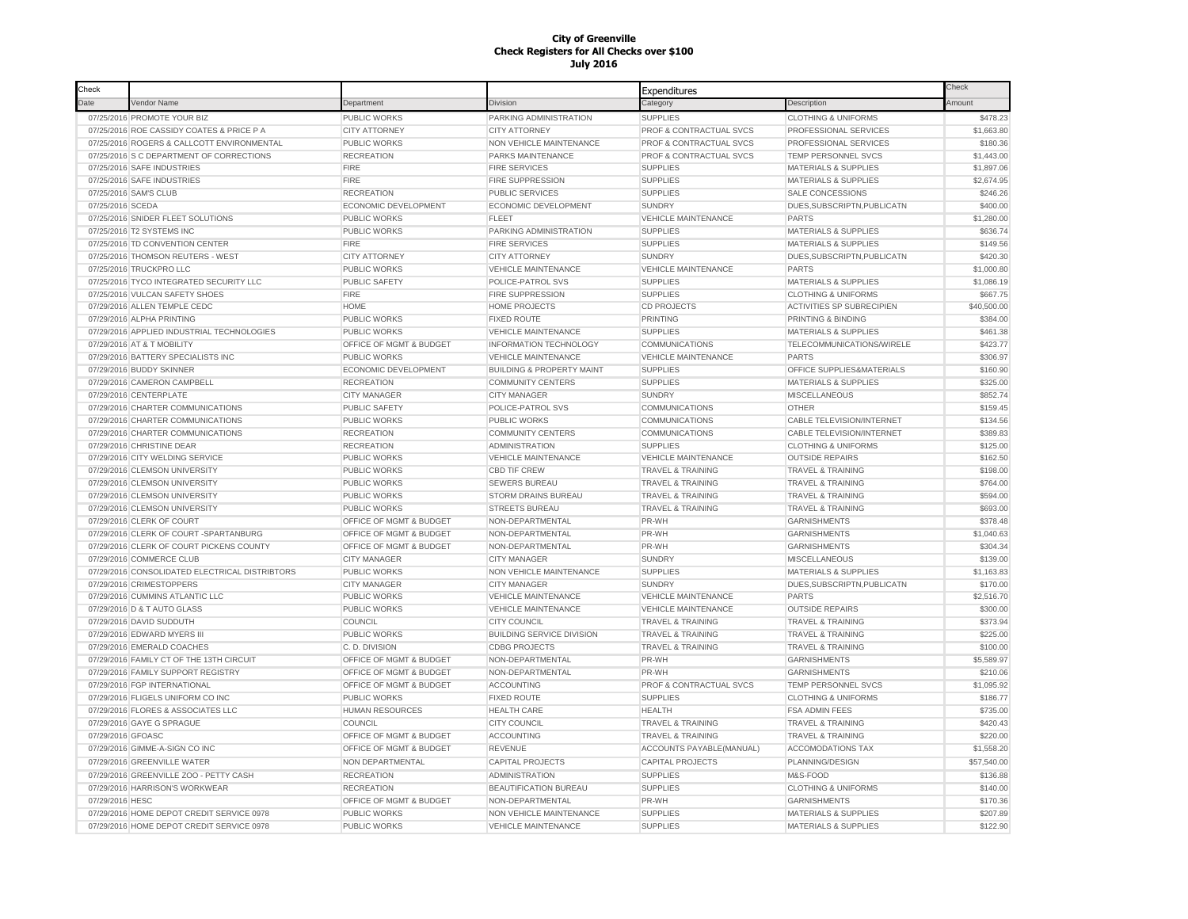**City of Greenville**
**Check Registers for All Checks over $100**
**July 2016**

| Check | | | | Expenditures | | Check |
|---|---|---|---|---|---|---|
| Date | Vendor Name | Department | Division | Category | Description | Amount |
| 07/25/2016 | PROMOTE YOUR BIZ | PUBLIC WORKS | PARKING ADMINISTRATION | SUPPLIES | CLOTHING & UNIFORMS | $478.23 |
| 07/25/2016 | ROE CASSIDY COATES & PRICE P A | CITY ATTORNEY | CITY ATTORNEY | PROF & CONTRACTUAL SVCS | PROFESSIONAL SERVICES | $1,663.80 |
| 07/25/2016 | ROGERS & CALLCOTT ENVIRONMENTAL | PUBLIC WORKS | NON VEHICLE MAINTENANCE | PROF & CONTRACTUAL SVCS | PROFESSIONAL SERVICES | $180.36 |
| 07/25/2016 | S C DEPARTMENT OF CORRECTIONS | RECREATION | PARKS MAINTENANCE | PROF & CONTRACTUAL SVCS | TEMP PERSONNEL SVCS | $1,443.00 |
| 07/25/2016 | SAFE INDUSTRIES | FIRE | FIRE SERVICES | SUPPLIES | MATERIALS & SUPPLIES | $1,897.06 |
| 07/25/2016 | SAFE INDUSTRIES | FIRE | FIRE SUPPRESSION | SUPPLIES | MATERIALS & SUPPLIES | $2,674.95 |
| 07/25/2016 | SAM'S CLUB | RECREATION | PUBLIC SERVICES | SUPPLIES | SALE CONCESSIONS | $246.26 |
| 07/25/2016 | SCEDA | ECONOMIC DEVELOPMENT | ECONOMIC DEVELOPMENT | SUNDRY | DUES,SUBSCRIPTN,PUBLICATN | $400.00 |
| 07/25/2016 | SNIDER FLEET SOLUTIONS | PUBLIC WORKS | FLEET | VEHICLE MAINTENANCE | PARTS | $1,280.00 |
| 07/25/2016 | T2 SYSTEMS INC | PUBLIC WORKS | PARKING ADMINISTRATION | SUPPLIES | MATERIALS & SUPPLIES | $636.74 |
| 07/25/2016 | TD CONVENTION CENTER | FIRE | FIRE SERVICES | SUPPLIES | MATERIALS & SUPPLIES | $149.56 |
| 07/25/2016 | THOMSON REUTERS - WEST | CITY ATTORNEY | CITY ATTORNEY | SUNDRY | DUES,SUBSCRIPTN,PUBLICATN | $420.30 |
| 07/25/2016 | TRUCKPRO LLC | PUBLIC WORKS | VEHICLE MAINTENANCE | VEHICLE MAINTENANCE | PARTS | $1,000.80 |
| 07/25/2016 | TYCO INTEGRATED SECURITY LLC | PUBLIC SAFETY | POLICE-PATROL SVS | SUPPLIES | MATERIALS & SUPPLIES | $1,086.19 |
| 07/25/2016 | VULCAN SAFETY SHOES | FIRE | FIRE SUPPRESSION | SUPPLIES | CLOTHING & UNIFORMS | $667.75 |
| 07/29/2016 | ALLEN TEMPLE CEDC | HOME | HOME PROJECTS | CD PROJECTS | ACTIVITIES SP SUBRECIPIEN | $40,500.00 |
| 07/29/2016 | ALPHA PRINTING | PUBLIC WORKS | FIXED ROUTE | PRINTING | PRINTING & BINDING | $384.00 |
| 07/29/2016 | APPLIED INDUSTRIAL TECHNOLOGIES | PUBLIC WORKS | VEHICLE MAINTENANCE | SUPPLIES | MATERIALS & SUPPLIES | $461.38 |
| 07/29/2016 | AT & T MOBILITY | OFFICE OF MGMT & BUDGET | INFORMATION TECHNOLOGY | COMMUNICATIONS | TELECOMMUNICATIONS/WIRELE | $423.77 |
| 07/29/2016 | BATTERY SPECIALISTS INC | PUBLIC WORKS | VEHICLE MAINTENANCE | VEHICLE MAINTENANCE | PARTS | $306.97 |
| 07/29/2016 | BUDDY SKINNER | ECONOMIC DEVELOPMENT | BUILDING & PROPERTY MAINT | SUPPLIES | OFFICE SUPPLIES&MATERIALS | $160.90 |
| 07/29/2016 | CAMERON CAMPBELL | RECREATION | COMMUNITY CENTERS | SUPPLIES | MATERIALS & SUPPLIES | $325.00 |
| 07/29/2016 | CENTERPLATE | CITY MANAGER | CITY MANAGER | SUNDRY | MISCELLANEOUS | $852.74 |
| 07/29/2016 | CHARTER COMMUNICATIONS | PUBLIC SAFETY | POLICE-PATROL SVS | COMMUNICATIONS | OTHER | $159.45 |
| 07/29/2016 | CHARTER COMMUNICATIONS | PUBLIC WORKS | PUBLIC WORKS | COMMUNICATIONS | CABLE TELEVISION/INTERNET | $134.56 |
| 07/29/2016 | CHARTER COMMUNICATIONS | RECREATION | COMMUNITY CENTERS | COMMUNICATIONS | CABLE TELEVISION/INTERNET | $389.83 |
| 07/29/2016 | CHRISTINE DEAR | RECREATION | ADMINISTRATION | SUPPLIES | CLOTHING & UNIFORMS | $125.00 |
| 07/29/2016 | CITY WELDING SERVICE | PUBLIC WORKS | VEHICLE MAINTENANCE | VEHICLE MAINTENANCE | OUTSIDE REPAIRS | $162.50 |
| 07/29/2016 | CLEMSON UNIVERSITY | PUBLIC WORKS | CBD TIF CREW | TRAVEL & TRAINING | TRAVEL & TRAINING | $198.00 |
| 07/29/2016 | CLEMSON UNIVERSITY | PUBLIC WORKS | SEWERS BUREAU | TRAVEL & TRAINING | TRAVEL & TRAINING | $764.00 |
| 07/29/2016 | CLEMSON UNIVERSITY | PUBLIC WORKS | STORM DRAINS BUREAU | TRAVEL & TRAINING | TRAVEL & TRAINING | $594.00 |
| 07/29/2016 | CLEMSON UNIVERSITY | PUBLIC WORKS | STREETS BUREAU | TRAVEL & TRAINING | TRAVEL & TRAINING | $693.00 |
| 07/29/2016 | CLERK OF COURT | OFFICE OF MGMT & BUDGET | NON-DEPARTMENTAL | PR-WH | GARNISHMENTS | $378.48 |
| 07/29/2016 | CLERK OF COURT -SPARTANBURG | OFFICE OF MGMT & BUDGET | NON-DEPARTMENTAL | PR-WH | GARNISHMENTS | $1,040.63 |
| 07/29/2016 | CLERK OF COURT PICKENS COUNTY | OFFICE OF MGMT & BUDGET | NON-DEPARTMENTAL | PR-WH | GARNISHMENTS | $304.34 |
| 07/29/2016 | COMMERCE CLUB | CITY MANAGER | CITY MANAGER | SUNDRY | MISCELLANEOUS | $139.00 |
| 07/29/2016 | CONSOLIDATED ELECTRICAL DISTRIBTORS | PUBLIC WORKS | NON VEHICLE MAINTENANCE | SUPPLIES | MATERIALS & SUPPLIES | $1,163.83 |
| 07/29/2016 | CRIMESTOPPERS | CITY MANAGER | CITY MANAGER | SUNDRY | DUES,SUBSCRIPTN,PUBLICATN | $170.00 |
| 07/29/2016 | CUMMINS ATLANTIC LLC | PUBLIC WORKS | VEHICLE MAINTENANCE | VEHICLE MAINTENANCE | PARTS | $2,516.70 |
| 07/29/2016 | D & T AUTO GLASS | PUBLIC WORKS | VEHICLE MAINTENANCE | VEHICLE MAINTENANCE | OUTSIDE REPAIRS | $300.00 |
| 07/29/2016 | DAVID SUDDUTH | COUNCIL | CITY COUNCIL | TRAVEL & TRAINING | TRAVEL & TRAINING | $373.94 |
| 07/29/2016 | EDWARD MYERS III | PUBLIC WORKS | BUILDING SERVICE DIVISION | TRAVEL & TRAINING | TRAVEL & TRAINING | $225.00 |
| 07/29/2016 | EMERALD COACHES | C. D. DIVISION | CDBG PROJECTS | TRAVEL & TRAINING | TRAVEL & TRAINING | $100.00 |
| 07/29/2016 | FAMILY CT OF THE 13TH CIRCUIT | OFFICE OF MGMT & BUDGET | NON-DEPARTMENTAL | PR-WH | GARNISHMENTS | $5,589.97 |
| 07/29/2016 | FAMILY SUPPORT REGISTRY | OFFICE OF MGMT & BUDGET | NON-DEPARTMENTAL | PR-WH | GARNISHMENTS | $210.06 |
| 07/29/2016 | FGP INTERNATIONAL | OFFICE OF MGMT & BUDGET | ACCOUNTING | PROF & CONTRACTUAL SVCS | TEMP PERSONNEL SVCS | $1,095.92 |
| 07/29/2016 | FLIGELS UNIFORM CO INC | PUBLIC WORKS | FIXED ROUTE | SUPPLIES | CLOTHING & UNIFORMS | $186.77 |
| 07/29/2016 | FLORES & ASSOCIATES LLC | HUMAN RESOURCES | HEALTH CARE | HEALTH | FSA ADMIN FEES | $735.00 |
| 07/29/2016 | GAYE G SPRAGUE | COUNCIL | CITY COUNCIL | TRAVEL & TRAINING | TRAVEL & TRAINING | $420.43 |
| 07/29/2016 | GFOASC | OFFICE OF MGMT & BUDGET | ACCOUNTING | TRAVEL & TRAINING | TRAVEL & TRAINING | $220.00 |
| 07/29/2016 | GIMME-A-SIGN CO INC | OFFICE OF MGMT & BUDGET | REVENUE | ACCOUNTS PAYABLE(MANUAL) | ACCOMODATIONS TAX | $1,558.20 |
| 07/29/2016 | GREENVILLE WATER | NON DEPARTMENTAL | CAPITAL PROJECTS | CAPITAL PROJECTS | PLANNING/DESIGN | $57,540.00 |
| 07/29/2016 | GREENVILLE ZOO - PETTY CASH | RECREATION | ADMINISTRATION | SUPPLIES | M&S-FOOD | $136.88 |
| 07/29/2016 | HARRISON'S WORKWEAR | RECREATION | BEAUTIFICATION BUREAU | SUPPLIES | CLOTHING & UNIFORMS | $140.00 |
| 07/29/2016 | HESC | OFFICE OF MGMT & BUDGET | NON-DEPARTMENTAL | PR-WH | GARNISHMENTS | $170.36 |
| 07/29/2016 | HOME DEPOT CREDIT SERVICE 0978 | PUBLIC WORKS | NON VEHICLE MAINTENANCE | SUPPLIES | MATERIALS & SUPPLIES | $207.89 |
| 07/29/2016 | HOME DEPOT CREDIT SERVICE 0978 | PUBLIC WORKS | VEHICLE MAINTENANCE | SUPPLIES | MATERIALS & SUPPLIES | $122.90 |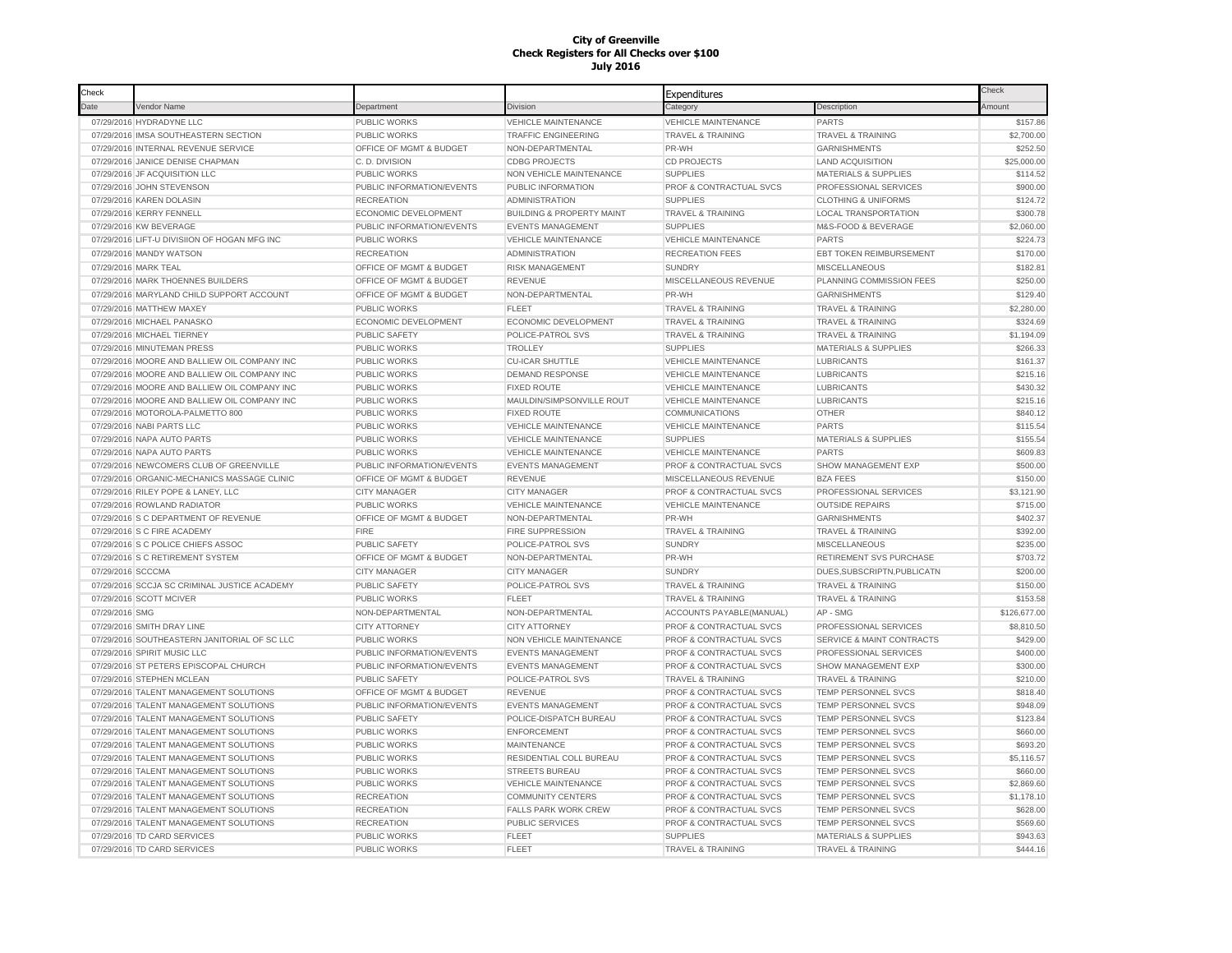# City of Greenville
## Check Registers for All Checks over $100
### July 2016

| Check | | | | Expenditures | | Check |
|---|---|---|---|---|---|---|
| Date | Vendor Name | Department | Division | Category | Description | Amount |
| 07/29/2016 | HYDRADYNE LLC | PUBLIC WORKS | VEHICLE MAINTENANCE | VEHICLE MAINTENANCE | PARTS | $157.86 |
| 07/29/2016 | IMSA SOUTHEASTERN SECTION | PUBLIC WORKS | TRAFFIC ENGINEERING | TRAVEL & TRAINING | TRAVEL & TRAINING | $2,700.00 |
| 07/29/2016 | INTERNAL REVENUE SERVICE | OFFICE OF MGMT & BUDGET | NON-DEPARTMENTAL | PR-WH | GARNISHMENTS | $252.50 |
| 07/29/2016 | JANICE DENISE CHAPMAN | C. D. DIVISION | CDBG PROJECTS | CD PROJECTS | LAND ACQUISITION | $25,000.00 |
| 07/29/2016 | JF ACQUISITION LLC | PUBLIC WORKS | NON VEHICLE MAINTENANCE | SUPPLIES | MATERIALS & SUPPLIES | $114.52 |
| 07/29/2016 | JOHN STEVENSON | PUBLIC INFORMATION/EVENTS | PUBLIC INFORMATION | PROF & CONTRACTUAL SVCS | PROFESSIONAL SERVICES | $900.00 |
| 07/29/2016 | KAREN DOLASIN | RECREATION | ADMINISTRATION | SUPPLIES | CLOTHING & UNIFORMS | $124.72 |
| 07/29/2016 | KERRY FENNELL | ECONOMIC DEVELOPMENT | BUILDING & PROPERTY MAINT | TRAVEL & TRAINING | LOCAL TRANSPORTATION | $300.78 |
| 07/29/2016 | KW BEVERAGE | PUBLIC INFORMATION/EVENTS | EVENTS MANAGEMENT | SUPPLIES | M&S-FOOD & BEVERAGE | $2,060.00 |
| 07/29/2016 | LIFT-U DIVISIION OF HOGAN MFG INC | PUBLIC WORKS | VEHICLE MAINTENANCE | VEHICLE MAINTENANCE | PARTS | $224.73 |
| 07/29/2016 | MANDY WATSON | RECREATION | ADMINISTRATION | RECREATION FEES | EBT TOKEN REIMBURSEMENT | $170.00 |
| 07/29/2016 | MARK TEAL | OFFICE OF MGMT & BUDGET | RISK MANAGEMENT | SUNDRY | MISCELLANEOUS | $182.81 |
| 07/29/2016 | MARK THOENNES BUILDERS | OFFICE OF MGMT & BUDGET | REVENUE | MISCELLANEOUS REVENUE | PLANNING COMMISSION FEES | $250.00 |
| 07/29/2016 | MARYLAND CHILD SUPPORT ACCOUNT | OFFICE OF MGMT & BUDGET | NON-DEPARTMENTAL | PR-WH | GARNISHMENTS | $129.40 |
| 07/29/2016 | MATTHEW MAXEY | PUBLIC WORKS | FLEET | TRAVEL & TRAINING | TRAVEL & TRAINING | $2,280.00 |
| 07/29/2016 | MICHAEL PANASKO | ECONOMIC DEVELOPMENT | ECONOMIC DEVELOPMENT | TRAVEL & TRAINING | TRAVEL & TRAINING | $324.69 |
| 07/29/2016 | MICHAEL TIERNEY | PUBLIC SAFETY | POLICE-PATROL SVS | TRAVEL & TRAINING | TRAVEL & TRAINING | $1,194.09 |
| 07/29/2016 | MINUTEMAN PRESS | PUBLIC WORKS | TROLLEY | SUPPLIES | MATERIALS & SUPPLIES | $266.33 |
| 07/29/2016 | MOORE AND BALLIEW OIL COMPANY INC | PUBLIC WORKS | CU-ICAR SHUTTLE | VEHICLE MAINTENANCE | LUBRICANTS | $161.37 |
| 07/29/2016 | MOORE AND BALLIEW OIL COMPANY INC | PUBLIC WORKS | DEMAND RESPONSE | VEHICLE MAINTENANCE | LUBRICANTS | $215.16 |
| 07/29/2016 | MOORE AND BALLIEW OIL COMPANY INC | PUBLIC WORKS | FIXED ROUTE | VEHICLE MAINTENANCE | LUBRICANTS | $430.32 |
| 07/29/2016 | MOORE AND BALLIEW OIL COMPANY INC | PUBLIC WORKS | MAULDIN/SIMPSONVILLE ROUT | VEHICLE MAINTENANCE | LUBRICANTS | $215.16 |
| 07/29/2016 | MOTOROLA-PALMETTO 800 | PUBLIC WORKS | FIXED ROUTE | COMMUNICATIONS | OTHER | $840.12 |
| 07/29/2016 | NABI PARTS LLC | PUBLIC WORKS | VEHICLE MAINTENANCE | VEHICLE MAINTENANCE | PARTS | $115.54 |
| 07/29/2016 | NAPA AUTO PARTS | PUBLIC WORKS | VEHICLE MAINTENANCE | SUPPLIES | MATERIALS & SUPPLIES | $155.54 |
| 07/29/2016 | NAPA AUTO PARTS | PUBLIC WORKS | VEHICLE MAINTENANCE | VEHICLE MAINTENANCE | PARTS | $609.83 |
| 07/29/2016 | NEWCOMERS CLUB OF GREENVILLE | PUBLIC INFORMATION/EVENTS | EVENTS MANAGEMENT | PROF & CONTRACTUAL SVCS | SHOW MANAGEMENT EXP | $500.00 |
| 07/29/2016 | ORGANIC-MECHANICS MASSAGE CLINIC | OFFICE OF MGMT & BUDGET | REVENUE | MISCELLANEOUS REVENUE | BZA FEES | $150.00 |
| 07/29/2016 | RILEY POPE & LANEY, LLC | CITY MANAGER | CITY MANAGER | PROF & CONTRACTUAL SVCS | PROFESSIONAL SERVICES | $3,121.90 |
| 07/29/2016 | ROWLAND RADIATOR | PUBLIC WORKS | VEHICLE MAINTENANCE | VEHICLE MAINTENANCE | OUTSIDE REPAIRS | $715.00 |
| 07/29/2016 | S C DEPARTMENT OF REVENUE | OFFICE OF MGMT & BUDGET | NON-DEPARTMENTAL | PR-WH | GARNISHMENTS | $402.37 |
| 07/29/2016 | S C FIRE ACADEMY | FIRE | FIRE SUPPRESSION | TRAVEL & TRAINING | TRAVEL & TRAINING | $392.00 |
| 07/29/2016 | S C POLICE CHIEFS ASSOC | PUBLIC SAFETY | POLICE-PATROL SVS | SUNDRY | MISCELLANEOUS | $235.00 |
| 07/29/2016 | S C RETIREMENT SYSTEM | OFFICE OF MGMT & BUDGET | NON-DEPARTMENTAL | PR-WH | RETIREMENT SVS PURCHASE | $703.72 |
| 07/29/2016 | SCCCMA | CITY MANAGER | CITY MANAGER | SUNDRY | DUES,SUBSCRIPTN,PUBLICATN | $200.00 |
| 07/29/2016 | SCCJA SC CRIMINAL JUSTICE ACADEMY | PUBLIC SAFETY | POLICE-PATROL SVS | TRAVEL & TRAINING | TRAVEL & TRAINING | $150.00 |
| 07/29/2016 | SCOTT MCIVER | PUBLIC WORKS | FLEET | TRAVEL & TRAINING | TRAVEL & TRAINING | $153.58 |
| 07/29/2016 | SMG | NON-DEPARTMENTAL | NON-DEPARTMENTAL | ACCOUNTS PAYABLE(MANUAL) | AP - SMG | $126,677.00 |
| 07/29/2016 | SMITH DRAY LINE | CITY ATTORNEY | CITY ATTORNEY | PROF & CONTRACTUAL SVCS | PROFESSIONAL SERVICES | $8,810.50 |
| 07/29/2016 | SOUTHEASTERN JANITORIAL OF SC LLC | PUBLIC WORKS | NON VEHICLE MAINTENANCE | PROF & CONTRACTUAL SVCS | SERVICE & MAINT CONTRACTS | $429.00 |
| 07/29/2016 | SPIRIT MUSIC LLC | PUBLIC INFORMATION/EVENTS | EVENTS MANAGEMENT | PROF & CONTRACTUAL SVCS | PROFESSIONAL SERVICES | $400.00 |
| 07/29/2016 | ST PETERS EPISCOPAL CHURCH | PUBLIC INFORMATION/EVENTS | EVENTS MANAGEMENT | PROF & CONTRACTUAL SVCS | SHOW MANAGEMENT EXP | $300.00 |
| 07/29/2016 | STEPHEN MCLEAN | PUBLIC SAFETY | POLICE-PATROL SVS | TRAVEL & TRAINING | TRAVEL & TRAINING | $210.00 |
| 07/29/2016 | TALENT MANAGEMENT SOLUTIONS | OFFICE OF MGMT & BUDGET | REVENUE | PROF & CONTRACTUAL SVCS | TEMP PERSONNEL SVCS | $818.40 |
| 07/29/2016 | TALENT MANAGEMENT SOLUTIONS | PUBLIC INFORMATION/EVENTS | EVENTS MANAGEMENT | PROF & CONTRACTUAL SVCS | TEMP PERSONNEL SVCS | $948.09 |
| 07/29/2016 | TALENT MANAGEMENT SOLUTIONS | PUBLIC SAFETY | POLICE-DISPATCH BUREAU | PROF & CONTRACTUAL SVCS | TEMP PERSONNEL SVCS | $123.84 |
| 07/29/2016 | TALENT MANAGEMENT SOLUTIONS | PUBLIC WORKS | ENFORCEMENT | PROF & CONTRACTUAL SVCS | TEMP PERSONNEL SVCS | $660.00 |
| 07/29/2016 | TALENT MANAGEMENT SOLUTIONS | PUBLIC WORKS | MAINTENANCE | PROF & CONTRACTUAL SVCS | TEMP PERSONNEL SVCS | $693.20 |
| 07/29/2016 | TALENT MANAGEMENT SOLUTIONS | PUBLIC WORKS | RESIDENTIAL COLL BUREAU | PROF & CONTRACTUAL SVCS | TEMP PERSONNEL SVCS | $5,116.57 |
| 07/29/2016 | TALENT MANAGEMENT SOLUTIONS | PUBLIC WORKS | STREETS BUREAU | PROF & CONTRACTUAL SVCS | TEMP PERSONNEL SVCS | $660.00 |
| 07/29/2016 | TALENT MANAGEMENT SOLUTIONS | PUBLIC WORKS | VEHICLE MAINTENANCE | PROF & CONTRACTUAL SVCS | TEMP PERSONNEL SVCS | $2,869.60 |
| 07/29/2016 | TALENT MANAGEMENT SOLUTIONS | RECREATION | COMMUNITY CENTERS | PROF & CONTRACTUAL SVCS | TEMP PERSONNEL SVCS | $1,178.10 |
| 07/29/2016 | TALENT MANAGEMENT SOLUTIONS | RECREATION | FALLS PARK WORK CREW | PROF & CONTRACTUAL SVCS | TEMP PERSONNEL SVCS | $628.00 |
| 07/29/2016 | TALENT MANAGEMENT SOLUTIONS | RECREATION | PUBLIC SERVICES | PROF & CONTRACTUAL SVCS | TEMP PERSONNEL SVCS | $569.60 |
| 07/29/2016 | TD CARD SERVICES | PUBLIC WORKS | FLEET | SUPPLIES | MATERIALS & SUPPLIES | $943.63 |
| 07/29/2016 | TD CARD SERVICES | PUBLIC WORKS | FLEET | TRAVEL & TRAINING | TRAVEL & TRAINING | $444.16 |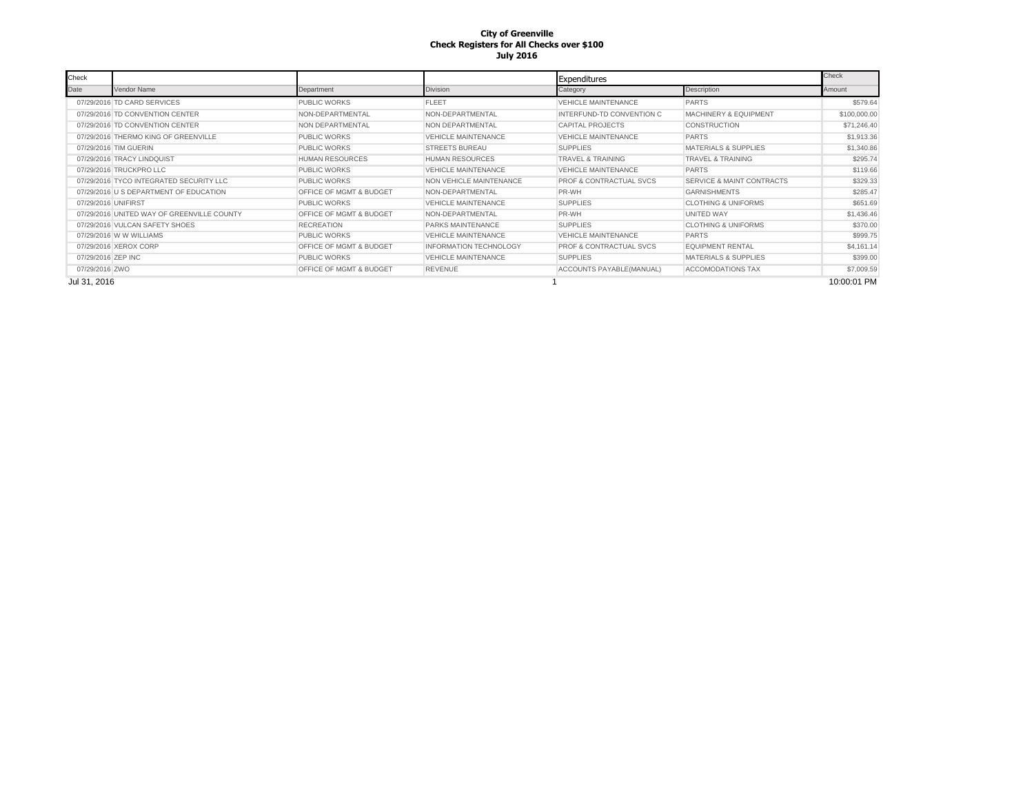**City of Greenville**
**Check Registers for All Checks over $100**
**July 2016**

| Check Date | Vendor Name | Department | Division | Expenditures Category | Description | Check Amount |
|---|---|---|---|---|---|---|
| 07/29/2016 | TD CARD SERVICES | PUBLIC WORKS | FLEET | VEHICLE MAINTENANCE | PARTS | $579.64 |
| 07/29/2016 | TD CONVENTION CENTER | NON-DEPARTMENTAL | NON-DEPARTMENTAL | INTERFUND-TD CONVENTION C | MACHINERY & EQUIPMENT | $100,000.00 |
| 07/29/2016 | TD CONVENTION CENTER | NON DEPARTMENTAL | NON DEPARTMENTAL | CAPITAL PROJECTS | CONSTRUCTION | $71,246.40 |
| 07/29/2016 | THERMO KING OF GREENVILLE | PUBLIC WORKS | VEHICLE MAINTENANCE | VEHICLE MAINTENANCE | PARTS | $1,913.36 |
| 07/29/2016 | TIM GUERIN | PUBLIC WORKS | STREETS BUREAU | SUPPLIES | MATERIALS & SUPPLIES | $1,340.86 |
| 07/29/2016 | TRACY LINDQUIST | HUMAN RESOURCES | HUMAN RESOURCES | TRAVEL & TRAINING | TRAVEL & TRAINING | $295.74 |
| 07/29/2016 | TRUCKPRO LLC | PUBLIC WORKS | VEHICLE MAINTENANCE | VEHICLE MAINTENANCE | PARTS | $119.66 |
| 07/29/2016 | TYCO INTEGRATED SECURITY LLC | PUBLIC WORKS | NON VEHICLE MAINTENANCE | PROF & CONTRACTUAL SVCS | SERVICE & MAINT CONTRACTS | $329.33 |
| 07/29/2016 | U S DEPARTMENT OF EDUCATION | OFFICE OF MGMT & BUDGET | NON-DEPARTMENTAL | PR-WH | GARNISHMENTS | $285.47 |
| 07/29/2016 | UNIFIRST | PUBLIC WORKS | VEHICLE MAINTENANCE | SUPPLIES | CLOTHING & UNIFORMS | $651.69 |
| 07/29/2016 | UNITED WAY OF GREENVILLE COUNTY | OFFICE OF MGMT & BUDGET | NON-DEPARTMENTAL | PR-WH | UNITED WAY | $1,436.46 |
| 07/29/2016 | VULCAN SAFETY SHOES | RECREATION | PARKS MAINTENANCE | SUPPLIES | CLOTHING & UNIFORMS | $370.00 |
| 07/29/2016 | W W WILLIAMS | PUBLIC WORKS | VEHICLE MAINTENANCE | VEHICLE MAINTENANCE | PARTS | $999.75 |
| 07/29/2016 | XEROX CORP | OFFICE OF MGMT & BUDGET | INFORMATION TECHNOLOGY | PROF & CONTRACTUAL SVCS | EQUIPMENT RENTAL | $4,161.14 |
| 07/29/2016 | ZEP INC | PUBLIC WORKS | VEHICLE MAINTENANCE | SUPPLIES | MATERIALS & SUPPLIES | $399.00 |
| 07/29/2016 | ZWO | OFFICE OF MGMT & BUDGET | REVENUE | ACCOUNTS PAYABLE(MANUAL) | ACCOMODATIONS TAX | $7,009.59 |

Jul 31, 2016 10:00:01 PM